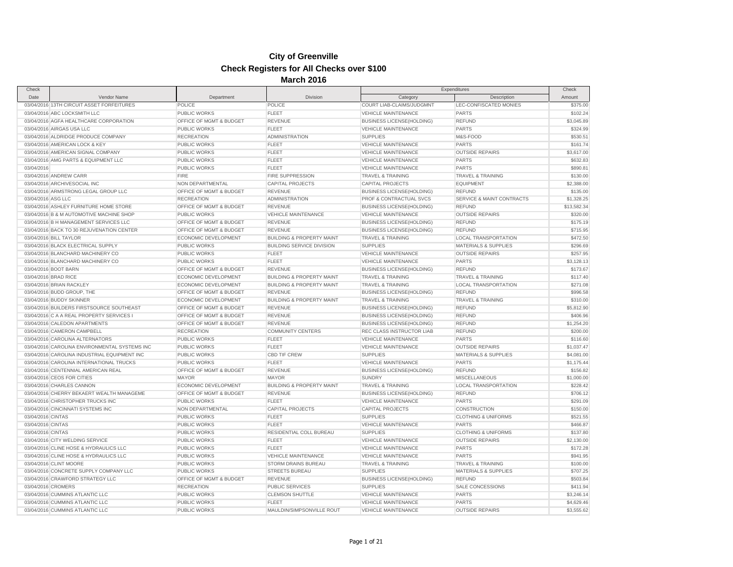# City of Greenville

## Check Registers for All Checks over $100

### March 2016

| Check Date | Vendor Name | Department | Division | Expenditures Category | Expenditures Description | Check Amount |
|---|---|---|---|---|---|---|
| 03/04/2016 | 13TH CIRCUIT ASSET FORFEITURES | POLICE | POLICE | COURT LIAB-CLAIMS/JUDGMNT | LEC-CONFISCATED MONIES | $375.00 |
| 03/04/2016 | ABC LOCKSMITH LLC | PUBLIC WORKS | FLEET | VEHICLE MAINTENANCE | PARTS | $102.24 |
| 03/04/2016 | AGFA HEALTHCARE CORPORATION | OFFICE OF MGMT & BUDGET | REVENUE | BUSINESS LICENSE(HOLDING) | REFUND | $3,045.89 |
| 03/04/2016 | AIRGAS USA LLC | PUBLIC WORKS | FLEET | VEHICLE MAINTENANCE | PARTS | $324.99 |
| 03/04/2016 | ALDRIDGE PRODUCE COMPANY | RECREATION | ADMINISTRATION | SUPPLIES | M&S-FOOD | $530.51 |
| 03/04/2016 | AMERICAN LOCK & KEY | PUBLIC WORKS | FLEET | VEHICLE MAINTENANCE | PARTS | $161.74 |
| 03/04/2016 | AMERICAN SIGNAL COMPANY | PUBLIC WORKS | FLEET | VEHICLE MAINTENANCE | OUTSIDE REPAIRS | $3,617.00 |
| 03/04/2016 | AMG PARTS & EQUIPMENT LLC | PUBLIC WORKS | FLEET | VEHICLE MAINTENANCE | PARTS | $632.83 |
| 03/04/2016 | | PUBLIC WORKS | FLEET | VEHICLE MAINTENANCE | PARTS | $890.81 |
| 03/04/2016 | ANDREW CARR | FIRE | FIRE SUPPRESSION | TRAVEL & TRAINING | TRAVEL & TRAINING | $130.00 |
| 03/04/2016 | ARCHIVESOCIAL INC | NON DEPARTMENTAL | CAPITAL PROJECTS | CAPITAL PROJECTS | EQUIPMENT | $2,388.00 |
| 03/04/2016 | ARMSTRONG LEGAL GROUP LLC | OFFICE OF MGMT & BUDGET | REVENUE | BUSINESS LICENSE(HOLDING) | REFUND | $135.00 |
| 03/04/2016 | ASG LLC | RECREATION | ADMINISTRATION | PROF & CONTRACTUAL SVCS | SERVICE & MAINT CONTRACTS | $1,328.25 |
| 03/04/2016 | ASHLEY FURNITURE HOME STORE | OFFICE OF MGMT & BUDGET | REVENUE | BUSINESS LICENSE(HOLDING) | REFUND | $13,582.34 |
| 03/04/2016 | B & M AUTOMOTIVE MACHINE SHOP | PUBLIC WORKS | VEHICLE MAINTENANCE | VEHICLE MAINTENANCE | OUTSIDE REPAIRS | $320.00 |
| 03/04/2016 | B H MANAGEMENT SERVICES LLC | OFFICE OF MGMT & BUDGET | REVENUE | BUSINESS LICENSE(HOLDING) | REFUND | $175.19 |
| 03/04/2016 | BACK TO 30 REJUVENATION CENTER | OFFICE OF MGMT & BUDGET | REVENUE | BUSINESS LICENSE(HOLDING) | REFUND | $715.95 |
| 03/04/2016 | BILL TAYLOR | ECONOMIC DEVELOPMENT | BUILDING & PROPERTY MAINT | TRAVEL & TRAINING | LOCAL TRANSPORTATION | $472.50 |
| 03/04/2016 | BLACK ELECTRICAL SUPPLY | PUBLIC WORKS | BUILDING SERVICE DIVISION | SUPPLIES | MATERIALS & SUPPLIES | $296.69 |
| 03/04/2016 | BLANCHARD MACHINERY CO | PUBLIC WORKS | FLEET | VEHICLE MAINTENANCE | OUTSIDE REPAIRS | $257.95 |
| 03/04/2016 | BLANCHARD MACHINERY CO | PUBLIC WORKS | FLEET | VEHICLE MAINTENANCE | PARTS | $3,128.13 |
| 03/04/2016 | BOOT BARN | OFFICE OF MGMT & BUDGET | REVENUE | BUSINESS LICENSE(HOLDING) | REFUND | $173.67 |
| 03/04/2016 | BRAD RICE | ECONOMIC DEVELOPMENT | BUILDING & PROPERTY MAINT | TRAVEL & TRAINING | TRAVEL & TRAINING | $117.40 |
| 03/04/2016 | BRIAN RACKLEY | ECONOMIC DEVELOPMENT | BUILDING & PROPERTY MAINT | TRAVEL & TRAINING | LOCAL TRANSPORTATION | $271.08 |
| 03/04/2016 | BUDD GROUP, THE | OFFICE OF MGMT & BUDGET | REVENUE | BUSINESS LICENSE(HOLDING) | REFUND | $996.58 |
| 03/04/2016 | BUDDY SKINNER | ECONOMIC DEVELOPMENT | BUILDING & PROPERTY MAINT | TRAVEL & TRAINING | TRAVEL & TRAINING | $310.00 |
| 03/04/2016 | BUILDERS FIRSTSOURCE SOUTHEAST | OFFICE OF MGMT & BUDGET | REVENUE | BUSINESS LICENSE(HOLDING) | REFUND | $5,812.90 |
| 03/04/2016 | C A A REAL PROPERTY SERVICES I | OFFICE OF MGMT & BUDGET | REVENUE | BUSINESS LICENSE(HOLDING) | REFUND | $406.96 |
| 03/04/2016 | CALEDON APARTMENTS | OFFICE OF MGMT & BUDGET | REVENUE | BUSINESS LICENSE(HOLDING) | REFUND | $1,254.20 |
| 03/04/2016 | CAMERON CAMPBELL | RECREATION | COMMUNITY CENTERS | REC CLASS INSTRUCTOR LIAB | REFUND | $200.00 |
| 03/04/2016 | CAROLINA ALTERNATORS | PUBLIC WORKS | FLEET | VEHICLE MAINTENANCE | PARTS | $116.60 |
| 03/04/2016 | CAROLINA ENVIRONMENTAL SYSTEMS INC | PUBLIC WORKS | FLEET | VEHICLE MAINTENANCE | OUTSIDE REPAIRS | $1,037.47 |
| 03/04/2016 | CAROLINA INDUSTRIAL EQUIPMENT INC | PUBLIC WORKS | CBD TIF CREW | SUPPLIES | MATERIALS & SUPPLIES | $4,081.00 |
| 03/04/2016 | CAROLINA INTERNATIONAL TRUCKS | PUBLIC WORKS | FLEET | VEHICLE MAINTENANCE | PARTS | $1,175.44 |
| 03/04/2016 | CENTENNIAL AMERICAN REAL | OFFICE OF MGMT & BUDGET | REVENUE | BUSINESS LICENSE(HOLDING) | REFUND | $156.82 |
| 03/04/2016 | CEOS FOR CITIES | MAYOR | MAYOR | SUNDRY | MISCELLANEOUS | $1,000.00 |
| 03/04/2016 | CHARLES CANNON | ECONOMIC DEVELOPMENT | BUILDING & PROPERTY MAINT | TRAVEL & TRAINING | LOCAL TRANSPORTATION | $228.42 |
| 03/04/2016 | CHERRY BEKAERT WEALTH MANAGEME | OFFICE OF MGMT & BUDGET | REVENUE | BUSINESS LICENSE(HOLDING) | REFUND | $706.12 |
| 03/04/2016 | CHRISTOPHER TRUCKS INC | PUBLIC WORKS | FLEET | VEHICLE MAINTENANCE | PARTS | $291.09 |
| 03/04/2016 | CINCINNATI SYSTEMS INC | NON DEPARTMENTAL | CAPITAL PROJECTS | CAPITAL PROJECTS | CONSTRUCTION | $150.00 |
| 03/04/2016 | CINTAS | PUBLIC WORKS | FLEET | SUPPLIES | CLOTHING & UNIFORMS | $521.55 |
| 03/04/2016 | CINTAS | PUBLIC WORKS | FLEET | VEHICLE MAINTENANCE | PARTS | $466.87 |
| 03/04/2016 | CINTAS | PUBLIC WORKS | RESIDENTIAL COLL BUREAU | SUPPLIES | CLOTHING & UNIFORMS | $137.80 |
| 03/04/2016 | CITY WELDING SERVICE | PUBLIC WORKS | FLEET | VEHICLE MAINTENANCE | OUTSIDE REPAIRS | $2,130.00 |
| 03/04/2016 | CLINE HOSE & HYDRAULICS LLC | PUBLIC WORKS | FLEET | VEHICLE MAINTENANCE | PARTS | $172.28 |
| 03/04/2016 | CLINE HOSE & HYDRAULICS LLC | PUBLIC WORKS | VEHICLE MAINTENANCE | VEHICLE MAINTENANCE | PARTS | $941.95 |
| 03/04/2016 | CLINT MOORE | PUBLIC WORKS | STORM DRAINS BUREAU | TRAVEL & TRAINING | TRAVEL & TRAINING | $100.00 |
| 03/04/2016 | CONCRETE SUPPLY COMPANY LLC | PUBLIC WORKS | STREETS BUREAU | SUPPLIES | MATERIALS & SUPPLIES | $707.25 |
| 03/04/2016 | CRAWFORD STRATEGY LLC | OFFICE OF MGMT & BUDGET | REVENUE | BUSINESS LICENSE(HOLDING) | REFUND | $503.84 |
| 03/04/2016 | CROMERS | RECREATION | PUBLIC SERVICES | SUPPLIES | SALE CONCESSIONS | $411.94 |
| 03/04/2016 | CUMMINS ATLANTIC LLC | PUBLIC WORKS | CLEMSON SHUTTLE | VEHICLE MAINTENANCE | PARTS | $3,246.14 |
| 03/04/2016 | CUMMINS ATLANTIC LLC | PUBLIC WORKS | FLEET | VEHICLE MAINTENANCE | PARTS | $4,629.46 |
| 03/04/2016 | CUMMINS ATLANTIC LLC | PUBLIC WORKS | MAULDIN/SIMPSONVILLE ROUT | VEHICLE MAINTENANCE | OUTSIDE REPAIRS | $3,555.62 |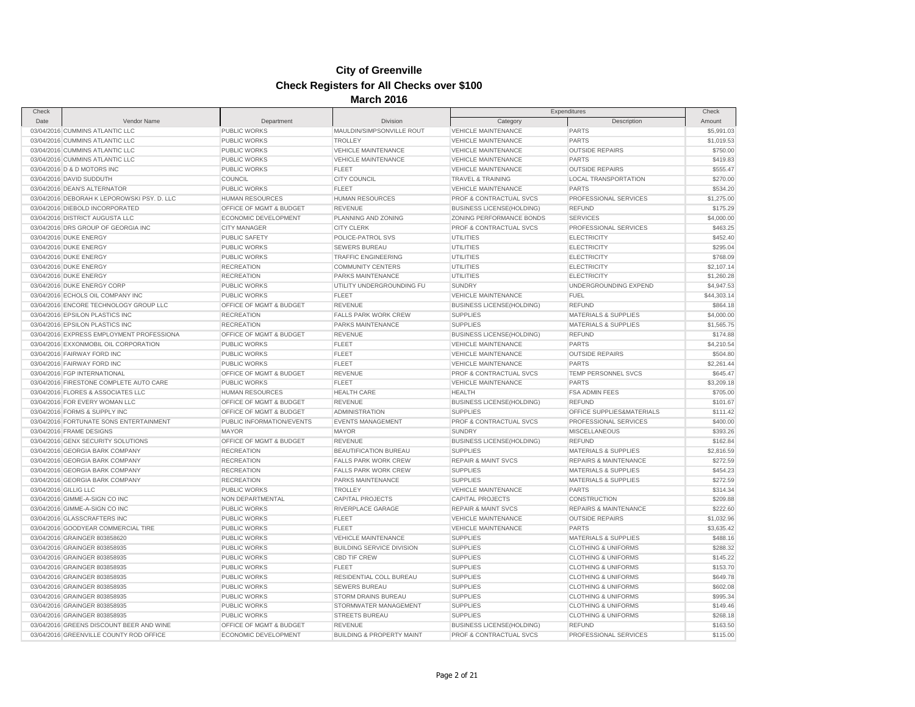# City of Greenville

## Check Registers for All Checks over $100

### March 2016

| Check Date | Vendor Name | Department | Division | Expenditures Category | Expenditures Description | Check Amount |
|---|---|---|---|---|---|---|
| 03/04/2016 | CUMMINS ATLANTIC LLC | PUBLIC WORKS | MAULDIN/SIMPSONVILLE ROUT | VEHICLE MAINTENANCE | PARTS | $5,991.03 |
| 03/04/2016 | CUMMINS ATLANTIC LLC | PUBLIC WORKS | TROLLEY | VEHICLE MAINTENANCE | PARTS | $1,019.53 |
| 03/04/2016 | CUMMINS ATLANTIC LLC | PUBLIC WORKS | VEHICLE MAINTENANCE | VEHICLE MAINTENANCE | OUTSIDE REPAIRS | $750.00 |
| 03/04/2016 | CUMMINS ATLANTIC LLC | PUBLIC WORKS | VEHICLE MAINTENANCE | VEHICLE MAINTENANCE | PARTS | $419.83 |
| 03/04/2016 | D & D MOTORS INC | PUBLIC WORKS | FLEET | VEHICLE MAINTENANCE | OUTSIDE REPAIRS | $555.47 |
| 03/04/2016 | DAVID SUDDUTH | COUNCIL | CITY COUNCIL | TRAVEL & TRAINING | LOCAL TRANSPORTATION | $270.00 |
| 03/04/2016 | DEAN'S ALTERNATOR | PUBLIC WORKS | FLEET | VEHICLE MAINTENANCE | PARTS | $534.20 |
| 03/04/2016 | DEBORAH K LEPOROWSKI PSY. D. LLC | HUMAN RESOURCES | HUMAN RESOURCES | PROF & CONTRACTUAL SVCS | PROFESSIONAL SERVICES | $1,275.00 |
| 03/04/2016 | DIEBOLD INCORPORATED | OFFICE OF MGMT & BUDGET | REVENUE | BUSINESS LICENSE(HOLDING) | REFUND | $175.29 |
| 03/04/2016 | DISTRICT AUGUSTA LLC | ECONOMIC DEVELOPMENT | PLANNING AND ZONING | ZONING PERFORMANCE BONDS | SERVICES | $4,000.00 |
| 03/04/2016 | DRS GROUP OF GEORGIA INC | CITY MANAGER | CITY CLERK | PROF & CONTRACTUAL SVCS | PROFESSIONAL SERVICES | $463.25 |
| 03/04/2016 | DUKE ENERGY | PUBLIC SAFETY | POLICE-PATROL SVS | UTILITIES | ELECTRICITY | $452.40 |
| 03/04/2016 | DUKE ENERGY | PUBLIC WORKS | SEWERS BUREAU | UTILITIES | ELECTRICITY | $295.04 |
| 03/04/2016 | DUKE ENERGY | PUBLIC WORKS | TRAFFIC ENGINEERING | UTILITIES | ELECTRICITY | $768.09 |
| 03/04/2016 | DUKE ENERGY | RECREATION | COMMUNITY CENTERS | UTILITIES | ELECTRICITY | $2,107.14 |
| 03/04/2016 | DUKE ENERGY | RECREATION | PARKS MAINTENANCE | UTILITIES | ELECTRICITY | $1,260.28 |
| 03/04/2016 | DUKE ENERGY CORP | PUBLIC WORKS | UTILITY UNDERGROUNDING FU | SUNDRY | UNDERGROUNDING EXPEND | $4,947.53 |
| 03/04/2016 | ECHOLS OIL COMPANY INC | PUBLIC WORKS | FLEET | VEHICLE MAINTENANCE | FUEL | $44,303.14 |
| 03/04/2016 | ENCORE TECHNOLOGY GROUP LLC | OFFICE OF MGMT & BUDGET | REVENUE | BUSINESS LICENSE(HOLDING) | REFUND | $864.18 |
| 03/04/2016 | EPSILON PLASTICS INC | RECREATION | FALLS PARK WORK CREW | SUPPLIES | MATERIALS & SUPPLIES | $4,000.00 |
| 03/04/2016 | EPSILON PLASTICS INC | RECREATION | PARKS MAINTENANCE | SUPPLIES | MATERIALS & SUPPLIES | $1,565.75 |
| 03/04/2016 | EXPRESS EMPLOYMENT PROFESSIONA | OFFICE OF MGMT & BUDGET | REVENUE | BUSINESS LICENSE(HOLDING) | REFUND | $174.88 |
| 03/04/2016 | EXXONMOBIL OIL CORPORATION | PUBLIC WORKS | FLEET | VEHICLE MAINTENANCE | PARTS | $4,210.54 |
| 03/04/2016 | FAIRWAY FORD INC | PUBLIC WORKS | FLEET | VEHICLE MAINTENANCE | OUTSIDE REPAIRS | $504.80 |
| 03/04/2016 | FAIRWAY FORD INC | PUBLIC WORKS | FLEET | VEHICLE MAINTENANCE | PARTS | $2,261.44 |
| 03/04/2016 | FGP INTERNATIONAL | OFFICE OF MGMT & BUDGET | REVENUE | PROF & CONTRACTUAL SVCS | TEMP PERSONNEL SVCS | $645.47 |
| 03/04/2016 | FIRESTONE COMPLETE AUTO CARE | PUBLIC WORKS | FLEET | VEHICLE MAINTENANCE | PARTS | $3,209.18 |
| 03/04/2016 | FLORES & ASSOCIATES LLC | HUMAN RESOURCES | HEALTH CARE | HEALTH | FSA ADMIN FEES | $705.00 |
| 03/04/2016 | FOR EVERY WOMAN LLC | OFFICE OF MGMT & BUDGET | REVENUE | BUSINESS LICENSE(HOLDING) | REFUND | $101.67 |
| 03/04/2016 | FORMS & SUPPLY INC | OFFICE OF MGMT & BUDGET | ADMINISTRATION | SUPPLIES | OFFICE SUPPLIES&MATERIALS | $111.42 |
| 03/04/2016 | FORTUNATE SONS ENTERTAINMENT | PUBLIC INFORMATION/EVENTS | EVENTS MANAGEMENT | PROF & CONTRACTUAL SVCS | PROFESSIONAL SERVICES | $400.00 |
| 03/04/2016 | FRAME DESIGNS | MAYOR | MAYOR | SUNDRY | MISCELLANEOUS | $393.26 |
| 03/04/2016 | GENX SECURITY SOLUTIONS | OFFICE OF MGMT & BUDGET | REVENUE | BUSINESS LICENSE(HOLDING) | REFUND | $162.84 |
| 03/04/2016 | GEORGIA BARK COMPANY | RECREATION | BEAUTIFICATION BUREAU | SUPPLIES | MATERIALS & SUPPLIES | $2,816.59 |
| 03/04/2016 | GEORGIA BARK COMPANY | RECREATION | FALLS PARK WORK CREW | REPAIR & MAINT SVCS | REPAIRS & MAINTENANCE | $272.59 |
| 03/04/2016 | GEORGIA BARK COMPANY | RECREATION | FALLS PARK WORK CREW | SUPPLIES | MATERIALS & SUPPLIES | $454.23 |
| 03/04/2016 | GEORGIA BARK COMPANY | RECREATION | PARKS MAINTENANCE | SUPPLIES | MATERIALS & SUPPLIES | $272.59 |
| 03/04/2016 | GILLIG LLC | PUBLIC WORKS | TROLLEY | VEHICLE MAINTENANCE | PARTS | $314.34 |
| 03/04/2016 | GIMME-A-SIGN CO INC | NON DEPARTMENTAL | CAPITAL PROJECTS | CAPITAL PROJECTS | CONSTRUCTION | $209.88 |
| 03/04/2016 | GIMME-A-SIGN CO INC | PUBLIC WORKS | RIVERPLACE GARAGE | REPAIR & MAINT SVCS | REPAIRS & MAINTENANCE | $222.60 |
| 03/04/2016 | GLASSCRAFTERS INC | PUBLIC WORKS | FLEET | VEHICLE MAINTENANCE | OUTSIDE REPAIRS | $1,032.96 |
| 03/04/2016 | GOODYEAR COMMERCIAL TIRE | PUBLIC WORKS | FLEET | VEHICLE MAINTENANCE | PARTS | $3,635.42 |
| 03/04/2016 | GRAINGER 803858620 | PUBLIC WORKS | VEHICLE MAINTENANCE | SUPPLIES | MATERIALS & SUPPLIES | $488.16 |
| 03/04/2016 | GRAINGER 803858935 | PUBLIC WORKS | BUILDING SERVICE DIVISION | SUPPLIES | CLOTHING & UNIFORMS | $288.32 |
| 03/04/2016 | GRAINGER 803858935 | PUBLIC WORKS | CBD TIF CREW | SUPPLIES | CLOTHING & UNIFORMS | $145.22 |
| 03/04/2016 | GRAINGER 803858935 | PUBLIC WORKS | FLEET | SUPPLIES | CLOTHING & UNIFORMS | $153.70 |
| 03/04/2016 | GRAINGER 803858935 | PUBLIC WORKS | RESIDENTIAL COLL BUREAU | SUPPLIES | CLOTHING & UNIFORMS | $649.78 |
| 03/04/2016 | GRAINGER 803858935 | PUBLIC WORKS | SEWERS BUREAU | SUPPLIES | CLOTHING & UNIFORMS | $602.08 |
| 03/04/2016 | GRAINGER 803858935 | PUBLIC WORKS | STORM DRAINS BUREAU | SUPPLIES | CLOTHING & UNIFORMS | $995.34 |
| 03/04/2016 | GRAINGER 803858935 | PUBLIC WORKS | STORMWATER MANAGEMENT | SUPPLIES | CLOTHING & UNIFORMS | $149.46 |
| 03/04/2016 | GRAINGER 803858935 | PUBLIC WORKS | STREETS BUREAU | SUPPLIES | CLOTHING & UNIFORMS | $268.18 |
| 03/04/2016 | GREENS DISCOUNT BEER AND WINE | OFFICE OF MGMT & BUDGET | REVENUE | BUSINESS LICENSE(HOLDING) | REFUND | $163.50 |
| 03/04/2016 | GREENVILLE COUNTY ROD OFFICE | ECONOMIC DEVELOPMENT | BUILDING & PROPERTY MAINT | PROF & CONTRACTUAL SVCS | PROFESSIONAL SERVICES | $115.00 |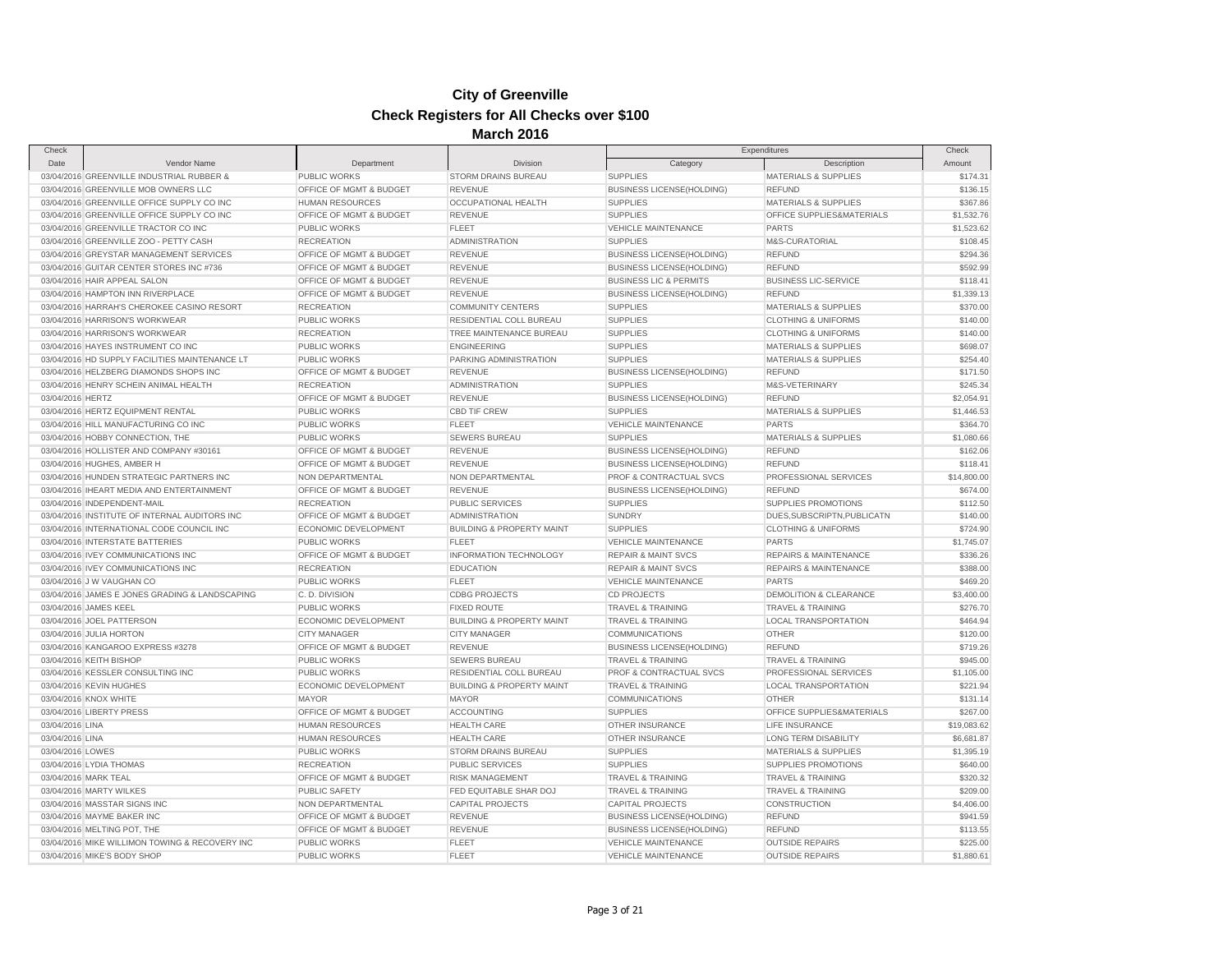# City of Greenville

## Check Registers for All Checks over $100

### March 2016

| Check Date | Vendor Name | Department | Division | Expenditures Category | Expenditures Description | Check Amount |
|---|---|---|---|---|---|---|
| 03/04/2016 | GREENVILLE INDUSTRIAL RUBBER & | PUBLIC WORKS | STORM DRAINS BUREAU | SUPPLIES | MATERIALS & SUPPLIES | $174.31 |
| 03/04/2016 | GREENVILLE MOB OWNERS LLC | OFFICE OF MGMT & BUDGET | REVENUE | BUSINESS LICENSE(HOLDING) | REFUND | $136.15 |
| 03/04/2016 | GREENVILLE OFFICE SUPPLY CO INC | HUMAN RESOURCES | OCCUPATIONAL HEALTH | SUPPLIES | MATERIALS & SUPPLIES | $367.86 |
| 03/04/2016 | GREENVILLE OFFICE SUPPLY CO INC | OFFICE OF MGMT & BUDGET | REVENUE | SUPPLIES | OFFICE SUPPLIES&MATERIALS | $1,532.76 |
| 03/04/2016 | GREENVILLE TRACTOR CO INC | PUBLIC WORKS | FLEET | VEHICLE MAINTENANCE | PARTS | $1,523.62 |
| 03/04/2016 | GREENVILLE ZOO - PETTY CASH | RECREATION | ADMINISTRATION | SUPPLIES | M&S-CURATORIAL | $108.45 |
| 03/04/2016 | GREYSTAR MANAGEMENT SERVICES | OFFICE OF MGMT & BUDGET | REVENUE | BUSINESS LICENSE(HOLDING) | REFUND | $294.36 |
| 03/04/2016 | GUITAR CENTER STORES INC #736 | OFFICE OF MGMT & BUDGET | REVENUE | BUSINESS LICENSE(HOLDING) | REFUND | $592.99 |
| 03/04/2016 | HAIR APPEAL SALON | OFFICE OF MGMT & BUDGET | REVENUE | BUSINESS LIC & PERMITS | BUSINESS LIC-SERVICE | $118.41 |
| 03/04/2016 | HAMPTON INN RIVERPLACE | OFFICE OF MGMT & BUDGET | REVENUE | BUSINESS LICENSE(HOLDING) | REFUND | $1,339.13 |
| 03/04/2016 | HARRAH'S CHEROKEE CASINO RESORT | RECREATION | COMMUNITY CENTERS | SUPPLIES | MATERIALS & SUPPLIES | $370.00 |
| 03/04/2016 | HARRISON'S WORKWEAR | PUBLIC WORKS | RESIDENTIAL COLL BUREAU | SUPPLIES | CLOTHING & UNIFORMS | $140.00 |
| 03/04/2016 | HARRISON'S WORKWEAR | RECREATION | TREE MAINTENANCE BUREAU | SUPPLIES | CLOTHING & UNIFORMS | $140.00 |
| 03/04/2016 | HAYES INSTRUMENT CO INC | PUBLIC WORKS | ENGINEERING | SUPPLIES | MATERIALS & SUPPLIES | $698.07 |
| 03/04/2016 | HD SUPPLY FACILITIES MAINTENANCE LT | PUBLIC WORKS | PARKING ADMINISTRATION | SUPPLIES | MATERIALS & SUPPLIES | $254.40 |
| 03/04/2016 | HELZBERG DIAMONDS SHOPS INC | OFFICE OF MGMT & BUDGET | REVENUE | BUSINESS LICENSE(HOLDING) | REFUND | $171.50 |
| 03/04/2016 | HENRY SCHEIN ANIMAL HEALTH | RECREATION | ADMINISTRATION | SUPPLIES | M&S-VETERINARY | $245.34 |
| 03/04/2016 | HERTZ | OFFICE OF MGMT & BUDGET | REVENUE | BUSINESS LICENSE(HOLDING) | REFUND | $2,054.91 |
| 03/04/2016 | HERTZ EQUIPMENT RENTAL | PUBLIC WORKS | CBD TIF CREW | SUPPLIES | MATERIALS & SUPPLIES | $1,446.53 |
| 03/04/2016 | HILL MANUFACTURING CO INC | PUBLIC WORKS | FLEET | VEHICLE MAINTENANCE | PARTS | $364.70 |
| 03/04/2016 | HOBBY CONNECTION, THE | PUBLIC WORKS | SEWERS BUREAU | SUPPLIES | MATERIALS & SUPPLIES | $1,080.66 |
| 03/04/2016 | HOLLISTER AND COMPANY #30161 | OFFICE OF MGMT & BUDGET | REVENUE | BUSINESS LICENSE(HOLDING) | REFUND | $162.06 |
| 03/04/2016 | HUGHES, AMBER H | OFFICE OF MGMT & BUDGET | REVENUE | BUSINESS LICENSE(HOLDING) | REFUND | $118.41 |
| 03/04/2016 | HUNDEN STRATEGIC PARTNERS INC | NON DEPARTMENTAL | NON DEPARTMENTAL | PROF & CONTRACTUAL SVCS | PROFESSIONAL SERVICES | $14,800.00 |
| 03/04/2016 | IHEART MEDIA AND ENTERTAINMENT | OFFICE OF MGMT & BUDGET | REVENUE | BUSINESS LICENSE(HOLDING) | REFUND | $674.00 |
| 03/04/2016 | INDEPENDENT-MAIL | RECREATION | PUBLIC SERVICES | SUPPLIES | SUPPLIES PROMOTIONS | $112.50 |
| 03/04/2016 | INSTITUTE OF INTERNAL AUDITORS INC | OFFICE OF MGMT & BUDGET | ADMINISTRATION | SUNDRY | DUES,SUBSCRIPTN,PUBLICATN | $140.00 |
| 03/04/2016 | INTERNATIONAL CODE COUNCIL INC | ECONOMIC DEVELOPMENT | BUILDING & PROPERTY MAINT | SUPPLIES | CLOTHING & UNIFORMS | $724.90 |
| 03/04/2016 | INTERSTATE BATTERIES | PUBLIC WORKS | FLEET | VEHICLE MAINTENANCE | PARTS | $1,745.07 |
| 03/04/2016 | IVEY COMMUNICATIONS INC | OFFICE OF MGMT & BUDGET | INFORMATION TECHNOLOGY | REPAIR & MAINT SVCS | REPAIRS & MAINTENANCE | $336.26 |
| 03/04/2016 | IVEY COMMUNICATIONS INC | RECREATION | EDUCATION | REPAIR & MAINT SVCS | REPAIRS & MAINTENANCE | $388.00 |
| 03/04/2016 | J W VAUGHAN CO | PUBLIC WORKS | FLEET | VEHICLE MAINTENANCE | PARTS | $469.20 |
| 03/04/2016 | JAMES E JONES GRADING & LANDSCAPING | C. D. DIVISION | CDBG PROJECTS | CD PROJECTS | DEMOLITION & CLEARANCE | $3,400.00 |
| 03/04/2016 | JAMES KEEL | PUBLIC WORKS | FIXED ROUTE | TRAVEL & TRAINING | TRAVEL & TRAINING | $276.70 |
| 03/04/2016 | JOEL PATTERSON | ECONOMIC DEVELOPMENT | BUILDING & PROPERTY MAINT | TRAVEL & TRAINING | LOCAL TRANSPORTATION | $464.94 |
| 03/04/2016 | JULIA HORTON | CITY MANAGER | CITY MANAGER | COMMUNICATIONS | OTHER | $120.00 |
| 03/04/2016 | KANGAROO EXPRESS #3278 | OFFICE OF MGMT & BUDGET | REVENUE | BUSINESS LICENSE(HOLDING) | REFUND | $719.26 |
| 03/04/2016 | KEITH BISHOP | PUBLIC WORKS | SEWERS BUREAU | TRAVEL & TRAINING | TRAVEL & TRAINING | $945.00 |
| 03/04/2016 | KESSLER CONSULTING INC | PUBLIC WORKS | RESIDENTIAL COLL BUREAU | PROF & CONTRACTUAL SVCS | PROFESSIONAL SERVICES | $1,105.00 |
| 03/04/2016 | KEVIN HUGHES | ECONOMIC DEVELOPMENT | BUILDING & PROPERTY MAINT | TRAVEL & TRAINING | LOCAL TRANSPORTATION | $221.94 |
| 03/04/2016 | KNOX WHITE | MAYOR | MAYOR | COMMUNICATIONS | OTHER | $131.14 |
| 03/04/2016 | LIBERTY PRESS | OFFICE OF MGMT & BUDGET | ACCOUNTING | SUPPLIES | OFFICE SUPPLIES&MATERIALS | $267.00 |
| 03/04/2016 | LINA | HUMAN RESOURCES | HEALTH CARE | OTHER INSURANCE | LIFE INSURANCE | $19,083.62 |
| 03/04/2016 | LINA | HUMAN RESOURCES | HEALTH CARE | OTHER INSURANCE | LONG TERM DISABILITY | $6,681.87 |
| 03/04/2016 | LOWES | PUBLIC WORKS | STORM DRAINS BUREAU | SUPPLIES | MATERIALS & SUPPLIES | $1,395.19 |
| 03/04/2016 | LYDIA THOMAS | RECREATION | PUBLIC SERVICES | SUPPLIES | SUPPLIES PROMOTIONS | $640.00 |
| 03/04/2016 | MARK TEAL | OFFICE OF MGMT & BUDGET | RISK MANAGEMENT | TRAVEL & TRAINING | TRAVEL & TRAINING | $320.32 |
| 03/04/2016 | MARTY WILKES | PUBLIC SAFETY | FED EQUITABLE SHAR DOJ | TRAVEL & TRAINING | TRAVEL & TRAINING | $209.00 |
| 03/04/2016 | MASSTAR SIGNS INC | NON DEPARTMENTAL | CAPITAL PROJECTS | CAPITAL PROJECTS | CONSTRUCTION | $4,406.00 |
| 03/04/2016 | MAYME BAKER INC | OFFICE OF MGMT & BUDGET | REVENUE | BUSINESS LICENSE(HOLDING) | REFUND | $941.59 |
| 03/04/2016 | MELTING POT, THE | OFFICE OF MGMT & BUDGET | REVENUE | BUSINESS LICENSE(HOLDING) | REFUND | $113.55 |
| 03/04/2016 | MIKE WILLIMON TOWING & RECOVERY INC | PUBLIC WORKS | FLEET | VEHICLE MAINTENANCE | OUTSIDE REPAIRS | $225.00 |
| 03/04/2016 | MIKE'S BODY SHOP | PUBLIC WORKS | FLEET | VEHICLE MAINTENANCE | OUTSIDE REPAIRS | $1,880.61 |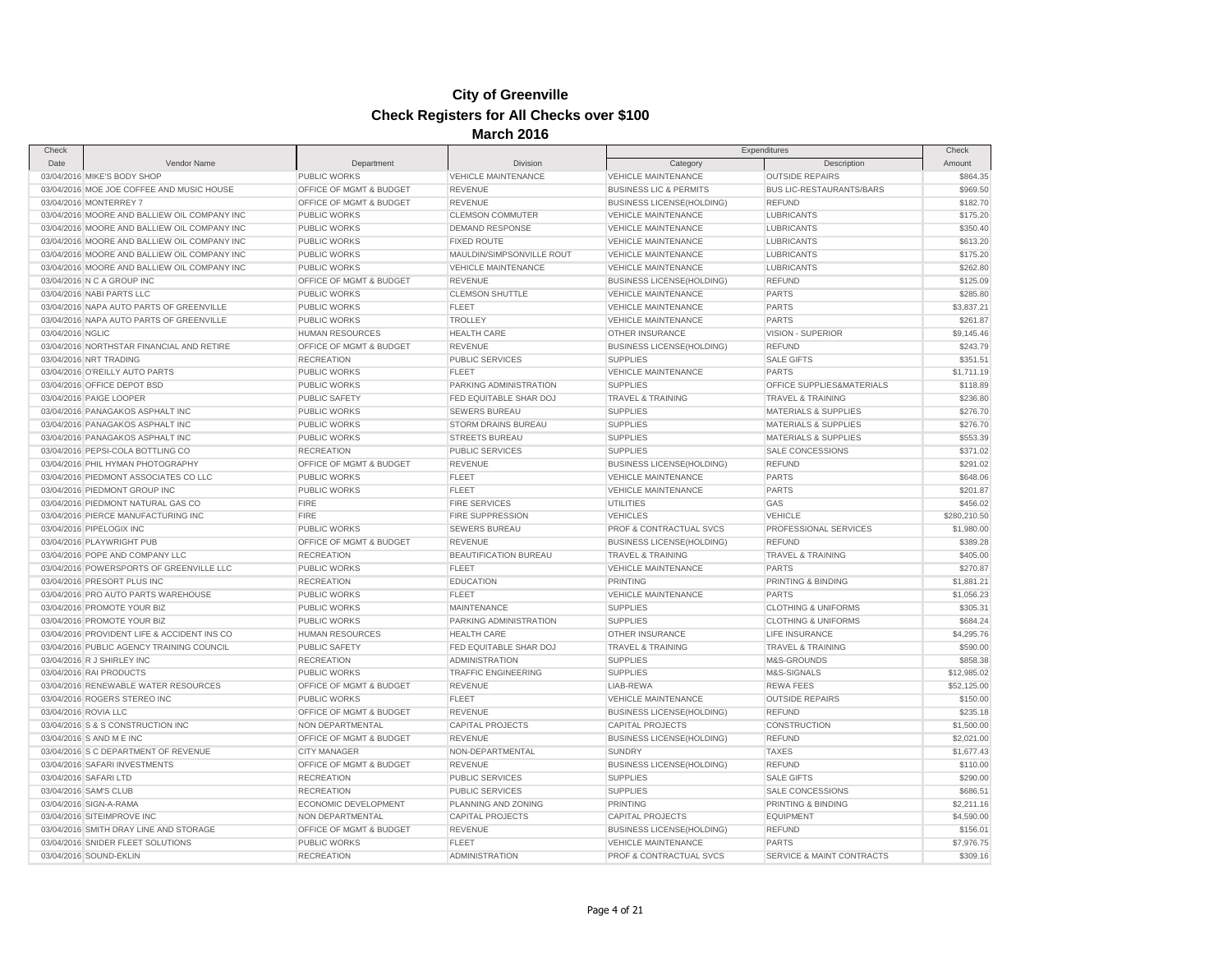# City of Greenville

## Check Registers for All Checks over $100

### March 2016

| Check Date | Vendor Name | Department | Division | Expenditures Category | Expenditures Description | Check Amount |
|---|---|---|---|---|---|---|
| 03/04/2016 | MIKE'S BODY SHOP | PUBLIC WORKS | VEHICLE MAINTENANCE | VEHICLE MAINTENANCE | OUTSIDE REPAIRS | $864.35 |
| 03/04/2016 | MOE JOE COFFEE AND MUSIC HOUSE | OFFICE OF MGMT & BUDGET | REVENUE | BUSINESS LIC & PERMITS | BUS LIC-RESTAURANTS/BARS | $969.50 |
| 03/04/2016 | MONTERREY 7 | OFFICE OF MGMT & BUDGET | REVENUE | BUSINESS LICENSE(HOLDING) | REFUND | $182.70 |
| 03/04/2016 | MOORE AND BALLIEW OIL COMPANY INC | PUBLIC WORKS | CLEMSON COMMUTER | VEHICLE MAINTENANCE | LUBRICANTS | $175.20 |
| 03/04/2016 | MOORE AND BALLIEW OIL COMPANY INC | PUBLIC WORKS | DEMAND RESPONSE | VEHICLE MAINTENANCE | LUBRICANTS | $350.40 |
| 03/04/2016 | MOORE AND BALLIEW OIL COMPANY INC | PUBLIC WORKS | FIXED ROUTE | VEHICLE MAINTENANCE | LUBRICANTS | $613.20 |
| 03/04/2016 | MOORE AND BALLIEW OIL COMPANY INC | PUBLIC WORKS | MAULDIN/SIMPSONVILLE ROUT | VEHICLE MAINTENANCE | LUBRICANTS | $175.20 |
| 03/04/2016 | MOORE AND BALLIEW OIL COMPANY INC | PUBLIC WORKS | VEHICLE MAINTENANCE | VEHICLE MAINTENANCE | LUBRICANTS | $262.80 |
| 03/04/2016 | N C A GROUP INC | OFFICE OF MGMT & BUDGET | REVENUE | BUSINESS LICENSE(HOLDING) | REFUND | $125.09 |
| 03/04/2016 | NABI PARTS LLC | PUBLIC WORKS | CLEMSON SHUTTLE | VEHICLE MAINTENANCE | PARTS | $285.80 |
| 03/04/2016 | NAPA AUTO PARTS OF GREENVILLE | PUBLIC WORKS | FLEET | VEHICLE MAINTENANCE | PARTS | $3,837.21 |
| 03/04/2016 | NAPA AUTO PARTS OF GREENVILLE | PUBLIC WORKS | TROLLEY | VEHICLE MAINTENANCE | PARTS | $261.87 |
| 03/04/2016 | NGLIC | HUMAN RESOURCES | HEALTH CARE | OTHER INSURANCE | VISION - SUPERIOR | $9,145.46 |
| 03/04/2016 | NORTHSTAR FINANCIAL AND RETIRE | OFFICE OF MGMT & BUDGET | REVENUE | BUSINESS LICENSE(HOLDING) | REFUND | $243.79 |
| 03/04/2016 | NRT TRADING | RECREATION | PUBLIC SERVICES | SUPPLIES | SALE GIFTS | $351.51 |
| 03/04/2016 | O'REILLY AUTO PARTS | PUBLIC WORKS | FLEET | VEHICLE MAINTENANCE | PARTS | $1,711.19 |
| 03/04/2016 | OFFICE DEPOT BSD | PUBLIC WORKS | PARKING ADMINISTRATION | SUPPLIES | OFFICE SUPPLIES&MATERIALS | $118.89 |
| 03/04/2016 | PAIGE LOOPER | PUBLIC SAFETY | FED EQUITABLE SHAR DOJ | TRAVEL & TRAINING | TRAVEL & TRAINING | $236.80 |
| 03/04/2016 | PANAGAKOS ASPHALT INC | PUBLIC WORKS | SEWERS BUREAU | SUPPLIES | MATERIALS & SUPPLIES | $276.70 |
| 03/04/2016 | PANAGAKOS ASPHALT INC | PUBLIC WORKS | STORM DRAINS BUREAU | SUPPLIES | MATERIALS & SUPPLIES | $276.70 |
| 03/04/2016 | PANAGAKOS ASPHALT INC | PUBLIC WORKS | STREETS BUREAU | SUPPLIES | MATERIALS & SUPPLIES | $553.39 |
| 03/04/2016 | PEPSI-COLA BOTTLING CO | RECREATION | PUBLIC SERVICES | SUPPLIES | SALE CONCESSIONS | $371.02 |
| 03/04/2016 | PHIL HYMAN PHOTOGRAPHY | OFFICE OF MGMT & BUDGET | REVENUE | BUSINESS LICENSE(HOLDING) | REFUND | $291.02 |
| 03/04/2016 | PIEDMONT ASSOCIATES CO LLC | PUBLIC WORKS | FLEET | VEHICLE MAINTENANCE | PARTS | $648.06 |
| 03/04/2016 | PIEDMONT GROUP INC | PUBLIC WORKS | FLEET | VEHICLE MAINTENANCE | PARTS | $201.87 |
| 03/04/2016 | PIEDMONT NATURAL GAS CO | FIRE | FIRE SERVICES | UTILITIES | GAS | $456.02 |
| 03/04/2016 | PIERCE MANUFACTURING INC | FIRE | FIRE SUPPRESSION | VEHICLES | VEHICLE | $280,210.50 |
| 03/04/2016 | PIPELOGIX INC | PUBLIC WORKS | SEWERS BUREAU | PROF & CONTRACTUAL SVCS | PROFESSIONAL SERVICES | $1,980.00 |
| 03/04/2016 | PLAYWRIGHT PUB | OFFICE OF MGMT & BUDGET | REVENUE | BUSINESS LICENSE(HOLDING) | REFUND | $389.28 |
| 03/04/2016 | POPE AND COMPANY LLC | RECREATION | BEAUTIFICATION BUREAU | TRAVEL & TRAINING | TRAVEL & TRAINING | $405.00 |
| 03/04/2016 | POWERSPORTS OF GREENVILLE LLC | PUBLIC WORKS | FLEET | VEHICLE MAINTENANCE | PARTS | $270.87 |
| 03/04/2016 | PRESORT PLUS INC | RECREATION | EDUCATION | PRINTING | PRINTING & BINDING | $1,881.21 |
| 03/04/2016 | PRO AUTO PARTS WAREHOUSE | PUBLIC WORKS | FLEET | VEHICLE MAINTENANCE | PARTS | $1,056.23 |
| 03/04/2016 | PROMOTE YOUR BIZ | PUBLIC WORKS | MAINTENANCE | SUPPLIES | CLOTHING & UNIFORMS | $305.31 |
| 03/04/2016 | PROMOTE YOUR BIZ | PUBLIC WORKS | PARKING ADMINISTRATION | SUPPLIES | CLOTHING & UNIFORMS | $684.24 |
| 03/04/2016 | PROVIDENT LIFE & ACCIDENT INS CO | HUMAN RESOURCES | HEALTH CARE | OTHER INSURANCE | LIFE INSURANCE | $4,295.76 |
| 03/04/2016 | PUBLIC AGENCY TRAINING COUNCIL | PUBLIC SAFETY | FED EQUITABLE SHAR DOJ | TRAVEL & TRAINING | TRAVEL & TRAINING | $590.00 |
| 03/04/2016 | R J SHIRLEY INC | RECREATION | ADMINISTRATION | SUPPLIES | M&S-GROUNDS | $858.38 |
| 03/04/2016 | RAI PRODUCTS | PUBLIC WORKS | TRAFFIC ENGINEERING | SUPPLIES | M&S-SIGNALS | $12,985.02 |
| 03/04/2016 | RENEWABLE WATER RESOURCES | OFFICE OF MGMT & BUDGET | REVENUE | LIAB-REWA | REWA FEES | $52,125.00 |
| 03/04/2016 | ROGERS STEREO INC | PUBLIC WORKS | FLEET | VEHICLE MAINTENANCE | OUTSIDE REPAIRS | $150.00 |
| 03/04/2016 | ROVIA LLC | OFFICE OF MGMT & BUDGET | REVENUE | BUSINESS LICENSE(HOLDING) | REFUND | $235.18 |
| 03/04/2016 | S & S CONSTRUCTION INC | NON DEPARTMENTAL | CAPITAL PROJECTS | CAPITAL PROJECTS | CONSTRUCTION | $1,500.00 |
| 03/04/2016 | S AND M E INC | OFFICE OF MGMT & BUDGET | REVENUE | BUSINESS LICENSE(HOLDING) | REFUND | $2,021.00 |
| 03/04/2016 | S C DEPARTMENT OF REVENUE | CITY MANAGER | NON-DEPARTMENTAL | SUNDRY | TAXES | $1,677.43 |
| 03/04/2016 | SAFARI INVESTMENTS | OFFICE OF MGMT & BUDGET | REVENUE | BUSINESS LICENSE(HOLDING) | REFUND | $110.00 |
| 03/04/2016 | SAFARI LTD | RECREATION | PUBLIC SERVICES | SUPPLIES | SALE GIFTS | $290.00 |
| 03/04/2016 | SAM'S CLUB | RECREATION | PUBLIC SERVICES | SUPPLIES | SALE CONCESSIONS | $686.51 |
| 03/04/2016 | SIGN-A-RAMA | ECONOMIC DEVELOPMENT | PLANNING AND ZONING | PRINTING | PRINTING & BINDING | $2,211.16 |
| 03/04/2016 | SITEIMPROVE INC | NON DEPARTMENTAL | CAPITAL PROJECTS | CAPITAL PROJECTS | EQUIPMENT | $4,590.00 |
| 03/04/2016 | SMITH DRAY LINE AND STORAGE | OFFICE OF MGMT & BUDGET | REVENUE | BUSINESS LICENSE(HOLDING) | REFUND | $156.01 |
| 03/04/2016 | SNIDER FLEET SOLUTIONS | PUBLIC WORKS | FLEET | VEHICLE MAINTENANCE | PARTS | $7,976.75 |
| 03/04/2016 | SOUND-EKLIN | RECREATION | ADMINISTRATION | PROF & CONTRACTUAL SVCS | SERVICE & MAINT CONTRACTS | $309.16 |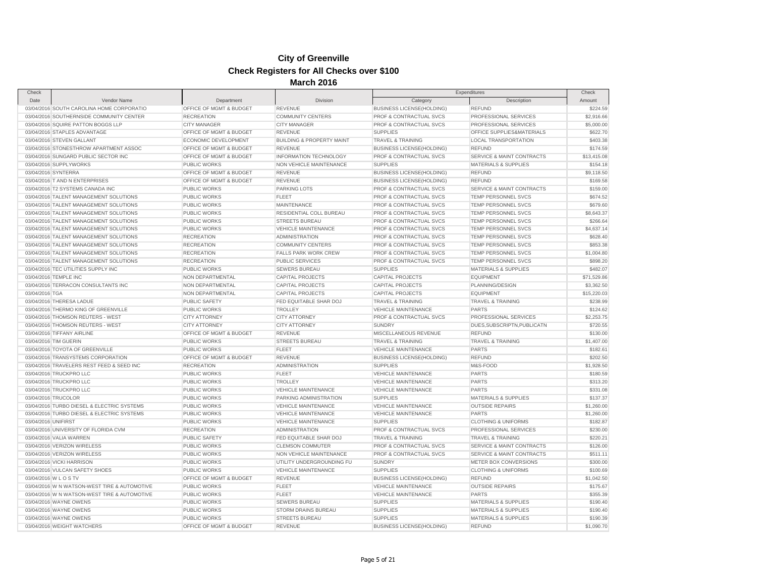# City of Greenville

## Check Registers for All Checks over $100

### March 2016

| Check | | | | Expenditures | | Check |
|---|---|---|---|---|---|---|
| Date | Vendor Name | Department | Division | Category | Description | Amount |
| 03/04/2016 | SOUTH CAROLINA HOME CORPORATIO | OFFICE OF MGMT & BUDGET | REVENUE | BUSINESS LICENSE(HOLDING) | REFUND | $224.59 |
| 03/04/2016 | SOUTHERNSIDE COMMUNITY CENTER | RECREATION | COMMUNITY CENTERS | PROF & CONTRACTUAL SVCS | PROFESSIONAL SERVICES | $2,916.66 |
| 03/04/2016 | SQUIRE PATTON BOGGS LLP | CITY MANAGER | CITY MANAGER | PROF & CONTRACTUAL SVCS | PROFESSIONAL SERVICES | $5,000.00 |
| 03/04/2016 | STAPLES ADVANTAGE | OFFICE OF MGMT & BUDGET | REVENUE | SUPPLIES | OFFICE SUPPLIES&MATERIALS | $622.70 |
| 03/04/2016 | STEVEN GALLANT | ECONOMIC DEVELOPMENT | BUILDING & PROPERTY MAINT | TRAVEL & TRAINING | LOCAL TRANSPORTATION | $403.38 |
| 03/04/2016 | STONESTHROW APARTMENT ASSOC | OFFICE OF MGMT & BUDGET | REVENUE | BUSINESS LICENSE(HOLDING) | REFUND | $174.59 |
| 03/04/2016 | SUNGARD PUBLIC SECTOR INC | OFFICE OF MGMT & BUDGET | INFORMATION TECHNOLOGY | PROF & CONTRACTUAL SVCS | SERVICE & MAINT CONTRACTS | $13,415.08 |
| 03/04/2016 | SUPPLYWORKS | PUBLIC WORKS | NON VEHICLE MAINTENANCE | SUPPLIES | MATERIALS & SUPPLIES | $154.18 |
| 03/04/2016 | SYNTERRA | OFFICE OF MGMT & BUDGET | REVENUE | BUSINESS LICENSE(HOLDING) | REFUND | $9,118.50 |
| 03/04/2016 | T AND N ENTERPRISES | OFFICE OF MGMT & BUDGET | REVENUE | BUSINESS LICENSE(HOLDING) | REFUND | $169.58 |
| 03/04/2016 | T2 SYSTEMS CANADA INC | PUBLIC WORKS | PARKING LOTS | PROF & CONTRACTUAL SVCS | SERVICE & MAINT CONTRACTS | $159.00 |
| 03/04/2016 | TALENT MANAGEMENT SOLUTIONS | PUBLIC WORKS | FLEET | PROF & CONTRACTUAL SVCS | TEMP PERSONNEL SVCS | $674.52 |
| 03/04/2016 | TALENT MANAGEMENT SOLUTIONS | PUBLIC WORKS | MAINTENANCE | PROF & CONTRACTUAL SVCS | TEMP PERSONNEL SVCS | $679.60 |
| 03/04/2016 | TALENT MANAGEMENT SOLUTIONS | PUBLIC WORKS | RESIDENTIAL COLL BUREAU | PROF & CONTRACTUAL SVCS | TEMP PERSONNEL SVCS | $8,643.37 |
| 03/04/2016 | TALENT MANAGEMENT SOLUTIONS | PUBLIC WORKS | STREETS BUREAU | PROF & CONTRACTUAL SVCS | TEMP PERSONNEL SVCS | $266.64 |
| 03/04/2016 | TALENT MANAGEMENT SOLUTIONS | PUBLIC WORKS | VEHICLE MAINTENANCE | PROF & CONTRACTUAL SVCS | TEMP PERSONNEL SVCS | $4,637.14 |
| 03/04/2016 | TALENT MANAGEMENT SOLUTIONS | RECREATION | ADMINISTRATION | PROF & CONTRACTUAL SVCS | TEMP PERSONNEL SVCS | $628.40 |
| 03/04/2016 | TALENT MANAGEMENT SOLUTIONS | RECREATION | COMMUNITY CENTERS | PROF & CONTRACTUAL SVCS | TEMP PERSONNEL SVCS | $853.38 |
| 03/04/2016 | TALENT MANAGEMENT SOLUTIONS | RECREATION | FALLS PARK WORK CREW | PROF & CONTRACTUAL SVCS | TEMP PERSONNEL SVCS | $1,004.80 |
| 03/04/2016 | TALENT MANAGEMENT SOLUTIONS | RECREATION | PUBLIC SERVICES | PROF & CONTRACTUAL SVCS | TEMP PERSONNEL SVCS | $898.20 |
| 03/04/2016 | TEC UTILITIES SUPPLY INC | PUBLIC WORKS | SEWERS BUREAU | SUPPLIES | MATERIALS & SUPPLIES | $482.07 |
| 03/04/2016 | TEMPLE INC | NON DEPARTMENTAL | CAPITAL PROJECTS | CAPITAL PROJECTS | EQUIPMENT | $71,529.86 |
| 03/04/2016 | TERRACON CONSULTANTS INC | NON DEPARTMENTAL | CAPITAL PROJECTS | CAPITAL PROJECTS | PLANNING/DESIGN | $3,362.50 |
| 03/04/2016 | TGA | NON DEPARTMENTAL | CAPITAL PROJECTS | CAPITAL PROJECTS | EQUIPMENT | $15,220.03 |
| 03/04/2016 | THERESA LADUE | PUBLIC SAFETY | FED EQUITABLE SHAR DOJ | TRAVEL & TRAINING | TRAVEL & TRAINING | $238.99 |
| 03/04/2016 | THERMO KING OF GREENVILLE | PUBLIC WORKS | TROLLEY | VEHICLE MAINTENANCE | PARTS | $124.62 |
| 03/04/2016 | THOMSON REUTERS - WEST | CITY ATTORNEY | CITY ATTORNEY | PROF & CONTRACTUAL SVCS | PROFESSIONAL SERVICES | $2,253.75 |
| 03/04/2016 | THOMSON REUTERS - WEST | CITY ATTORNEY | CITY ATTORNEY | SUNDRY | DUES,SUBSCRIPTN,PUBLICATN | $720.55 |
| 03/04/2016 | TIFFANY AIRLINE | OFFICE OF MGMT & BUDGET | REVENUE | MISCELLANEOUS REVENUE | REFUND | $130.00 |
| 03/04/2016 | TIM GUERIN | PUBLIC WORKS | STREETS BUREAU | TRAVEL & TRAINING | TRAVEL & TRAINING | $1,407.00 |
| 03/04/2016 | TOYOTA OF GREENVILLE | PUBLIC WORKS | FLEET | VEHICLE MAINTENANCE | PARTS | $182.61 |
| 03/04/2016 | TRANSYSTEMS CORPORATION | OFFICE OF MGMT & BUDGET | REVENUE | BUSINESS LICENSE(HOLDING) | REFUND | $202.50 |
| 03/04/2016 | TRAVELERS REST FEED & SEED INC | RECREATION | ADMINISTRATION | SUPPLIES | M&S-FOOD | $1,928.50 |
| 03/04/2016 | TRUCKPRO LLC | PUBLIC WORKS | FLEET | VEHICLE MAINTENANCE | PARTS | $180.59 |
| 03/04/2016 | TRUCKPRO LLC | PUBLIC WORKS | TROLLEY | VEHICLE MAINTENANCE | PARTS | $313.20 |
| 03/04/2016 | TRUCKPRO LLC | PUBLIC WORKS | VEHICLE MAINTENANCE | VEHICLE MAINTENANCE | PARTS | $331.08 |
| 03/04/2016 | TRUCOLOR | PUBLIC WORKS | PARKING ADMINISTRATION | SUPPLIES | MATERIALS & SUPPLIES | $137.37 |
| 03/04/2016 | TURBO DIESEL & ELECTRIC SYSTEMS | PUBLIC WORKS | VEHICLE MAINTENANCE | VEHICLE MAINTENANCE | OUTSIDE REPAIRS | $1,260.00 |
| 03/04/2016 | TURBO DIESEL & ELECTRIC SYSTEMS | PUBLIC WORKS | VEHICLE MAINTENANCE | VEHICLE MAINTENANCE | PARTS | $1,260.00 |
| 03/04/2016 | UNIFIRST | PUBLIC WORKS | VEHICLE MAINTENANCE | SUPPLIES | CLOTHING & UNIFORMS | $182.87 |
| 03/04/2016 | UNIVERSITY OF FLORIDA CVM | RECREATION | ADMINISTRATION | PROF & CONTRACTUAL SVCS | PROFESSIONAL SERVICES | $230.00 |
| 03/04/2016 | VALIA WARREN | PUBLIC SAFETY | FED EQUITABLE SHAR DOJ | TRAVEL & TRAINING | TRAVEL & TRAINING | $220.21 |
| 03/04/2016 | VERIZON WIRELESS | PUBLIC WORKS | CLEMSON COMMUTER | PROF & CONTRACTUAL SVCS | SERVICE & MAINT CONTRACTS | $126.00 |
| 03/04/2016 | VERIZON WIRELESS | PUBLIC WORKS | NON VEHICLE MAINTENANCE | PROF & CONTRACTUAL SVCS | SERVICE & MAINT CONTRACTS | $511.11 |
| 03/04/2016 | VICKI HARRISON | PUBLIC WORKS | UTILITY UNDERGROUNDING FU | SUNDRY | METER BOX CONVERSIONS | $300.00 |
| 03/04/2016 | VULCAN SAFETY SHOES | PUBLIC WORKS | VEHICLE MAINTENANCE | SUPPLIES | CLOTHING & UNIFORMS | $100.69 |
| 03/04/2016 | W L O S TV | OFFICE OF MGMT & BUDGET | REVENUE | BUSINESS LICENSE(HOLDING) | REFUND | $1,042.50 |
| 03/04/2016 | W N WATSON-WEST TIRE & AUTOMOTIVE | PUBLIC WORKS | FLEET | VEHICLE MAINTENANCE | OUTSIDE REPAIRS | $175.67 |
| 03/04/2016 | W N WATSON-WEST TIRE & AUTOMOTIVE | PUBLIC WORKS | FLEET | VEHICLE MAINTENANCE | PARTS | $355.39 |
| 03/04/2016 | WAYNE OWENS | PUBLIC WORKS | SEWERS BUREAU | SUPPLIES | MATERIALS & SUPPLIES | $190.40 |
| 03/04/2016 | WAYNE OWENS | PUBLIC WORKS | STORM DRAINS BUREAU | SUPPLIES | MATERIALS & SUPPLIES | $190.40 |
| 03/04/2016 | WAYNE OWENS | PUBLIC WORKS | STREETS BUREAU | SUPPLIES | MATERIALS & SUPPLIES | $190.39 |
| 03/04/2016 | WEIGHT WATCHERS | OFFICE OF MGMT & BUDGET | REVENUE | BUSINESS LICENSE(HOLDING) | REFUND | $1,090.70 |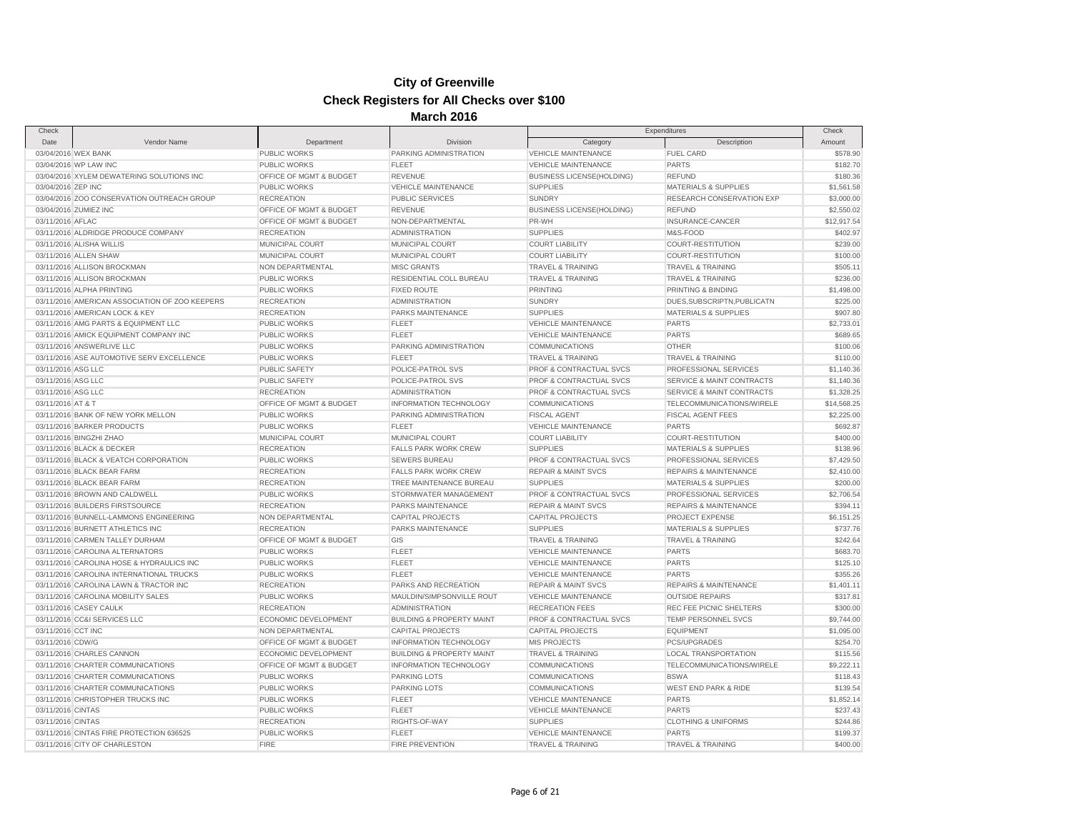# City of Greenville

## Check Registers for All Checks over $100

### March 2016

| Check Date | Vendor Name | Department | Division | Expenditures Category | Expenditures Description | Check Amount |
|---|---|---|---|---|---|---|
| 03/04/2016 | WEX BANK | PUBLIC WORKS | PARKING ADMINISTRATION | VEHICLE MAINTENANCE | FUEL CARD | $578.90 |
| 03/04/2016 | WP LAW INC | PUBLIC WORKS | FLEET | VEHICLE MAINTENANCE | PARTS | $182.70 |
| 03/04/2016 | XYLEM DEWATERING SOLUTIONS INC | OFFICE OF MGMT & BUDGET | REVENUE | BUSINESS LICENSE(HOLDING) | REFUND | $180.36 |
| 03/04/2016 | ZEP INC | PUBLIC WORKS | VEHICLE MAINTENANCE | SUPPLIES | MATERIALS & SUPPLIES | $1,561.58 |
| 03/04/2016 | ZOO CONSERVATION OUTREACH GROUP | RECREATION | PUBLIC SERVICES | SUNDRY | RESEARCH CONSERVATION EXP | $3,000.00 |
| 03/04/2016 | ZUMIEZ INC | OFFICE OF MGMT & BUDGET | REVENUE | BUSINESS LICENSE(HOLDING) | REFUND | $2,550.02 |
| 03/11/2016 | AFLAC | OFFICE OF MGMT & BUDGET | NON-DEPARTMENTAL | PR-WH | INSURANCE-CANCER | $12,917.54 |
| 03/11/2016 | ALDRIDGE PRODUCE COMPANY | RECREATION | ADMINISTRATION | SUPPLIES | M&S-FOOD | $402.97 |
| 03/11/2016 | ALISHA WILLIS | MUNICIPAL COURT | MUNICIPAL COURT | COURT LIABILITY | COURT-RESTITUTION | $239.00 |
| 03/11/2016 | ALLEN SHAW | MUNICIPAL COURT | MUNICIPAL COURT | COURT LIABILITY | COURT-RESTITUTION | $100.00 |
| 03/11/2016 | ALLISON BROCKMAN | NON DEPARTMENTAL | MISC GRANTS | TRAVEL & TRAINING | TRAVEL & TRAINING | $505.11 |
| 03/11/2016 | ALLISON BROCKMAN | PUBLIC WORKS | RESIDENTIAL COLL BUREAU | TRAVEL & TRAINING | TRAVEL & TRAINING | $236.00 |
| 03/11/2016 | ALPHA PRINTING | PUBLIC WORKS | FIXED ROUTE | PRINTING | PRINTING & BINDING | $1,498.00 |
| 03/11/2016 | AMERICAN ASSOCIATION OF ZOO KEEPERS | RECREATION | ADMINISTRATION | SUNDRY | DUES,SUBSCRIPTN,PUBLICATN | $225.00 |
| 03/11/2016 | AMERICAN LOCK & KEY | RECREATION | PARKS MAINTENANCE | SUPPLIES | MATERIALS & SUPPLIES | $907.80 |
| 03/11/2016 | AMG PARTS & EQUIPMENT LLC | PUBLIC WORKS | FLEET | VEHICLE MAINTENANCE | PARTS | $2,733.01 |
| 03/11/2016 | AMICK EQUIPMENT COMPANY INC | PUBLIC WORKS | FLEET | VEHICLE MAINTENANCE | PARTS | $689.65 |
| 03/11/2016 | ANSWERLIVE LLC | PUBLIC WORKS | PARKING ADMINISTRATION | COMMUNICATIONS | OTHER | $100.06 |
| 03/11/2016 | ASE AUTOMOTIVE SERV EXCELLENCE | PUBLIC WORKS | FLEET | TRAVEL & TRAINING | TRAVEL & TRAINING | $110.00 |
| 03/11/2016 | ASG LLC | PUBLIC SAFETY | POLICE-PATROL SVS | PROF & CONTRACTUAL SVCS | PROFESSIONAL SERVICES | $1,140.36 |
| 03/11/2016 | ASG LLC | PUBLIC SAFETY | POLICE-PATROL SVS | PROF & CONTRACTUAL SVCS | SERVICE & MAINT CONTRACTS | $1,140.36 |
| 03/11/2016 | ASG LLC | RECREATION | ADMINISTRATION | PROF & CONTRACTUAL SVCS | SERVICE & MAINT CONTRACTS | $1,328.25 |
| 03/11/2016 | AT & T | OFFICE OF MGMT & BUDGET | INFORMATION TECHNOLOGY | COMMUNICATIONS | TELECOMMUNICATIONS/WIRELE | $14,568.25 |
| 03/11/2016 | BANK OF NEW YORK MELLON | PUBLIC WORKS | PARKING ADMINISTRATION | FISCAL AGENT | FISCAL AGENT FEES | $2,225.00 |
| 03/11/2016 | BARKER PRODUCTS | PUBLIC WORKS | FLEET | VEHICLE MAINTENANCE | PARTS | $692.87 |
| 03/11/2016 | BINGZHI ZHAO | MUNICIPAL COURT | MUNICIPAL COURT | COURT LIABILITY | COURT-RESTITUTION | $400.00 |
| 03/11/2016 | BLACK & DECKER | RECREATION | FALLS PARK WORK CREW | SUPPLIES | MATERIALS & SUPPLIES | $138.96 |
| 03/11/2016 | BLACK & VEATCH CORPORATION | PUBLIC WORKS | SEWERS BUREAU | PROF & CONTRACTUAL SVCS | PROFESSIONAL SERVICES | $7,429.50 |
| 03/11/2016 | BLACK BEAR FARM | RECREATION | FALLS PARK WORK CREW | REPAIR & MAINT SVCS | REPAIRS & MAINTENANCE | $2,410.00 |
| 03/11/2016 | BLACK BEAR FARM | RECREATION | TREE MAINTENANCE BUREAU | SUPPLIES | MATERIALS & SUPPLIES | $200.00 |
| 03/11/2016 | BROWN AND CALDWELL | PUBLIC WORKS | STORMWATER MANAGEMENT | PROF & CONTRACTUAL SVCS | PROFESSIONAL SERVICES | $2,706.54 |
| 03/11/2016 | BUILDERS FIRSTSOURCE | RECREATION | PARKS MAINTENANCE | REPAIR & MAINT SVCS | REPAIRS & MAINTENANCE | $394.11 |
| 03/11/2016 | BUNNELL-LAMMONS ENGINEERING | NON DEPARTMENTAL | CAPITAL PROJECTS | CAPITAL PROJECTS | PROJECT EXPENSE | $6,151.25 |
| 03/11/2016 | BURNETT ATHLETICS INC | RECREATION | PARKS MAINTENANCE | SUPPLIES | MATERIALS & SUPPLIES | $737.76 |
| 03/11/2016 | CARMEN TALLEY DURHAM | OFFICE OF MGMT & BUDGET | GIS | TRAVEL & TRAINING | TRAVEL & TRAINING | $242.64 |
| 03/11/2016 | CAROLINA ALTERNATORS | PUBLIC WORKS | FLEET | VEHICLE MAINTENANCE | PARTS | $683.70 |
| 03/11/2016 | CAROLINA HOSE & HYDRAULICS INC | PUBLIC WORKS | FLEET | VEHICLE MAINTENANCE | PARTS | $125.10 |
| 03/11/2016 | CAROLINA INTERNATIONAL TRUCKS | PUBLIC WORKS | FLEET | VEHICLE MAINTENANCE | PARTS | $355.26 |
| 03/11/2016 | CAROLINA LAWN & TRACTOR INC | RECREATION | PARKS AND RECREATION | REPAIR & MAINT SVCS | REPAIRS & MAINTENANCE | $1,401.11 |
| 03/11/2016 | CAROLINA MOBILITY SALES | PUBLIC WORKS | MAULDIN/SIMPSONVILLE ROUT | VEHICLE MAINTENANCE | OUTSIDE REPAIRS | $317.81 |
| 03/11/2016 | CASEY CAULK | RECREATION | ADMINISTRATION | RECREATION FEES | REC FEE PICNIC SHELTERS | $300.00 |
| 03/11/2016 | CC&I SERVICES LLC | ECONOMIC DEVELOPMENT | BUILDING & PROPERTY MAINT | PROF & CONTRACTUAL SVCS | TEMP PERSONNEL SVCS | $9,744.00 |
| 03/11/2016 | CCT INC | NON DEPARTMENTAL | CAPITAL PROJECTS | CAPITAL PROJECTS | EQUIPMENT | $1,095.00 |
| 03/11/2016 | CDW/G | OFFICE OF MGMT & BUDGET | INFORMATION TECHNOLOGY | MIS PROJECTS | PCS/UPGRADES | $254.70 |
| 03/11/2016 | CHARLES CANNON | ECONOMIC DEVELOPMENT | BUILDING & PROPERTY MAINT | TRAVEL & TRAINING | LOCAL TRANSPORTATION | $115.56 |
| 03/11/2016 | CHARTER COMMUNICATIONS | OFFICE OF MGMT & BUDGET | INFORMATION TECHNOLOGY | COMMUNICATIONS | TELECOMMUNICATIONS/WIRELE | $9,222.11 |
| 03/11/2016 | CHARTER COMMUNICATIONS | PUBLIC WORKS | PARKING LOTS | COMMUNICATIONS | BSWA | $118.43 |
| 03/11/2016 | CHARTER COMMUNICATIONS | PUBLIC WORKS | PARKING LOTS | COMMUNICATIONS | WEST END PARK & RIDE | $139.54 |
| 03/11/2016 | CHRISTOPHER TRUCKS INC | PUBLIC WORKS | FLEET | VEHICLE MAINTENANCE | PARTS | $1,852.14 |
| 03/11/2016 | CINTAS | PUBLIC WORKS | FLEET | VEHICLE MAINTENANCE | PARTS | $237.43 |
| 03/11/2016 | CINTAS | RECREATION | RIGHTS-OF-WAY | SUPPLIES | CLOTHING & UNIFORMS | $244.86 |
| 03/11/2016 | CINTAS FIRE PROTECTION 636525 | PUBLIC WORKS | FLEET | VEHICLE MAINTENANCE | PARTS | $199.37 |
| 03/11/2016 | CITY OF CHARLESTON | FIRE | FIRE PREVENTION | TRAVEL & TRAINING | TRAVEL & TRAINING | $400.00 |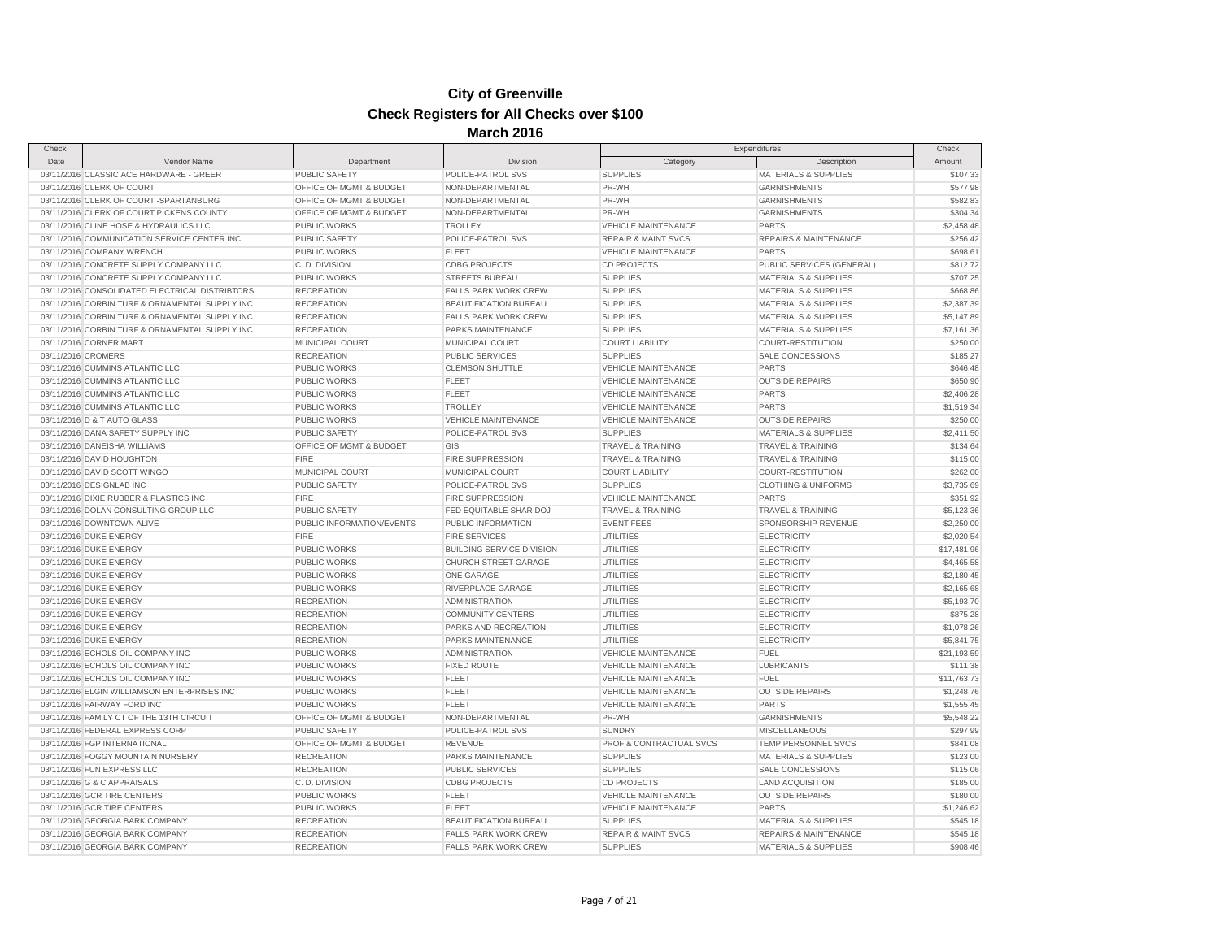# City of Greenville

## Check Registers for All Checks over $100

### March 2016

| Check Date | Vendor Name | Department | Division | Expenditures Category | Expenditures Description | Check Amount |
|---|---|---|---|---|---|---|
| 03/11/2016 | CLASSIC ACE HARDWARE - GREER | PUBLIC SAFETY | POLICE-PATROL SVS | SUPPLIES | MATERIALS & SUPPLIES | $107.33 |
| 03/11/2016 | CLERK OF COURT | OFFICE OF MGMT & BUDGET | NON-DEPARTMENTAL | PR-WH | GARNISHMENTS | $577.98 |
| 03/11/2016 | CLERK OF COURT -SPARTANBURG | OFFICE OF MGMT & BUDGET | NON-DEPARTMENTAL | PR-WH | GARNISHMENTS | $582.83 |
| 03/11/2016 | CLERK OF COURT PICKENS COUNTY | OFFICE OF MGMT & BUDGET | NON-DEPARTMENTAL | PR-WH | GARNISHMENTS | $304.34 |
| 03/11/2016 | CLINE HOSE & HYDRAULICS LLC | PUBLIC WORKS | TROLLEY | VEHICLE MAINTENANCE | PARTS | $2,458.48 |
| 03/11/2016 | COMMUNICATION SERVICE CENTER INC | PUBLIC SAFETY | POLICE-PATROL SVS | REPAIR & MAINT SVCS | REPAIRS & MAINTENANCE | $256.42 |
| 03/11/2016 | COMPANY WRENCH | PUBLIC WORKS | FLEET | VEHICLE MAINTENANCE | PARTS | $698.61 |
| 03/11/2016 | CONCRETE SUPPLY COMPANY LLC | C. D. DIVISION | CDBG PROJECTS | CD PROJECTS | PUBLIC SERVICES (GENERAL) | $812.72 |
| 03/11/2016 | CONCRETE SUPPLY COMPANY LLC | PUBLIC WORKS | STREETS BUREAU | SUPPLIES | MATERIALS & SUPPLIES | $707.25 |
| 03/11/2016 | CONSOLIDATED ELECTRICAL DISTRIBTORS | RECREATION | FALLS PARK WORK CREW | SUPPLIES | MATERIALS & SUPPLIES | $668.86 |
| 03/11/2016 | CORBIN TURF & ORNAMENTAL SUPPLY INC | RECREATION | BEAUTIFICATION BUREAU | SUPPLIES | MATERIALS & SUPPLIES | $2,387.39 |
| 03/11/2016 | CORBIN TURF & ORNAMENTAL SUPPLY INC | RECREATION | FALLS PARK WORK CREW | SUPPLIES | MATERIALS & SUPPLIES | $5,147.89 |
| 03/11/2016 | CORBIN TURF & ORNAMENTAL SUPPLY INC | RECREATION | PARKS MAINTENANCE | SUPPLIES | MATERIALS & SUPPLIES | $7,161.36 |
| 03/11/2016 | CORNER MART | MUNICIPAL COURT | MUNICIPAL COURT | COURT LIABILITY | COURT-RESTITUTION | $250.00 |
| 03/11/2016 | CROMERS | RECREATION | PUBLIC SERVICES | SUPPLIES | SALE CONCESSIONS | $185.27 |
| 03/11/2016 | CUMMINS ATLANTIC LLC | PUBLIC WORKS | CLEMSON SHUTTLE | VEHICLE MAINTENANCE | PARTS | $646.48 |
| 03/11/2016 | CUMMINS ATLANTIC LLC | PUBLIC WORKS | FLEET | VEHICLE MAINTENANCE | OUTSIDE REPAIRS | $650.90 |
| 03/11/2016 | CUMMINS ATLANTIC LLC | PUBLIC WORKS | FLEET | VEHICLE MAINTENANCE | PARTS | $2,406.28 |
| 03/11/2016 | CUMMINS ATLANTIC LLC | PUBLIC WORKS | TROLLEY | VEHICLE MAINTENANCE | PARTS | $1,519.34 |
| 03/11/2016 | D & T AUTO GLASS | PUBLIC WORKS | VEHICLE MAINTENANCE | VEHICLE MAINTENANCE | OUTSIDE REPAIRS | $250.00 |
| 03/11/2016 | DANA SAFETY SUPPLY INC | PUBLIC SAFETY | POLICE-PATROL SVS | SUPPLIES | MATERIALS & SUPPLIES | $2,411.50 |
| 03/11/2016 | DANEISHA WILLIAMS | OFFICE OF MGMT & BUDGET | GIS | TRAVEL & TRAINING | TRAVEL & TRAINING | $134.64 |
| 03/11/2016 | DAVID HOUGHTON | FIRE | FIRE SUPPRESSION | TRAVEL & TRAINING | TRAVEL & TRAINING | $115.00 |
| 03/11/2016 | DAVID SCOTT WINGO | MUNICIPAL COURT | MUNICIPAL COURT | COURT LIABILITY | COURT-RESTITUTION | $262.00 |
| 03/11/2016 | DESIGNLAB INC | PUBLIC SAFETY | POLICE-PATROL SVS | SUPPLIES | CLOTHING & UNIFORMS | $3,735.69 |
| 03/11/2016 | DIXIE RUBBER & PLASTICS INC | FIRE | FIRE SUPPRESSION | VEHICLE MAINTENANCE | PARTS | $351.92 |
| 03/11/2016 | DOLAN CONSULTING GROUP LLC | PUBLIC SAFETY | FED EQUITABLE SHAR DOJ | TRAVEL & TRAINING | TRAVEL & TRAINING | $5,123.36 |
| 03/11/2016 | DOWNTOWN ALIVE | PUBLIC INFORMATION/EVENTS | PUBLIC INFORMATION | EVENT FEES | SPONSORSHIP REVENUE | $2,250.00 |
| 03/11/2016 | DUKE ENERGY | FIRE | FIRE SERVICES | UTILITIES | ELECTRICITY | $2,020.54 |
| 03/11/2016 | DUKE ENERGY | PUBLIC WORKS | BUILDING SERVICE DIVISION | UTILITIES | ELECTRICITY | $17,481.96 |
| 03/11/2016 | DUKE ENERGY | PUBLIC WORKS | CHURCH STREET GARAGE | UTILITIES | ELECTRICITY | $4,465.58 |
| 03/11/2016 | DUKE ENERGY | PUBLIC WORKS | ONE GARAGE | UTILITIES | ELECTRICITY | $2,180.45 |
| 03/11/2016 | DUKE ENERGY | PUBLIC WORKS | RIVERPLACE GARAGE | UTILITIES | ELECTRICITY | $2,165.68 |
| 03/11/2016 | DUKE ENERGY | RECREATION | ADMINISTRATION | UTILITIES | ELECTRICITY | $5,193.70 |
| 03/11/2016 | DUKE ENERGY | RECREATION | COMMUNITY CENTERS | UTILITIES | ELECTRICITY | $875.28 |
| 03/11/2016 | DUKE ENERGY | RECREATION | PARKS AND RECREATION | UTILITIES | ELECTRICITY | $1,078.26 |
| 03/11/2016 | DUKE ENERGY | RECREATION | PARKS MAINTENANCE | UTILITIES | ELECTRICITY | $5,841.75 |
| 03/11/2016 | ECHOLS OIL COMPANY INC | PUBLIC WORKS | ADMINISTRATION | VEHICLE MAINTENANCE | FUEL | $21,193.59 |
| 03/11/2016 | ECHOLS OIL COMPANY INC | PUBLIC WORKS | FIXED ROUTE | VEHICLE MAINTENANCE | LUBRICANTS | $111.38 |
| 03/11/2016 | ECHOLS OIL COMPANY INC | PUBLIC WORKS | FLEET | VEHICLE MAINTENANCE | FUEL | $11,763.73 |
| 03/11/2016 | ELGIN WILLIAMSON ENTERPRISES INC | PUBLIC WORKS | FLEET | VEHICLE MAINTENANCE | OUTSIDE REPAIRS | $1,248.76 |
| 03/11/2016 | FAIRWAY FORD INC | PUBLIC WORKS | FLEET | VEHICLE MAINTENANCE | PARTS | $1,555.45 |
| 03/11/2016 | FAMILY CT OF THE 13TH CIRCUIT | OFFICE OF MGMT & BUDGET | NON-DEPARTMENTAL | PR-WH | GARNISHMENTS | $5,548.22 |
| 03/11/2016 | FEDERAL EXPRESS CORP | PUBLIC SAFETY | POLICE-PATROL SVS | SUNDRY | MISCELLANEOUS | $297.99 |
| 03/11/2016 | FGP INTERNATIONAL | OFFICE OF MGMT & BUDGET | REVENUE | PROF & CONTRACTUAL SVCS | TEMP PERSONNEL SVCS | $841.08 |
| 03/11/2016 | FOGGY MOUNTAIN NURSERY | RECREATION | PARKS MAINTENANCE | SUPPLIES | MATERIALS & SUPPLIES | $123.00 |
| 03/11/2016 | FUN EXPRESS LLC | RECREATION | PUBLIC SERVICES | SUPPLIES | SALE CONCESSIONS | $115.06 |
| 03/11/2016 | G & C APPRAISALS | C. D. DIVISION | CDBG PROJECTS | CD PROJECTS | LAND ACQUISITION | $185.00 |
| 03/11/2016 | GCR TIRE CENTERS | PUBLIC WORKS | FLEET | VEHICLE MAINTENANCE | OUTSIDE REPAIRS | $180.00 |
| 03/11/2016 | GCR TIRE CENTERS | PUBLIC WORKS | FLEET | VEHICLE MAINTENANCE | PARTS | $1,246.62 |
| 03/11/2016 | GEORGIA BARK COMPANY | RECREATION | BEAUTIFICATION BUREAU | SUPPLIES | MATERIALS & SUPPLIES | $545.18 |
| 03/11/2016 | GEORGIA BARK COMPANY | RECREATION | FALLS PARK WORK CREW | REPAIR & MAINT SVCS | REPAIRS & MAINTENANCE | $545.18 |
| 03/11/2016 | GEORGIA BARK COMPANY | RECREATION | FALLS PARK WORK CREW | SUPPLIES | MATERIALS & SUPPLIES | $908.46 |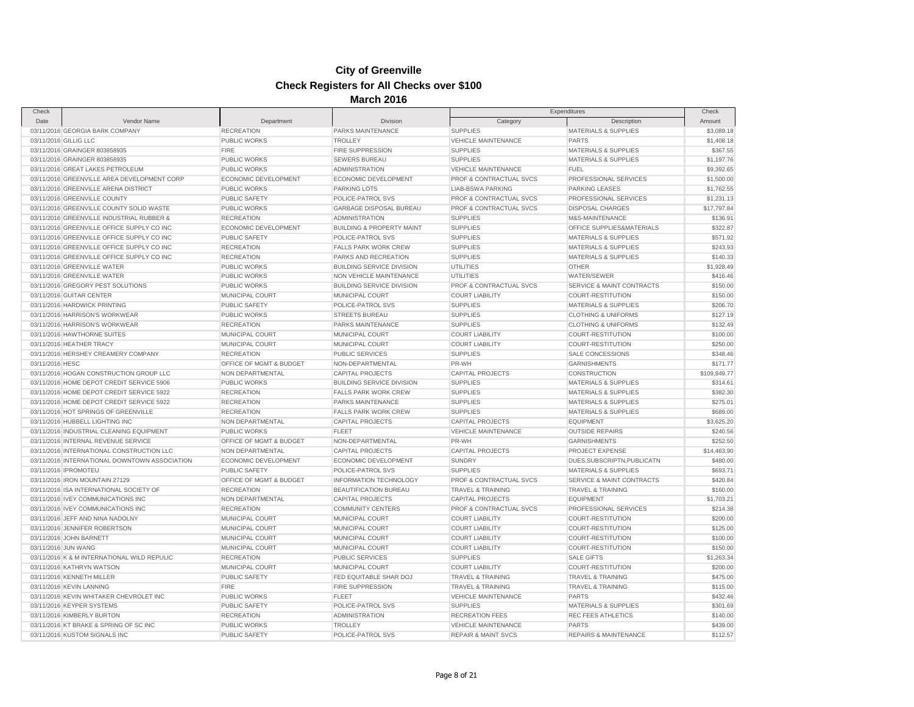# City of Greenville

## Check Registers for All Checks over $100

## March 2016

| Check Date | Vendor Name | Department | Division | Expenditures Category | Expenditures Description | Check Amount |
|---|---|---|---|---|---|---|
| 03/11/2016 | GEORGIA BARK COMPANY | RECREATION | PARKS MAINTENANCE | SUPPLIES | MATERIALS & SUPPLIES | $3,089.18 |
| 03/11/2016 | GILLIG LLC | PUBLIC WORKS | TROLLEY | VEHICLE MAINTENANCE | PARTS | $1,408.18 |
| 03/11/2016 | GRAINGER 803858935 | FIRE | FIRE SUPPRESSION | SUPPLIES | MATERIALS & SUPPLIES | $367.55 |
| 03/11/2016 | GRAINGER 803858935 | PUBLIC WORKS | SEWERS BUREAU | SUPPLIES | MATERIALS & SUPPLIES | $1,197.76 |
| 03/11/2016 | GREAT LAKES PETROLEUM | PUBLIC WORKS | ADMINISTRATION | VEHICLE MAINTENANCE | FUEL | $9,392.65 |
| 03/11/2016 | GREENVILLE AREA DEVELOPMENT CORP | ECONOMIC DEVELOPMENT | ECONOMIC DEVELOPMENT | PROF & CONTRACTUAL SVCS | PROFESSIONAL SERVICES | $1,500.00 |
| 03/11/2016 | GREENVILLE ARENA DISTRICT | PUBLIC WORKS | PARKING LOTS | LIAB-BSWA PARKING | PARKING LEASES | $1,762.55 |
| 03/11/2016 | GREENVILLE COUNTY | PUBLIC SAFETY | POLICE-PATROL SVS | PROF & CONTRACTUAL SVCS | PROFESSIONAL SERVICES | $1,231.13 |
| 03/11/2016 | GREENVILLE COUNTY SOLID WASTE | PUBLIC WORKS | GARBAGE DISPOSAL BUREAU | PROF & CONTRACTUAL SVCS | DISPOSAL CHARGES | $17,797.84 |
| 03/11/2016 | GREENVILLE INDUSTRIAL RUBBER & | RECREATION | ADMINISTRATION | SUPPLIES | M&S-MAINTENANCE | $136.91 |
| 03/11/2016 | GREENVILLE OFFICE SUPPLY CO INC | ECONOMIC DEVELOPMENT | BUILDING & PROPERTY MAINT | SUPPLIES | OFFICE SUPPLIES&MATERIALS | $322.87 |
| 03/11/2016 | GREENVILLE OFFICE SUPPLY CO INC | PUBLIC SAFETY | POLICE-PATROL SVS | SUPPLIES | MATERIALS & SUPPLIES | $571.92 |
| 03/11/2016 | GREENVILLE OFFICE SUPPLY CO INC | RECREATION | FALLS PARK WORK CREW | SUPPLIES | MATERIALS & SUPPLIES | $243.93 |
| 03/11/2016 | GREENVILLE OFFICE SUPPLY CO INC | RECREATION | PARKS AND RECREATION | SUPPLIES | MATERIALS & SUPPLIES | $140.33 |
| 03/11/2016 | GREENVILLE WATER | PUBLIC WORKS | BUILDING SERVICE DIVISION | UTILITIES | OTHER | $1,928.49 |
| 03/11/2016 | GREENVILLE WATER | PUBLIC WORKS | NON VEHICLE MAINTENANCE | UTILITIES | WATER/SEWER | $416.46 |
| 03/11/2016 | GREGORY PEST SOLUTIONS | PUBLIC WORKS | BUILDING SERVICE DIVISION | PROF & CONTRACTUAL SVCS | SERVICE & MAINT CONTRACTS | $150.00 |
| 03/11/2016 | GUITAR CENTER | MUNICIPAL COURT | MUNICIPAL COURT | COURT LIABILITY | COURT-RESTITUTION | $150.00 |
| 03/11/2016 | HARDWICK PRINTING | PUBLIC SAFETY | POLICE-PATROL SVS | SUPPLIES | MATERIALS & SUPPLIES | $206.70 |
| 03/11/2016 | HARRISON'S WORKWEAR | PUBLIC WORKS | STREETS BUREAU | SUPPLIES | CLOTHING & UNIFORMS | $127.19 |
| 03/11/2016 | HARRISON'S WORKWEAR | RECREATION | PARKS MAINTENANCE | SUPPLIES | CLOTHING & UNIFORMS | $132.49 |
| 03/11/2016 | HAWTHORNE SUITES | MUNICIPAL COURT | MUNICIPAL COURT | COURT LIABILITY | COURT-RESTITUTION | $100.00 |
| 03/11/2016 | HEATHER TRACY | MUNICIPAL COURT | MUNICIPAL COURT | COURT LIABILITY | COURT-RESTITUTION | $250.00 |
| 03/11/2016 | HERSHEY CREAMERY COMPANY | RECREATION | PUBLIC SERVICES | SUPPLIES | SALE CONCESSIONS | $348.46 |
| 03/11/2016 | HESC | OFFICE OF MGMT & BUDGET | NON-DEPARTMENTAL | PR-WH | GARNISHMENTS | $171.77 |
| 03/11/2016 | HOGAN CONSTRUCTION GROUP LLC | NON DEPARTMENTAL | CAPITAL PROJECTS | CAPITAL PROJECTS | CONSTRUCTION | $109,849.77 |
| 03/11/2016 | HOME DEPOT CREDIT SERVICE 5906 | PUBLIC WORKS | BUILDING SERVICE DIVISION | SUPPLIES | MATERIALS & SUPPLIES | $314.61 |
| 03/11/2016 | HOME DEPOT CREDIT SERVICE 5922 | RECREATION | FALLS PARK WORK CREW | SUPPLIES | MATERIALS & SUPPLIES | $382.30 |
| 03/11/2016 | HOME DEPOT CREDIT SERVICE 5922 | RECREATION | PARKS MAINTENANCE | SUPPLIES | MATERIALS & SUPPLIES | $275.01 |
| 03/11/2016 | HOT SPRINGS OF GREENVILLE | RECREATION | FALLS PARK WORK CREW | SUPPLIES | MATERIALS & SUPPLIES | $689.00 |
| 03/11/2016 | HUBBELL LIGHTING INC | NON DEPARTMENTAL | CAPITAL PROJECTS | CAPITAL PROJECTS | EQUIPMENT | $3,625.20 |
| 03/11/2016 | INDUSTRIAL CLEANING EQUIPMENT | PUBLIC WORKS | FLEET | VEHICLE MAINTENANCE | OUTSIDE REPAIRS | $240.56 |
| 03/11/2016 | INTERNAL REVENUE SERVICE | OFFICE OF MGMT & BUDGET | NON-DEPARTMENTAL | PR-WH | GARNISHMENTS | $252.50 |
| 03/11/2016 | INTERNATIONAL CONSTRUCTION LLC | NON DEPARTMENTAL | CAPITAL PROJECTS | CAPITAL PROJECTS | PROJECT EXPENSE | $14,463.90 |
| 03/11/2016 | INTERNATIONAL DOWNTOWN ASSOCIATION | ECONOMIC DEVELOPMENT | ECONOMIC DEVELOPMENT | SUNDRY | DUES,SUBSCRIPTN,PUBLICATN | $480.00 |
| 03/11/2016 | IPROMOTEU | PUBLIC SAFETY | POLICE-PATROL SVS | SUPPLIES | MATERIALS & SUPPLIES | $693.71 |
| 03/11/2016 | IRON MOUNTAIN 27129 | OFFICE OF MGMT & BUDGET | INFORMATION TECHNOLOGY | PROF & CONTRACTUAL SVCS | SERVICE & MAINT CONTRACTS | $420.84 |
| 03/11/2016 | ISA INTERNATIONAL SOCIETY OF | RECREATION | BEAUTIFICATION BUREAU | TRAVEL & TRAINING | TRAVEL & TRAINING | $160.00 |
| 03/11/2016 | IVEY COMMUNICATIONS INC | NON DEPARTMENTAL | CAPITAL PROJECTS | CAPITAL PROJECTS | EQUIPMENT | $1,703.21 |
| 03/11/2016 | IVEY COMMUNICATIONS INC | RECREATION | COMMUNITY CENTERS | PROF & CONTRACTUAL SVCS | PROFESSIONAL SERVICES | $214.38 |
| 03/11/2016 | JEFF AND NINA NADOLNY | MUNICIPAL COURT | MUNICIPAL COURT | COURT LIABILITY | COURT-RESTITUTION | $200.00 |
| 03/11/2016 | JENNIFER ROBERTSON | MUNICIPAL COURT | MUNICIPAL COURT | COURT LIABILITY | COURT-RESTITUTION | $125.00 |
| 03/11/2016 | JOHN BARNETT | MUNICIPAL COURT | MUNICIPAL COURT | COURT LIABILITY | COURT-RESTITUTION | $100.00 |
| 03/11/2016 | JUN WANG | MUNICIPAL COURT | MUNICIPAL COURT | COURT LIABILITY | COURT-RESTITUTION | $150.00 |
| 03/11/2016 | K & M INTERNATIONAL WILD REPULIC | RECREATION | PUBLIC SERVICES | SUPPLIES | SALE GIFTS | $1,263.34 |
| 03/11/2016 | KATHRYN WATSON | MUNICIPAL COURT | MUNICIPAL COURT | COURT LIABILITY | COURT-RESTITUTION | $200.00 |
| 03/11/2016 | KENNETH MILLER | PUBLIC SAFETY | FED EQUITABLE SHAR DOJ | TRAVEL & TRAINING | TRAVEL & TRAINING | $475.00 |
| 03/11/2016 | KEVIN LANNING | FIRE | FIRE SUPPRESSION | TRAVEL & TRAINING | TRAVEL & TRAINING | $115.00 |
| 03/11/2016 | KEVIN WHITAKER CHEVROLET INC | PUBLIC WORKS | FLEET | VEHICLE MAINTENANCE | PARTS | $432.46 |
| 03/11/2016 | KEYPER SYSTEMS | PUBLIC SAFETY | POLICE-PATROL SVS | SUPPLIES | MATERIALS & SUPPLIES | $301.69 |
| 03/11/2016 | KIMBERLY BURTON | RECREATION | ADMINISTRATION | RECREATION FEES | REC FEES ATHLETICS | $140.00 |
| 03/11/2016 | KT BRAKE & SPRING OF SC INC | PUBLIC WORKS | TROLLEY | VEHICLE MAINTENANCE | PARTS | $439.00 |
| 03/11/2016 | KUSTOM SIGNALS INC | PUBLIC SAFETY | POLICE-PATROL SVS | REPAIR & MAINT SVCS | REPAIRS & MAINTENANCE | $112.57 |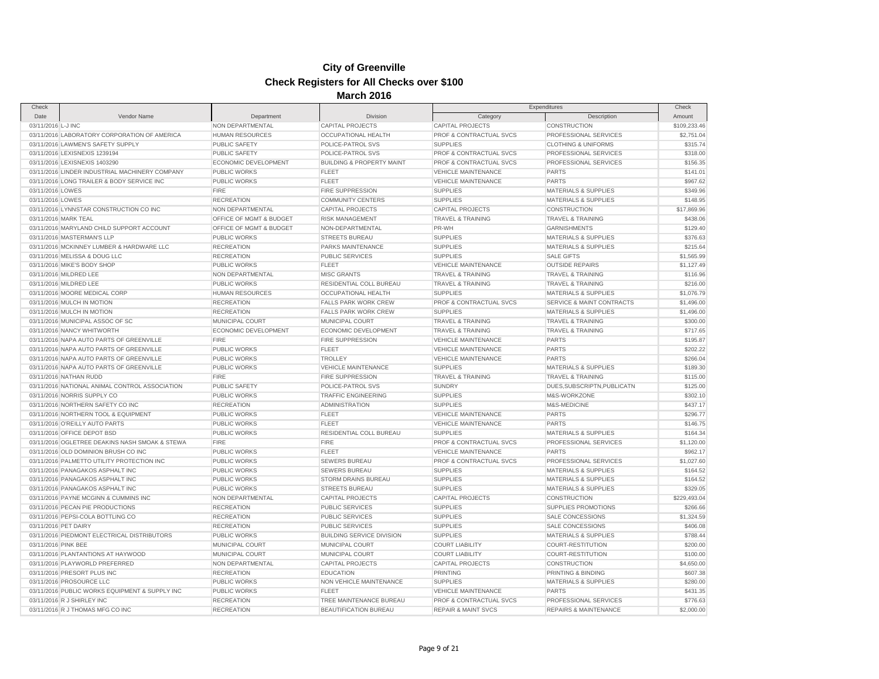# City of Greenville

## Check Registers for All Checks over $100

### March 2016

| Check Date | Vendor Name | Department | Division | Expenditures Category | Expenditures Description | Check Amount |
|---|---|---|---|---|---|---|
| 03/11/2016 | L-J INC | NON DEPARTMENTAL | CAPITAL PROJECTS | CAPITAL PROJECTS | CONSTRUCTION | $109,233.46 |
| 03/11/2016 | LABORATORY CORPORATION OF AMERICA | HUMAN RESOURCES | OCCUPATIONAL HEALTH | PROF & CONTRACTUAL SVCS | PROFESSIONAL SERVICES | $2,751.04 |
| 03/11/2016 | LAWMEN'S SAFETY SUPPLY | PUBLIC SAFETY | POLICE-PATROL SVS | SUPPLIES | CLOTHING & UNIFORMS | $315.74 |
| 03/11/2016 | LEXISNEXIS 1239194 | PUBLIC SAFETY | POLICE-PATROL SVS | PROF & CONTRACTUAL SVCS | PROFESSIONAL SERVICES | $318.00 |
| 03/11/2016 | LEXISNEXIS 1403290 | ECONOMIC DEVELOPMENT | BUILDING & PROPERTY MAINT | PROF & CONTRACTUAL SVCS | PROFESSIONAL SERVICES | $156.35 |
| 03/11/2016 | LINDER INDUSTRIAL MACHINERY COMPANY | PUBLIC WORKS | FLEET | VEHICLE MAINTENANCE | PARTS | $141.01 |
| 03/11/2016 | LONG TRAILER & BODY SERVICE INC | PUBLIC WORKS | FLEET | VEHICLE MAINTENANCE | PARTS | $967.62 |
| 03/11/2016 | LOWES | FIRE | FIRE SUPPRESSION | SUPPLIES | MATERIALS & SUPPLIES | $349.96 |
| 03/11/2016 | LOWES | RECREATION | COMMUNITY CENTERS | SUPPLIES | MATERIALS & SUPPLIES | $148.95 |
| 03/11/2016 | LYNNSTAR CONSTRUCTION CO INC | NON DEPARTMENTAL | CAPITAL PROJECTS | CAPITAL PROJECTS | CONSTRUCTION | $17,869.96 |
| 03/11/2016 | MARK TEAL | OFFICE OF MGMT & BUDGET | RISK MANAGEMENT | TRAVEL & TRAINING | TRAVEL & TRAINING | $438.06 |
| 03/11/2016 | MARYLAND CHILD SUPPORT ACCOUNT | OFFICE OF MGMT & BUDGET | NON-DEPARTMENTAL | PR-WH | GARNISHMENTS | $129.40 |
| 03/11/2016 | MASTERMAN'S LLP | PUBLIC WORKS | STREETS BUREAU | SUPPLIES | MATERIALS & SUPPLIES | $376.63 |
| 03/11/2016 | MCKINNEY LUMBER & HARDWARE LLC | RECREATION | PARKS MAINTENANCE | SUPPLIES | MATERIALS & SUPPLIES | $215.64 |
| 03/11/2016 | MELISSA & DOUG LLC | RECREATION | PUBLIC SERVICES | SUPPLIES | SALE GIFTS | $1,565.99 |
| 03/11/2016 | MIKE'S BODY SHOP | PUBLIC WORKS | FLEET | VEHICLE MAINTENANCE | OUTSIDE REPAIRS | $1,127.49 |
| 03/11/2016 | MILDRED LEE | NON DEPARTMENTAL | MISC GRANTS | TRAVEL & TRAINING | TRAVEL & TRAINING | $116.96 |
| 03/11/2016 | MILDRED LEE | PUBLIC WORKS | RESIDENTIAL COLL BUREAU | TRAVEL & TRAINING | TRAVEL & TRAINING | $216.00 |
| 03/11/2016 | MOORE MEDICAL CORP | HUMAN RESOURCES | OCCUPATIONAL HEALTH | SUPPLIES | MATERIALS & SUPPLIES | $1,076.79 |
| 03/11/2016 | MULCH IN MOTION | RECREATION | FALLS PARK WORK CREW | PROF & CONTRACTUAL SVCS | SERVICE & MAINT CONTRACTS | $1,496.00 |
| 03/11/2016 | MULCH IN MOTION | RECREATION | FALLS PARK WORK CREW | SUPPLIES | MATERIALS & SUPPLIES | $1,496.00 |
| 03/11/2016 | MUNICIPAL ASSOC OF SC | MUNICIPAL COURT | MUNICIPAL COURT | TRAVEL & TRAINING | TRAVEL & TRAINING | $300.00 |
| 03/11/2016 | NANCY WHITWORTH | ECONOMIC DEVELOPMENT | ECONOMIC DEVELOPMENT | TRAVEL & TRAINING | TRAVEL & TRAINING | $717.65 |
| 03/11/2016 | NAPA AUTO PARTS OF GREENVILLE | FIRE | FIRE SUPPRESSION | VEHICLE MAINTENANCE | PARTS | $195.87 |
| 03/11/2016 | NAPA AUTO PARTS OF GREENVILLE | PUBLIC WORKS | FLEET | VEHICLE MAINTENANCE | PARTS | $202.22 |
| 03/11/2016 | NAPA AUTO PARTS OF GREENVILLE | PUBLIC WORKS | TROLLEY | VEHICLE MAINTENANCE | PARTS | $266.04 |
| 03/11/2016 | NAPA AUTO PARTS OF GREENVILLE | PUBLIC WORKS | VEHICLE MAINTENANCE | SUPPLIES | MATERIALS & SUPPLIES | $189.30 |
| 03/11/2016 | NATHAN RUDD | FIRE | FIRE SUPPRESSION | TRAVEL & TRAINING | TRAVEL & TRAINING | $115.00 |
| 03/11/2016 | NATIONAL ANIMAL CONTROL ASSOCIATION | PUBLIC SAFETY | POLICE-PATROL SVS | SUNDRY | DUES,SUBSCRIPTN,PUBLICATN | $125.00 |
| 03/11/2016 | NORRIS SUPPLY CO | PUBLIC WORKS | TRAFFIC ENGINEERING | SUPPLIES | M&S-WORKZONE | $302.10 |
| 03/11/2016 | NORTHERN SAFETY CO INC | RECREATION | ADMINISTRATION | SUPPLIES | M&S-MEDICINE | $437.17 |
| 03/11/2016 | NORTHERN TOOL & EQUIPMENT | PUBLIC WORKS | FLEET | VEHICLE MAINTENANCE | PARTS | $296.77 |
| 03/11/2016 | O'REILLY AUTO PARTS | PUBLIC WORKS | FLEET | VEHICLE MAINTENANCE | PARTS | $146.75 |
| 03/11/2016 | OFFICE DEPOT BSD | PUBLIC WORKS | RESIDENTIAL COLL BUREAU | SUPPLIES | MATERIALS & SUPPLIES | $164.34 |
| 03/11/2016 | OGLETREE DEAKINS NASH SMOAK & STEWA | FIRE | FIRE | PROF & CONTRACTUAL SVCS | PROFESSIONAL SERVICES | $1,120.00 |
| 03/11/2016 | OLD DOMINION BRUSH CO INC | PUBLIC WORKS | FLEET | VEHICLE MAINTENANCE | PARTS | $962.17 |
| 03/11/2016 | PALMETTO UTILITY PROTECTION INC | PUBLIC WORKS | SEWERS BUREAU | PROF & CONTRACTUAL SVCS | PROFESSIONAL SERVICES | $1,027.60 |
| 03/11/2016 | PANAGAKOS ASPHALT INC | PUBLIC WORKS | SEWERS BUREAU | SUPPLIES | MATERIALS & SUPPLIES | $164.52 |
| 03/11/2016 | PANAGAKOS ASPHALT INC | PUBLIC WORKS | STORM DRAINS BUREAU | SUPPLIES | MATERIALS & SUPPLIES | $164.52 |
| 03/11/2016 | PANAGAKOS ASPHALT INC | PUBLIC WORKS | STREETS BUREAU | SUPPLIES | MATERIALS & SUPPLIES | $329.05 |
| 03/11/2016 | PAYNE MCGINN & CUMMINS INC | NON DEPARTMENTAL | CAPITAL PROJECTS | CAPITAL PROJECTS | CONSTRUCTION | $229,493.04 |
| 03/11/2016 | PECAN PIE PRODUCTIONS | RECREATION | PUBLIC SERVICES | SUPPLIES | SUPPLIES PROMOTIONS | $266.66 |
| 03/11/2016 | PEPSI-COLA BOTTLING CO | RECREATION | PUBLIC SERVICES | SUPPLIES | SALE CONCESSIONS | $1,324.59 |
| 03/11/2016 | PET DAIRY | RECREATION | PUBLIC SERVICES | SUPPLIES | SALE CONCESSIONS | $406.08 |
| 03/11/2016 | PIEDMONT ELECTRICAL DISTRIBUTORS | PUBLIC WORKS | BUILDING SERVICE DIVISION | SUPPLIES | MATERIALS & SUPPLIES | $788.44 |
| 03/11/2016 | PINK BEE | MUNICIPAL COURT | MUNICIPAL COURT | COURT LIABILITY | COURT-RESTITUTION | $200.00 |
| 03/11/2016 | PLANTANTIONS AT HAYWOOD | MUNICIPAL COURT | MUNICIPAL COURT | COURT LIABILITY | COURT-RESTITUTION | $100.00 |
| 03/11/2016 | PLAYWORLD PREFERRED | NON DEPARTMENTAL | CAPITAL PROJECTS | CAPITAL PROJECTS | CONSTRUCTION | $4,650.00 |
| 03/11/2016 | PRESORT PLUS INC | RECREATION | EDUCATION | PRINTING | PRINTING & BINDING | $607.38 |
| 03/11/2016 | PROSOURCE LLC | PUBLIC WORKS | NON VEHICLE MAINTENANCE | SUPPLIES | MATERIALS & SUPPLIES | $280.00 |
| 03/11/2016 | PUBLIC WORKS EQUIPMENT & SUPPLY INC | PUBLIC WORKS | FLEET | VEHICLE MAINTENANCE | PARTS | $431.35 |
| 03/11/2016 | R J SHIRLEY INC | RECREATION | TREE MAINTENANCE BUREAU | PROF & CONTRACTUAL SVCS | PROFESSIONAL SERVICES | $776.63 |
| 03/11/2016 | R J THOMAS MFG CO INC | RECREATION | BEAUTIFICATION BUREAU | REPAIR & MAINT SVCS | REPAIRS & MAINTENANCE | $2,000.00 |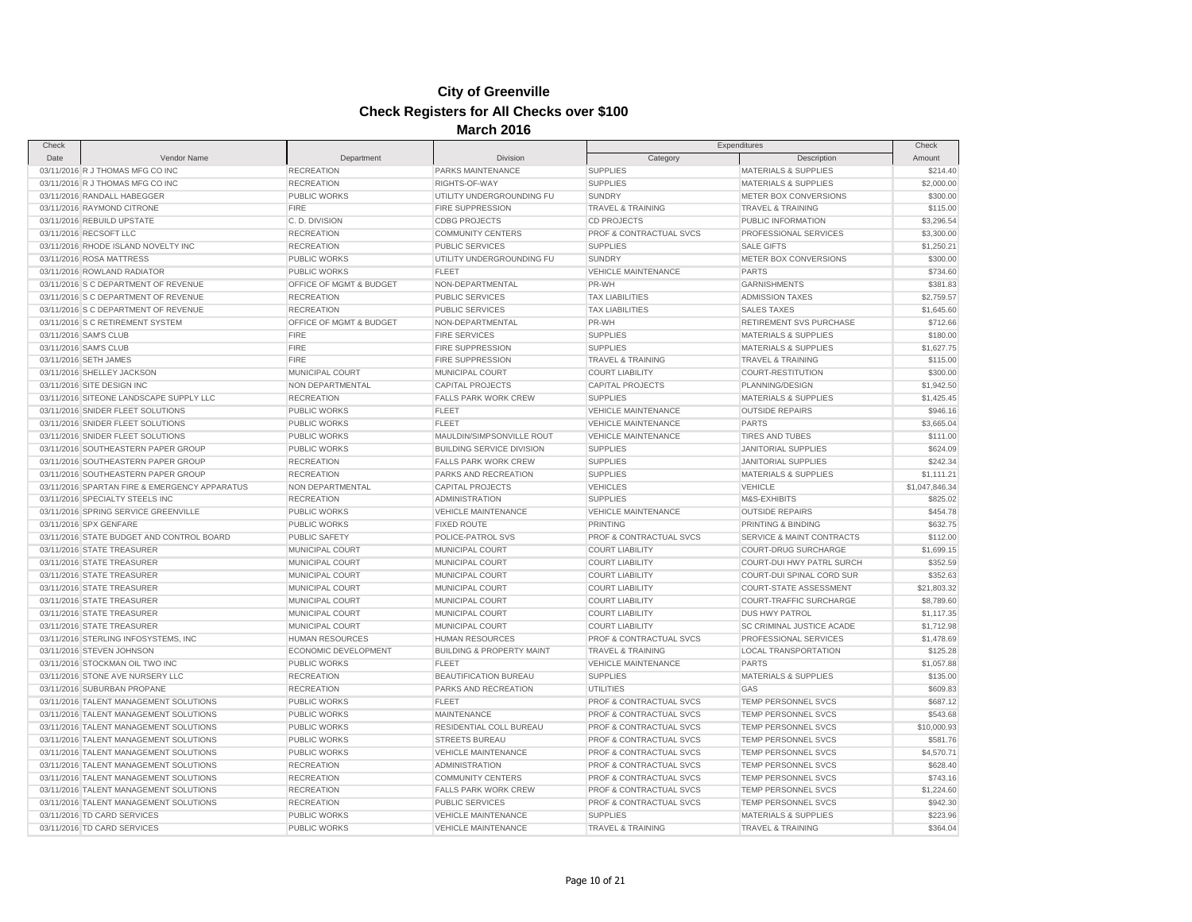# City of Greenville

## Check Registers for All Checks over $100

### March 2016

| Check Date | Vendor Name | Department | Division | Expenditures Category | Expenditures Description | Check Amount |
|---|---|---|---|---|---|---|
| 03/11/2016 | R J THOMAS MFG CO INC | RECREATION | PARKS MAINTENANCE | SUPPLIES | MATERIALS & SUPPLIES | $214.40 |
| 03/11/2016 | R J THOMAS MFG CO INC | RECREATION | RIGHTS-OF-WAY | SUPPLIES | MATERIALS & SUPPLIES | $2,000.00 |
| 03/11/2016 | RANDALL HABEGGER | PUBLIC WORKS | UTILITY UNDERGROUNDING FU | SUNDRY | METER BOX CONVERSIONS | $300.00 |
| 03/11/2016 | RAYMOND CITRONE | FIRE | FIRE SUPPRESSION | TRAVEL & TRAINING | TRAVEL & TRAINING | $115.00 |
| 03/11/2016 | REBUILD UPSTATE | C. D. DIVISION | CDBG PROJECTS | CD PROJECTS | PUBLIC INFORMATION | $3,296.54 |
| 03/11/2016 | RECSOFT LLC | RECREATION | COMMUNITY CENTERS | PROF & CONTRACTUAL SVCS | PROFESSIONAL SERVICES | $3,300.00 |
| 03/11/2016 | RHODE ISLAND NOVELTY INC | RECREATION | PUBLIC SERVICES | SUPPLIES | SALE GIFTS | $1,250.21 |
| 03/11/2016 | ROSA MATTRESS | PUBLIC WORKS | UTILITY UNDERGROUNDING FU | SUNDRY | METER BOX CONVERSIONS | $300.00 |
| 03/11/2016 | ROWLAND RADIATOR | PUBLIC WORKS | FLEET | VEHICLE MAINTENANCE | PARTS | $734.60 |
| 03/11/2016 | S C DEPARTMENT OF REVENUE | OFFICE OF MGMT & BUDGET | NON-DEPARTMENTAL | PR-WH | GARNISHMENTS | $381.83 |
| 03/11/2016 | S C DEPARTMENT OF REVENUE | RECREATION | PUBLIC SERVICES | TAX LIABILITIES | ADMISSION TAXES | $2,759.57 |
| 03/11/2016 | S C DEPARTMENT OF REVENUE | RECREATION | PUBLIC SERVICES | TAX LIABILITIES | SALES TAXES | $1,645.60 |
| 03/11/2016 | S C RETIREMENT SYSTEM | OFFICE OF MGMT & BUDGET | NON-DEPARTMENTAL | PR-WH | RETIREMENT SVS PURCHASE | $712.66 |
| 03/11/2016 | SAM'S CLUB | FIRE | FIRE SERVICES | SUPPLIES | MATERIALS & SUPPLIES | $180.00 |
| 03/11/2016 | SAM'S CLUB | FIRE | FIRE SUPPRESSION | SUPPLIES | MATERIALS & SUPPLIES | $1,627.75 |
| 03/11/2016 | SETH JAMES | FIRE | FIRE SUPPRESSION | TRAVEL & TRAINING | TRAVEL & TRAINING | $115.00 |
| 03/11/2016 | SHELLEY JACKSON | MUNICIPAL COURT | MUNICIPAL COURT | COURT LIABILITY | COURT-RESTITUTION | $300.00 |
| 03/11/2016 | SITE DESIGN INC | NON DEPARTMENTAL | CAPITAL PROJECTS | CAPITAL PROJECTS | PLANNING/DESIGN | $1,942.50 |
| 03/11/2016 | SITEONE LANDSCAPE SUPPLY LLC | RECREATION | FALLS PARK WORK CREW | SUPPLIES | MATERIALS & SUPPLIES | $1,425.45 |
| 03/11/2016 | SNIDER FLEET SOLUTIONS | PUBLIC WORKS | FLEET | VEHICLE MAINTENANCE | OUTSIDE REPAIRS | $946.16 |
| 03/11/2016 | SNIDER FLEET SOLUTIONS | PUBLIC WORKS | FLEET | VEHICLE MAINTENANCE | PARTS | $3,665.04 |
| 03/11/2016 | SNIDER FLEET SOLUTIONS | PUBLIC WORKS | MAULDIN/SIMPSONVILLE ROUT | VEHICLE MAINTENANCE | TIRES AND TUBES | $111.00 |
| 03/11/2016 | SOUTHEASTERN PAPER GROUP | PUBLIC WORKS | BUILDING SERVICE DIVISION | SUPPLIES | JANITORIAL SUPPLIES | $624.09 |
| 03/11/2016 | SOUTHEASTERN PAPER GROUP | RECREATION | FALLS PARK WORK CREW | SUPPLIES | JANITORIAL SUPPLIES | $242.34 |
| 03/11/2016 | SOUTHEASTERN PAPER GROUP | RECREATION | PARKS AND RECREATION | SUPPLIES | MATERIALS & SUPPLIES | $1,111.21 |
| 03/11/2016 | SPARTAN FIRE & EMERGENCY APPARATUS | NON DEPARTMENTAL | CAPITAL PROJECTS | VEHICLES | VEHICLE | $1,047,846.34 |
| 03/11/2016 | SPECIALTY STEELS INC | RECREATION | ADMINISTRATION | SUPPLIES | M&S-EXHIBITS | $825.02 |
| 03/11/2016 | SPRING SERVICE GREENVILLE | PUBLIC WORKS | VEHICLE MAINTENANCE | VEHICLE MAINTENANCE | OUTSIDE REPAIRS | $454.78 |
| 03/11/2016 | SPX GENFARE | PUBLIC WORKS | FIXED ROUTE | PRINTING | PRINTING & BINDING | $632.75 |
| 03/11/2016 | STATE BUDGET AND CONTROL BOARD | PUBLIC SAFETY | POLICE-PATROL SVS | PROF & CONTRACTUAL SVCS | SERVICE & MAINT CONTRACTS | $112.00 |
| 03/11/2016 | STATE TREASURER | MUNICIPAL COURT | MUNICIPAL COURT | COURT LIABILITY | COURT-DRUG SURCHARGE | $1,699.15 |
| 03/11/2016 | STATE TREASURER | MUNICIPAL COURT | MUNICIPAL COURT | COURT LIABILITY | COURT-DUI HWY PATRL SURCH | $352.59 |
| 03/11/2016 | STATE TREASURER | MUNICIPAL COURT | MUNICIPAL COURT | COURT LIABILITY | COURT-DUI SPINAL CORD SUR | $352.63 |
| 03/11/2016 | STATE TREASURER | MUNICIPAL COURT | MUNICIPAL COURT | COURT LIABILITY | COURT-STATE ASSESSMENT | $21,803.32 |
| 03/11/2016 | STATE TREASURER | MUNICIPAL COURT | MUNICIPAL COURT | COURT LIABILITY | COURT-TRAFFIC SURCHARGE | $8,789.60 |
| 03/11/2016 | STATE TREASURER | MUNICIPAL COURT | MUNICIPAL COURT | COURT LIABILITY | DUS HWY PATROL | $1,117.35 |
| 03/11/2016 | STATE TREASURER | MUNICIPAL COURT | MUNICIPAL COURT | COURT LIABILITY | SC CRIMINAL JUSTICE ACADE | $1,712.98 |
| 03/11/2016 | STERLING INFOSYSTEMS, INC | HUMAN RESOURCES | HUMAN RESOURCES | PROF & CONTRACTUAL SVCS | PROFESSIONAL SERVICES | $1,478.69 |
| 03/11/2016 | STEVEN JOHNSON | ECONOMIC DEVELOPMENT | BUILDING & PROPERTY MAINT | TRAVEL & TRAINING | LOCAL TRANSPORTATION | $125.28 |
| 03/11/2016 | STOCKMAN OIL TWO INC | PUBLIC WORKS | FLEET | VEHICLE MAINTENANCE | PARTS | $1,057.88 |
| 03/11/2016 | STONE AVE NURSERY LLC | RECREATION | BEAUTIFICATION BUREAU | SUPPLIES | MATERIALS & SUPPLIES | $135.00 |
| 03/11/2016 | SUBURBAN PROPANE | RECREATION | PARKS AND RECREATION | UTILITIES | GAS | $609.83 |
| 03/11/2016 | TALENT MANAGEMENT SOLUTIONS | PUBLIC WORKS | FLEET | PROF & CONTRACTUAL SVCS | TEMP PERSONNEL SVCS | $687.12 |
| 03/11/2016 | TALENT MANAGEMENT SOLUTIONS | PUBLIC WORKS | MAINTENANCE | PROF & CONTRACTUAL SVCS | TEMP PERSONNEL SVCS | $543.68 |
| 03/11/2016 | TALENT MANAGEMENT SOLUTIONS | PUBLIC WORKS | RESIDENTIAL COLL BUREAU | PROF & CONTRACTUAL SVCS | TEMP PERSONNEL SVCS | $10,000.93 |
| 03/11/2016 | TALENT MANAGEMENT SOLUTIONS | PUBLIC WORKS | STREETS BUREAU | PROF & CONTRACTUAL SVCS | TEMP PERSONNEL SVCS | $581.76 |
| 03/11/2016 | TALENT MANAGEMENT SOLUTIONS | PUBLIC WORKS | VEHICLE MAINTENANCE | PROF & CONTRACTUAL SVCS | TEMP PERSONNEL SVCS | $4,570.71 |
| 03/11/2016 | TALENT MANAGEMENT SOLUTIONS | RECREATION | ADMINISTRATION | PROF & CONTRACTUAL SVCS | TEMP PERSONNEL SVCS | $628.40 |
| 03/11/2016 | TALENT MANAGEMENT SOLUTIONS | RECREATION | COMMUNITY CENTERS | PROF & CONTRACTUAL SVCS | TEMP PERSONNEL SVCS | $743.16 |
| 03/11/2016 | TALENT MANAGEMENT SOLUTIONS | RECREATION | FALLS PARK WORK CREW | PROF & CONTRACTUAL SVCS | TEMP PERSONNEL SVCS | $1,224.60 |
| 03/11/2016 | TALENT MANAGEMENT SOLUTIONS | RECREATION | PUBLIC SERVICES | PROF & CONTRACTUAL SVCS | TEMP PERSONNEL SVCS | $942.30 |
| 03/11/2016 | TD CARD SERVICES | PUBLIC WORKS | VEHICLE MAINTENANCE | SUPPLIES | MATERIALS & SUPPLIES | $223.96 |
| 03/11/2016 | TD CARD SERVICES | PUBLIC WORKS | VEHICLE MAINTENANCE | TRAVEL & TRAINING | TRAVEL & TRAINING | $364.04 |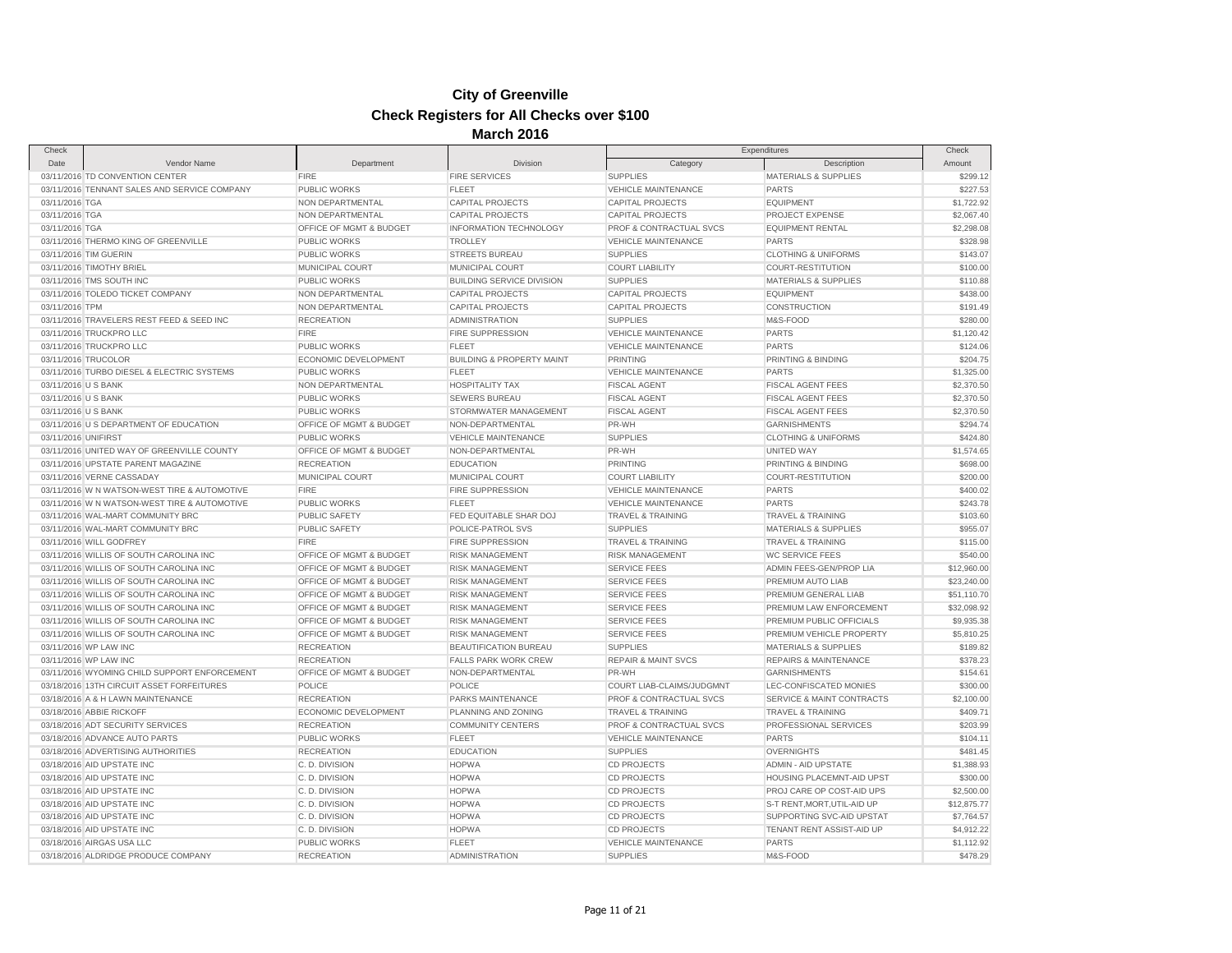# City of Greenville

## Check Registers for All Checks over $100

### March 2016

| Check Date | Vendor Name | Department | Division | Expenditures Category | Expenditures Description | Check Amount |
|---|---|---|---|---|---|---|
| 03/11/2016 | TD CONVENTION CENTER | FIRE | FIRE SERVICES | SUPPLIES | MATERIALS & SUPPLIES | $299.12 |
| 03/11/2016 | TENNANT SALES AND SERVICE COMPANY | PUBLIC WORKS | FLEET | VEHICLE MAINTENANCE | PARTS | $227.53 |
| 03/11/2016 | TGA | NON DEPARTMENTAL | CAPITAL PROJECTS | CAPITAL PROJECTS | EQUIPMENT | $1,722.92 |
| 03/11/2016 | TGA | NON DEPARTMENTAL | CAPITAL PROJECTS | CAPITAL PROJECTS | PROJECT EXPENSE | $2,067.40 |
| 03/11/2016 | TGA | OFFICE OF MGMT & BUDGET | INFORMATION TECHNOLOGY | PROF & CONTRACTUAL SVCS | EQUIPMENT RENTAL | $2,298.08 |
| 03/11/2016 | THERMO KING OF GREENVILLE | PUBLIC WORKS | TROLLEY | VEHICLE MAINTENANCE | PARTS | $328.98 |
| 03/11/2016 | TIM GUERIN | PUBLIC WORKS | STREETS BUREAU | SUPPLIES | CLOTHING & UNIFORMS | $143.07 |
| 03/11/2016 | TIMOTHY BRIEL | MUNICIPAL COURT | MUNICIPAL COURT | COURT LIABILITY | COURT-RESTITUTION | $100.00 |
| 03/11/2016 | TMS SOUTH INC | PUBLIC WORKS | BUILDING SERVICE DIVISION | SUPPLIES | MATERIALS & SUPPLIES | $110.88 |
| 03/11/2016 | TOLEDO TICKET COMPANY | NON DEPARTMENTAL | CAPITAL PROJECTS | CAPITAL PROJECTS | EQUIPMENT | $438.00 |
| 03/11/2016 | TPM | NON DEPARTMENTAL | CAPITAL PROJECTS | CAPITAL PROJECTS | CONSTRUCTION | $191.49 |
| 03/11/2016 | TRAVELERS REST FEED & SEED INC | RECREATION | ADMINISTRATION | SUPPLIES | M&S-FOOD | $280.00 |
| 03/11/2016 | TRUCKPRO LLC | FIRE | FIRE SUPPRESSION | VEHICLE MAINTENANCE | PARTS | $1,120.42 |
| 03/11/2016 | TRUCKPRO LLC | PUBLIC WORKS | FLEET | VEHICLE MAINTENANCE | PARTS | $124.06 |
| 03/11/2016 | TRUCOLOR | ECONOMIC DEVELOPMENT | BUILDING & PROPERTY MAINT | PRINTING | PRINTING & BINDING | $204.75 |
| 03/11/2016 | TURBO DIESEL & ELECTRIC SYSTEMS | PUBLIC WORKS | FLEET | VEHICLE MAINTENANCE | PARTS | $1,325.00 |
| 03/11/2016 | U S BANK | NON DEPARTMENTAL | HOSPITALITY TAX | FISCAL AGENT | FISCAL AGENT FEES | $2,370.50 |
| 03/11/2016 | U S BANK | PUBLIC WORKS | SEWERS BUREAU | FISCAL AGENT | FISCAL AGENT FEES | $2,370.50 |
| 03/11/2016 | U S BANK | PUBLIC WORKS | STORMWATER MANAGEMENT | FISCAL AGENT | FISCAL AGENT FEES | $2,370.50 |
| 03/11/2016 | U S DEPARTMENT OF EDUCATION | OFFICE OF MGMT & BUDGET | NON-DEPARTMENTAL | PR-WH | GARNISHMENTS | $294.74 |
| 03/11/2016 | UNIFIRST | PUBLIC WORKS | VEHICLE MAINTENANCE | SUPPLIES | CLOTHING & UNIFORMS | $424.80 |
| 03/11/2016 | UNITED WAY OF GREENVILLE COUNTY | OFFICE OF MGMT & BUDGET | NON-DEPARTMENTAL | PR-WH | UNITED WAY | $1,574.65 |
| 03/11/2016 | UPSTATE PARENT MAGAZINE | RECREATION | EDUCATION | PRINTING | PRINTING & BINDING | $698.00 |
| 03/11/2016 | VERNE CASSADAY | MUNICIPAL COURT | MUNICIPAL COURT | COURT LIABILITY | COURT-RESTITUTION | $200.00 |
| 03/11/2016 | W N WATSON-WEST TIRE & AUTOMOTIVE | FIRE | FIRE SUPPRESSION | VEHICLE MAINTENANCE | PARTS | $400.02 |
| 03/11/2016 | W N WATSON-WEST TIRE & AUTOMOTIVE | PUBLIC WORKS | FLEET | VEHICLE MAINTENANCE | PARTS | $243.78 |
| 03/11/2016 | WAL-MART COMMUNITY BRC | PUBLIC SAFETY | FED EQUITABLE SHAR DOJ | TRAVEL & TRAINING | TRAVEL & TRAINING | $103.60 |
| 03/11/2016 | WAL-MART COMMUNITY BRC | PUBLIC SAFETY | POLICE-PATROL SVS | SUPPLIES | MATERIALS & SUPPLIES | $955.07 |
| 03/11/2016 | WILL GODFREY | FIRE | FIRE SUPPRESSION | TRAVEL & TRAINING | TRAVEL & TRAINING | $115.00 |
| 03/11/2016 | WILLIS OF SOUTH CAROLINA INC | OFFICE OF MGMT & BUDGET | RISK MANAGEMENT | RISK MANAGEMENT | WC SERVICE FEES | $540.00 |
| 03/11/2016 | WILLIS OF SOUTH CAROLINA INC | OFFICE OF MGMT & BUDGET | RISK MANAGEMENT | SERVICE FEES | ADMIN FEES-GEN/PROP LIA | $12,960.00 |
| 03/11/2016 | WILLIS OF SOUTH CAROLINA INC | OFFICE OF MGMT & BUDGET | RISK MANAGEMENT | SERVICE FEES | PREMIUM AUTO LIAB | $23,240.00 |
| 03/11/2016 | WILLIS OF SOUTH CAROLINA INC | OFFICE OF MGMT & BUDGET | RISK MANAGEMENT | SERVICE FEES | PREMIUM GENERAL LIAB | $51,110.70 |
| 03/11/2016 | WILLIS OF SOUTH CAROLINA INC | OFFICE OF MGMT & BUDGET | RISK MANAGEMENT | SERVICE FEES | PREMIUM LAW ENFORCEMENT | $32,098.92 |
| 03/11/2016 | WILLIS OF SOUTH CAROLINA INC | OFFICE OF MGMT & BUDGET | RISK MANAGEMENT | SERVICE FEES | PREMIUM PUBLIC OFFICIALS | $9,935.38 |
| 03/11/2016 | WILLIS OF SOUTH CAROLINA INC | OFFICE OF MGMT & BUDGET | RISK MANAGEMENT | SERVICE FEES | PREMIUM VEHICLE PROPERTY | $5,810.25 |
| 03/11/2016 | WP LAW INC | RECREATION | BEAUTIFICATION BUREAU | SUPPLIES | MATERIALS & SUPPLIES | $189.82 |
| 03/11/2016 | WP LAW INC | RECREATION | FALLS PARK WORK CREW | REPAIR & MAINT SVCS | REPAIRS & MAINTENANCE | $378.23 |
| 03/11/2016 | WYOMING CHILD SUPPORT ENFORCEMENT | OFFICE OF MGMT & BUDGET | NON-DEPARTMENTAL | PR-WH | GARNISHMENTS | $154.61 |
| 03/18/2016 | 13TH CIRCUIT ASSET FORFEITURES | POLICE | POLICE | COURT LIAB-CLAIMS/JUDGMNT | LEC-CONFISCATED MONIES | $300.00 |
| 03/18/2016 | A & H LAWN MAINTENANCE | RECREATION | PARKS MAINTENANCE | PROF & CONTRACTUAL SVCS | SERVICE & MAINT CONTRACTS | $2,100.00 |
| 03/18/2016 | ABBIE RICKOFF | ECONOMIC DEVELOPMENT | PLANNING AND ZONING | TRAVEL & TRAINING | TRAVEL & TRAINING | $409.71 |
| 03/18/2016 | ADT SECURITY SERVICES | RECREATION | COMMUNITY CENTERS | PROF & CONTRACTUAL SVCS | PROFESSIONAL SERVICES | $203.99 |
| 03/18/2016 | ADVANCE AUTO PARTS | PUBLIC WORKS | FLEET | VEHICLE MAINTENANCE | PARTS | $104.11 |
| 03/18/2016 | ADVERTISING AUTHORITIES | RECREATION | EDUCATION | SUPPLIES | OVERNIGHTS | $481.45 |
| 03/18/2016 | AID UPSTATE INC | C. D. DIVISION | HOPWA | CD PROJECTS | ADMIN - AID UPSTATE | $1,388.93 |
| 03/18/2016 | AID UPSTATE INC | C. D. DIVISION | HOPWA | CD PROJECTS | HOUSING PLACEMNT-AID UPST | $300.00 |
| 03/18/2016 | AID UPSTATE INC | C. D. DIVISION | HOPWA | CD PROJECTS | PROJ CARE OP COST-AID UPS | $2,500.00 |
| 03/18/2016 | AID UPSTATE INC | C. D. DIVISION | HOPWA | CD PROJECTS | S-T RENT,MORT,UTIL-AID UP | $12,875.77 |
| 03/18/2016 | AID UPSTATE INC | C. D. DIVISION | HOPWA | CD PROJECTS | SUPPORTING SVC-AID UPSTAT | $7,764.57 |
| 03/18/2016 | AID UPSTATE INC | C. D. DIVISION | HOPWA | CD PROJECTS | TENANT RENT ASSIST-AID UP | $4,912.22 |
| 03/18/2016 | AIRGAS USA LLC | PUBLIC WORKS | FLEET | VEHICLE MAINTENANCE | PARTS | $1,112.92 |
| 03/18/2016 | ALDRIDGE PRODUCE COMPANY | RECREATION | ADMINISTRATION | SUPPLIES | M&S-FOOD | $478.29 |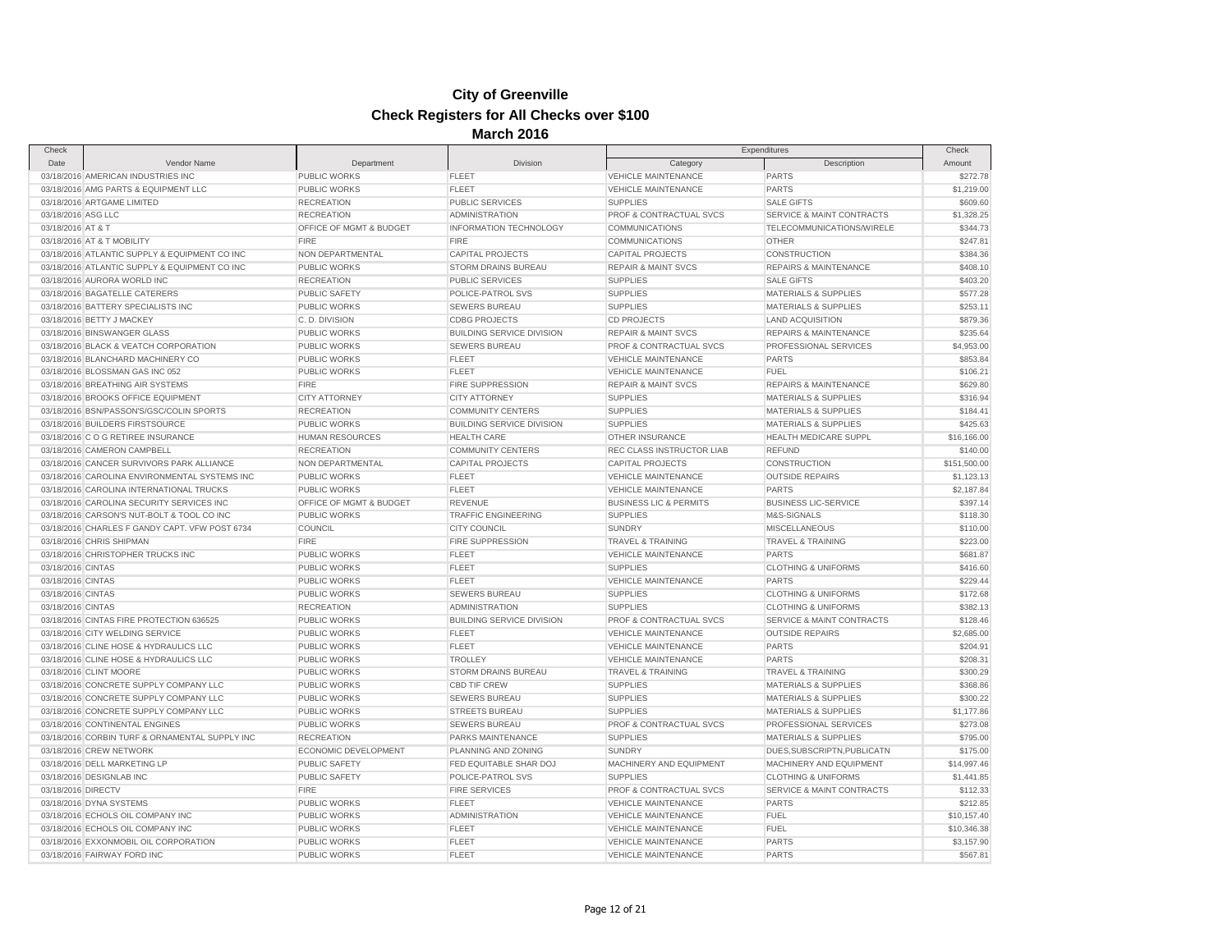# City of Greenville

## Check Registers for All Checks over $100

### March 2016

| Check Date | Vendor Name | Department | Division | Expenditures Category | Expenditures Description | Check Amount |
|---|---|---|---|---|---|---|
| 03/18/2016 | AMERICAN INDUSTRIES INC | PUBLIC WORKS | FLEET | VEHICLE MAINTENANCE | PARTS | $272.78 |
| 03/18/2016 | AMG PARTS & EQUIPMENT LLC | PUBLIC WORKS | FLEET | VEHICLE MAINTENANCE | PARTS | $1,219.00 |
| 03/18/2016 | ARTGAME LIMITED | RECREATION | PUBLIC SERVICES | SUPPLIES | SALE GIFTS | $609.60 |
| 03/18/2016 | ASG LLC | RECREATION | ADMINISTRATION | PROF & CONTRACTUAL SVCS | SERVICE & MAINT CONTRACTS | $1,328.25 |
| 03/18/2016 | AT & T | OFFICE OF MGMT & BUDGET | INFORMATION TECHNOLOGY | COMMUNICATIONS | TELECOMMUNICATIONS/WIRELE | $344.73 |
| 03/18/2016 | AT & T MOBILITY | FIRE | FIRE | COMMUNICATIONS | OTHER | $247.81 |
| 03/18/2016 | ATLANTIC SUPPLY & EQUIPMENT CO INC | NON DEPARTMENTAL | CAPITAL PROJECTS | CAPITAL PROJECTS | CONSTRUCTION | $384.36 |
| 03/18/2016 | ATLANTIC SUPPLY & EQUIPMENT CO INC | PUBLIC WORKS | STORM DRAINS BUREAU | REPAIR & MAINT SVCS | REPAIRS & MAINTENANCE | $408.10 |
| 03/18/2016 | AURORA WORLD INC | RECREATION | PUBLIC SERVICES | SUPPLIES | SALE GIFTS | $403.20 |
| 03/18/2016 | BAGATELLE CATERERS | PUBLIC SAFETY | POLICE-PATROL SVS | SUPPLIES | MATERIALS & SUPPLIES | $577.28 |
| 03/18/2016 | BATTERY SPECIALISTS INC | PUBLIC WORKS | SEWERS BUREAU | SUPPLIES | MATERIALS & SUPPLIES | $253.11 |
| 03/18/2016 | BETTY J MACKEY | C. D. DIVISION | CDBG PROJECTS | CD PROJECTS | LAND ACQUISITION | $879.36 |
| 03/18/2016 | BINSWANGER GLASS | PUBLIC WORKS | BUILDING SERVICE DIVISION | REPAIR & MAINT SVCS | REPAIRS & MAINTENANCE | $235.64 |
| 03/18/2016 | BLACK & VEATCH CORPORATION | PUBLIC WORKS | SEWERS BUREAU | PROF & CONTRACTUAL SVCS | PROFESSIONAL SERVICES | $4,953.00 |
| 03/18/2016 | BLANCHARD MACHINERY CO | PUBLIC WORKS | FLEET | VEHICLE MAINTENANCE | PARTS | $853.84 |
| 03/18/2016 | BLOSSMAN GAS INC 052 | PUBLIC WORKS | FLEET | VEHICLE MAINTENANCE | FUEL | $106.21 |
| 03/18/2016 | BREATHING AIR SYSTEMS | FIRE | FIRE SUPPRESSION | REPAIR & MAINT SVCS | REPAIRS & MAINTENANCE | $629.80 |
| 03/18/2016 | BROOKS OFFICE EQUIPMENT | CITY ATTORNEY | CITY ATTORNEY | SUPPLIES | MATERIALS & SUPPLIES | $316.94 |
| 03/18/2016 | BSN/PASSON'S/GSC/COLIN SPORTS | RECREATION | COMMUNITY CENTERS | SUPPLIES | MATERIALS & SUPPLIES | $184.41 |
| 03/18/2016 | BUILDERS FIRSTSOURCE | PUBLIC WORKS | BUILDING SERVICE DIVISION | SUPPLIES | MATERIALS & SUPPLIES | $425.63 |
| 03/18/2016 | C O G RETIREE INSURANCE | HUMAN RESOURCES | HEALTH CARE | OTHER INSURANCE | HEALTH MEDICARE SUPPL | $16,166.00 |
| 03/18/2016 | CAMERON CAMPBELL | RECREATION | COMMUNITY CENTERS | REC CLASS INSTRUCTOR LIAB | REFUND | $140.00 |
| 03/18/2016 | CANCER SURVIVORS PARK ALLIANCE | NON DEPARTMENTAL | CAPITAL PROJECTS | CAPITAL PROJECTS | CONSTRUCTION | $151,500.00 |
| 03/18/2016 | CAROLINA ENVIRONMENTAL SYSTEMS INC | PUBLIC WORKS | FLEET | VEHICLE MAINTENANCE | OUTSIDE REPAIRS | $1,123.13 |
| 03/18/2016 | CAROLINA INTERNATIONAL TRUCKS | PUBLIC WORKS | FLEET | VEHICLE MAINTENANCE | PARTS | $2,187.84 |
| 03/18/2016 | CAROLINA SECURITY SERVICES INC | OFFICE OF MGMT & BUDGET | REVENUE | BUSINESS LIC & PERMITS | BUSINESS LIC-SERVICE | $397.14 |
| 03/18/2016 | CARSON'S NUT-BOLT & TOOL CO INC | PUBLIC WORKS | TRAFFIC ENGINEERING | SUPPLIES | M&S-SIGNALS | $118.30 |
| 03/18/2016 | CHARLES F GANDY CAPT. VFW POST 6734 | COUNCIL | CITY COUNCIL | SUNDRY | MISCELLANEOUS | $110.00 |
| 03/18/2016 | CHRIS SHIPMAN | FIRE | FIRE SUPPRESSION | TRAVEL & TRAINING | TRAVEL & TRAINING | $223.00 |
| 03/18/2016 | CHRISTOPHER TRUCKS INC | PUBLIC WORKS | FLEET | VEHICLE MAINTENANCE | PARTS | $681.87 |
| 03/18/2016 | CINTAS | PUBLIC WORKS | FLEET | SUPPLIES | CLOTHING & UNIFORMS | $416.60 |
| 03/18/2016 | CINTAS | PUBLIC WORKS | FLEET | VEHICLE MAINTENANCE | PARTS | $229.44 |
| 03/18/2016 | CINTAS | PUBLIC WORKS | SEWERS BUREAU | SUPPLIES | CLOTHING & UNIFORMS | $172.68 |
| 03/18/2016 | CINTAS | RECREATION | ADMINISTRATION | SUPPLIES | CLOTHING & UNIFORMS | $382.13 |
| 03/18/2016 | CINTAS FIRE PROTECTION 636525 | PUBLIC WORKS | BUILDING SERVICE DIVISION | PROF & CONTRACTUAL SVCS | SERVICE & MAINT CONTRACTS | $128.46 |
| 03/18/2016 | CITY WELDING SERVICE | PUBLIC WORKS | FLEET | VEHICLE MAINTENANCE | OUTSIDE REPAIRS | $2,685.00 |
| 03/18/2016 | CLINE HOSE & HYDRAULICS LLC | PUBLIC WORKS | FLEET | VEHICLE MAINTENANCE | PARTS | $204.91 |
| 03/18/2016 | CLINE HOSE & HYDRAULICS LLC | PUBLIC WORKS | TROLLEY | VEHICLE MAINTENANCE | PARTS | $208.31 |
| 03/18/2016 | CLINT MOORE | PUBLIC WORKS | STORM DRAINS BUREAU | TRAVEL & TRAINING | TRAVEL & TRAINING | $300.29 |
| 03/18/2016 | CONCRETE SUPPLY COMPANY LLC | PUBLIC WORKS | CBD TIF CREW | SUPPLIES | MATERIALS & SUPPLIES | $368.86 |
| 03/18/2016 | CONCRETE SUPPLY COMPANY LLC | PUBLIC WORKS | SEWERS BUREAU | SUPPLIES | MATERIALS & SUPPLIES | $300.22 |
| 03/18/2016 | CONCRETE SUPPLY COMPANY LLC | PUBLIC WORKS | STREETS BUREAU | SUPPLIES | MATERIALS & SUPPLIES | $1,177.86 |
| 03/18/2016 | CONTINENTAL ENGINES | PUBLIC WORKS | SEWERS BUREAU | PROF & CONTRACTUAL SVCS | PROFESSIONAL SERVICES | $273.08 |
| 03/18/2016 | CORBIN TURF & ORNAMENTAL SUPPLY INC | RECREATION | PARKS MAINTENANCE | SUPPLIES | MATERIALS & SUPPLIES | $795.00 |
| 03/18/2016 | CREW NETWORK | ECONOMIC DEVELOPMENT | PLANNING AND ZONING | SUNDRY | DUES,SUBSCRIPTN,PUBLICATN | $175.00 |
| 03/18/2016 | DELL MARKETING LP | PUBLIC SAFETY | FED EQUITABLE SHAR DOJ | MACHINERY AND EQUIPMENT | MACHINERY AND EQUIPMENT | $14,997.46 |
| 03/18/2016 | DESIGNLAB INC | PUBLIC SAFETY | POLICE-PATROL SVS | SUPPLIES | CLOTHING & UNIFORMS | $1,441.85 |
| 03/18/2016 | DIRECTV | FIRE | FIRE SERVICES | PROF & CONTRACTUAL SVCS | SERVICE & MAINT CONTRACTS | $112.33 |
| 03/18/2016 | DYNA SYSTEMS | PUBLIC WORKS | FLEET | VEHICLE MAINTENANCE | PARTS | $212.85 |
| 03/18/2016 | ECHOLS OIL COMPANY INC | PUBLIC WORKS | ADMINISTRATION | VEHICLE MAINTENANCE | FUEL | $10,157.40 |
| 03/18/2016 | ECHOLS OIL COMPANY INC | PUBLIC WORKS | FLEET | VEHICLE MAINTENANCE | FUEL | $10,346.38 |
| 03/18/2016 | EXXONMOBIL OIL CORPORATION | PUBLIC WORKS | FLEET | VEHICLE MAINTENANCE | PARTS | $3,157.90 |
| 03/18/2016 | FAIRWAY FORD INC | PUBLIC WORKS | FLEET | VEHICLE MAINTENANCE | PARTS | $567.81 |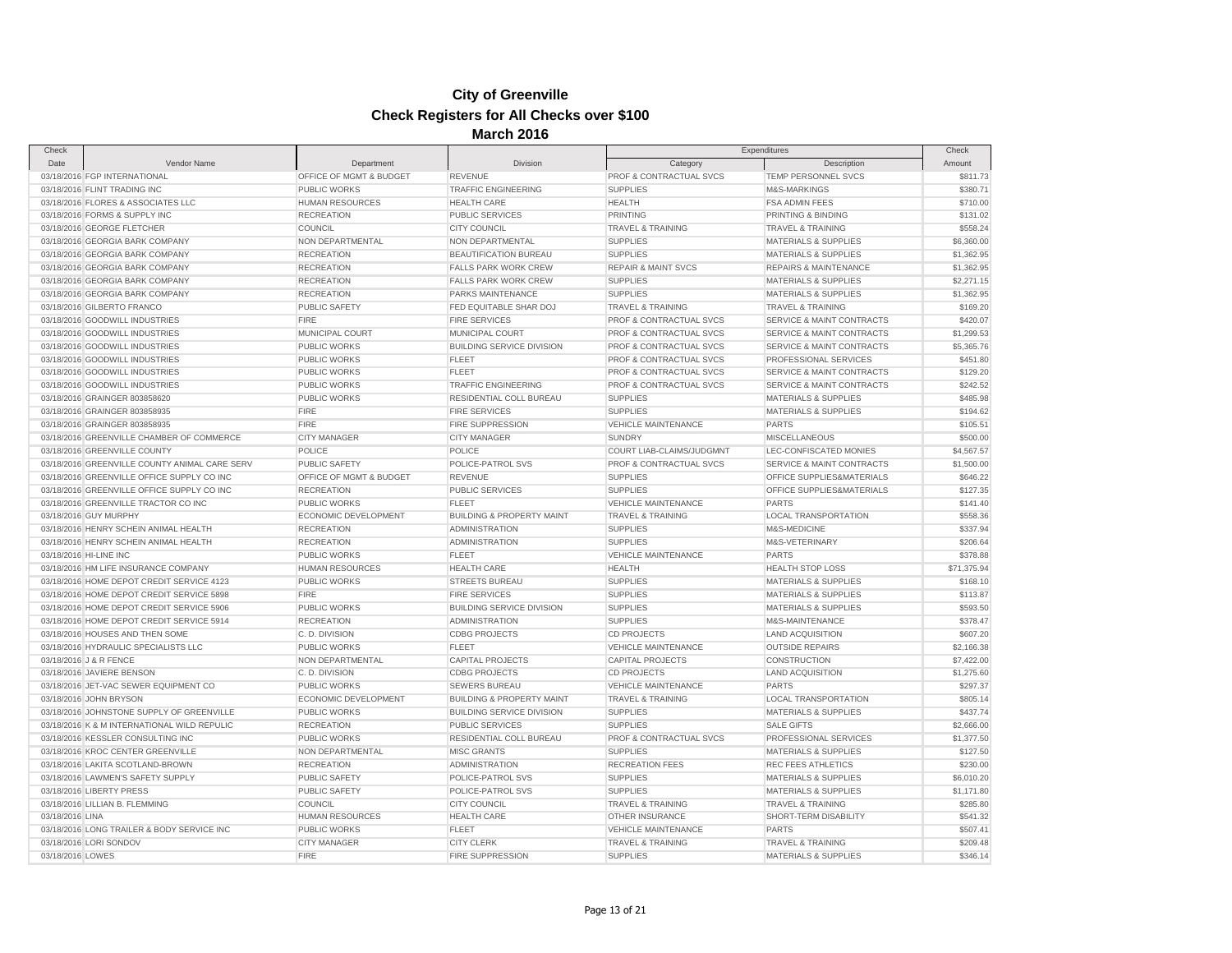# City of Greenville

## Check Registers for All Checks over $100

### March 2016

| Check Date | Vendor Name | Department | Division | Expenditures Category | Expenditures Description | Check Amount |
|---|---|---|---|---|---|---|
| 03/18/2016 | FGP INTERNATIONAL | OFFICE OF MGMT & BUDGET | REVENUE | PROF & CONTRACTUAL SVCS | TEMP PERSONNEL SVCS | $811.73 |
| 03/18/2016 | FLINT TRADING INC | PUBLIC WORKS | TRAFFIC ENGINEERING | SUPPLIES | M&S-MARKINGS | $380.71 |
| 03/18/2016 | FLORES & ASSOCIATES LLC | HUMAN RESOURCES | HEALTH CARE | HEALTH | FSA ADMIN FEES | $710.00 |
| 03/18/2016 | FORMS & SUPPLY INC | RECREATION | PUBLIC SERVICES | PRINTING | PRINTING & BINDING | $131.02 |
| 03/18/2016 | GEORGE FLETCHER | COUNCIL | CITY COUNCIL | TRAVEL & TRAINING | TRAVEL & TRAINING | $558.24 |
| 03/18/2016 | GEORGIA BARK COMPANY | NON DEPARTMENTAL | NON DEPARTMENTAL | SUPPLIES | MATERIALS & SUPPLIES | $6,360.00 |
| 03/18/2016 | GEORGIA BARK COMPANY | RECREATION | BEAUTIFICATION BUREAU | SUPPLIES | MATERIALS & SUPPLIES | $1,362.95 |
| 03/18/2016 | GEORGIA BARK COMPANY | RECREATION | FALLS PARK WORK CREW | REPAIR & MAINT SVCS | REPAIRS & MAINTENANCE | $1,362.95 |
| 03/18/2016 | GEORGIA BARK COMPANY | RECREATION | FALLS PARK WORK CREW | SUPPLIES | MATERIALS & SUPPLIES | $2,271.15 |
| 03/18/2016 | GEORGIA BARK COMPANY | RECREATION | PARKS MAINTENANCE | SUPPLIES | MATERIALS & SUPPLIES | $1,362.95 |
| 03/18/2016 | GILBERTO FRANCO | PUBLIC SAFETY | FED EQUITABLE SHAR DOJ | TRAVEL & TRAINING | TRAVEL & TRAINING | $169.20 |
| 03/18/2016 | GOODWILL INDUSTRIES | FIRE | FIRE SERVICES | PROF & CONTRACTUAL SVCS | SERVICE & MAINT CONTRACTS | $420.07 |
| 03/18/2016 | GOODWILL INDUSTRIES | MUNICIPAL COURT | MUNICIPAL COURT | PROF & CONTRACTUAL SVCS | SERVICE & MAINT CONTRACTS | $1,299.53 |
| 03/18/2016 | GOODWILL INDUSTRIES | PUBLIC WORKS | BUILDING SERVICE DIVISION | PROF & CONTRACTUAL SVCS | SERVICE & MAINT CONTRACTS | $5,365.76 |
| 03/18/2016 | GOODWILL INDUSTRIES | PUBLIC WORKS | FLEET | PROF & CONTRACTUAL SVCS | PROFESSIONAL SERVICES | $451.80 |
| 03/18/2016 | GOODWILL INDUSTRIES | PUBLIC WORKS | FLEET | PROF & CONTRACTUAL SVCS | SERVICE & MAINT CONTRACTS | $129.20 |
| 03/18/2016 | GOODWILL INDUSTRIES | PUBLIC WORKS | TRAFFIC ENGINEERING | PROF & CONTRACTUAL SVCS | SERVICE & MAINT CONTRACTS | $242.52 |
| 03/18/2016 | GRAINGER 803858620 | PUBLIC WORKS | RESIDENTIAL COLL BUREAU | SUPPLIES | MATERIALS & SUPPLIES | $485.98 |
| 03/18/2016 | GRAINGER 803858935 | FIRE | FIRE SERVICES | SUPPLIES | MATERIALS & SUPPLIES | $194.62 |
| 03/18/2016 | GRAINGER 803858935 | FIRE | FIRE SUPPRESSION | VEHICLE MAINTENANCE | PARTS | $105.51 |
| 03/18/2016 | GREENVILLE CHAMBER OF COMMERCE | CITY MANAGER | CITY MANAGER | SUNDRY | MISCELLANEOUS | $500.00 |
| 03/18/2016 | GREENVILLE COUNTY | POLICE | POLICE | COURT LIAB-CLAIMS/JUDGMNT | LEC-CONFISCATED MONIES | $4,567.57 |
| 03/18/2016 | GREENVILLE COUNTY ANIMAL CARE SERV | PUBLIC SAFETY | POLICE-PATROL SVS | PROF & CONTRACTUAL SVCS | SERVICE & MAINT CONTRACTS | $1,500.00 |
| 03/18/2016 | GREENVILLE OFFICE SUPPLY CO INC | OFFICE OF MGMT & BUDGET | REVENUE | SUPPLIES | OFFICE SUPPLIES&MATERIALS | $646.22 |
| 03/18/2016 | GREENVILLE OFFICE SUPPLY CO INC | RECREATION | PUBLIC SERVICES | SUPPLIES | OFFICE SUPPLIES&MATERIALS | $127.35 |
| 03/18/2016 | GREENVILLE TRACTOR CO INC | PUBLIC WORKS | FLEET | VEHICLE MAINTENANCE | PARTS | $141.40 |
| 03/18/2016 | GUY MURPHY | ECONOMIC DEVELOPMENT | BUILDING & PROPERTY MAINT | TRAVEL & TRAINING | LOCAL TRANSPORTATION | $558.36 |
| 03/18/2016 | HENRY SCHEIN ANIMAL HEALTH | RECREATION | ADMINISTRATION | SUPPLIES | M&S-MEDICINE | $337.94 |
| 03/18/2016 | HENRY SCHEIN ANIMAL HEALTH | RECREATION | ADMINISTRATION | SUPPLIES | M&S-VETERINARY | $206.64 |
| 03/18/2016 | HI-LINE INC | PUBLIC WORKS | FLEET | VEHICLE MAINTENANCE | PARTS | $378.88 |
| 03/18/2016 | HM LIFE INSURANCE COMPANY | HUMAN RESOURCES | HEALTH CARE | HEALTH | HEALTH STOP LOSS | $71,375.94 |
| 03/18/2016 | HOME DEPOT CREDIT SERVICE 4123 | PUBLIC WORKS | STREETS BUREAU | SUPPLIES | MATERIALS & SUPPLIES | $168.10 |
| 03/18/2016 | HOME DEPOT CREDIT SERVICE 5898 | FIRE | FIRE SERVICES | SUPPLIES | MATERIALS & SUPPLIES | $113.87 |
| 03/18/2016 | HOME DEPOT CREDIT SERVICE 5906 | PUBLIC WORKS | BUILDING SERVICE DIVISION | SUPPLIES | MATERIALS & SUPPLIES | $593.50 |
| 03/18/2016 | HOME DEPOT CREDIT SERVICE 5914 | RECREATION | ADMINISTRATION | SUPPLIES | M&S-MAINTENANCE | $378.47 |
| 03/18/2016 | HOUSES AND THEN SOME | C. D. DIVISION | CDBG PROJECTS | CD PROJECTS | LAND ACQUISITION | $607.20 |
| 03/18/2016 | HYDRAULIC SPECIALISTS LLC | PUBLIC WORKS | FLEET | VEHICLE MAINTENANCE | OUTSIDE REPAIRS | $2,166.38 |
| 03/18/2016 | J & R FENCE | NON DEPARTMENTAL | CAPITAL PROJECTS | CAPITAL PROJECTS | CONSTRUCTION | $7,422.00 |
| 03/18/2016 | JAVIERE BENSON | C. D. DIVISION | CDBG PROJECTS | CD PROJECTS | LAND ACQUISITION | $1,275.60 |
| 03/18/2016 | JET-VAC SEWER EQUIPMENT CO | PUBLIC WORKS | SEWERS BUREAU | VEHICLE MAINTENANCE | PARTS | $297.37 |
| 03/18/2016 | JOHN BRYSON | ECONOMIC DEVELOPMENT | BUILDING & PROPERTY MAINT | TRAVEL & TRAINING | LOCAL TRANSPORTATION | $805.14 |
| 03/18/2016 | JOHNSTONE SUPPLY OF GREENVILLE | PUBLIC WORKS | BUILDING SERVICE DIVISION | SUPPLIES | MATERIALS & SUPPLIES | $437.74 |
| 03/18/2016 | K & M INTERNATIONAL WILD REPULIC | RECREATION | PUBLIC SERVICES | SUPPLIES | SALE GIFTS | $2,666.00 |
| 03/18/2016 | KESSLER CONSULTING INC | PUBLIC WORKS | RESIDENTIAL COLL BUREAU | PROF & CONTRACTUAL SVCS | PROFESSIONAL SERVICES | $1,377.50 |
| 03/18/2016 | KROC CENTER GREENVILLE | NON DEPARTMENTAL | MISC GRANTS | SUPPLIES | MATERIALS & SUPPLIES | $127.50 |
| 03/18/2016 | LAKITA SCOTLAND-BROWN | RECREATION | ADMINISTRATION | RECREATION FEES | REC FEES ATHLETICS | $230.00 |
| 03/18/2016 | LAWMEN'S SAFETY SUPPLY | PUBLIC SAFETY | POLICE-PATROL SVS | SUPPLIES | MATERIALS & SUPPLIES | $6,010.20 |
| 03/18/2016 | LIBERTY PRESS | PUBLIC SAFETY | POLICE-PATROL SVS | SUPPLIES | MATERIALS & SUPPLIES | $1,171.80 |
| 03/18/2016 | LILLIAN B. FLEMMING | COUNCIL | CITY COUNCIL | TRAVEL & TRAINING | TRAVEL & TRAINING | $285.80 |
| 03/18/2016 | LINA | HUMAN RESOURCES | HEALTH CARE | OTHER INSURANCE | SHORT-TERM DISABILITY | $541.32 |
| 03/18/2016 | LONG TRAILER & BODY SERVICE INC | PUBLIC WORKS | FLEET | VEHICLE MAINTENANCE | PARTS | $507.41 |
| 03/18/2016 | LORI SONDOV | CITY MANAGER | CITY CLERK | TRAVEL & TRAINING | TRAVEL & TRAINING | $209.48 |
| 03/18/2016 | LOWES | FIRE | FIRE SUPPRESSION | SUPPLIES | MATERIALS & SUPPLIES | $346.14 |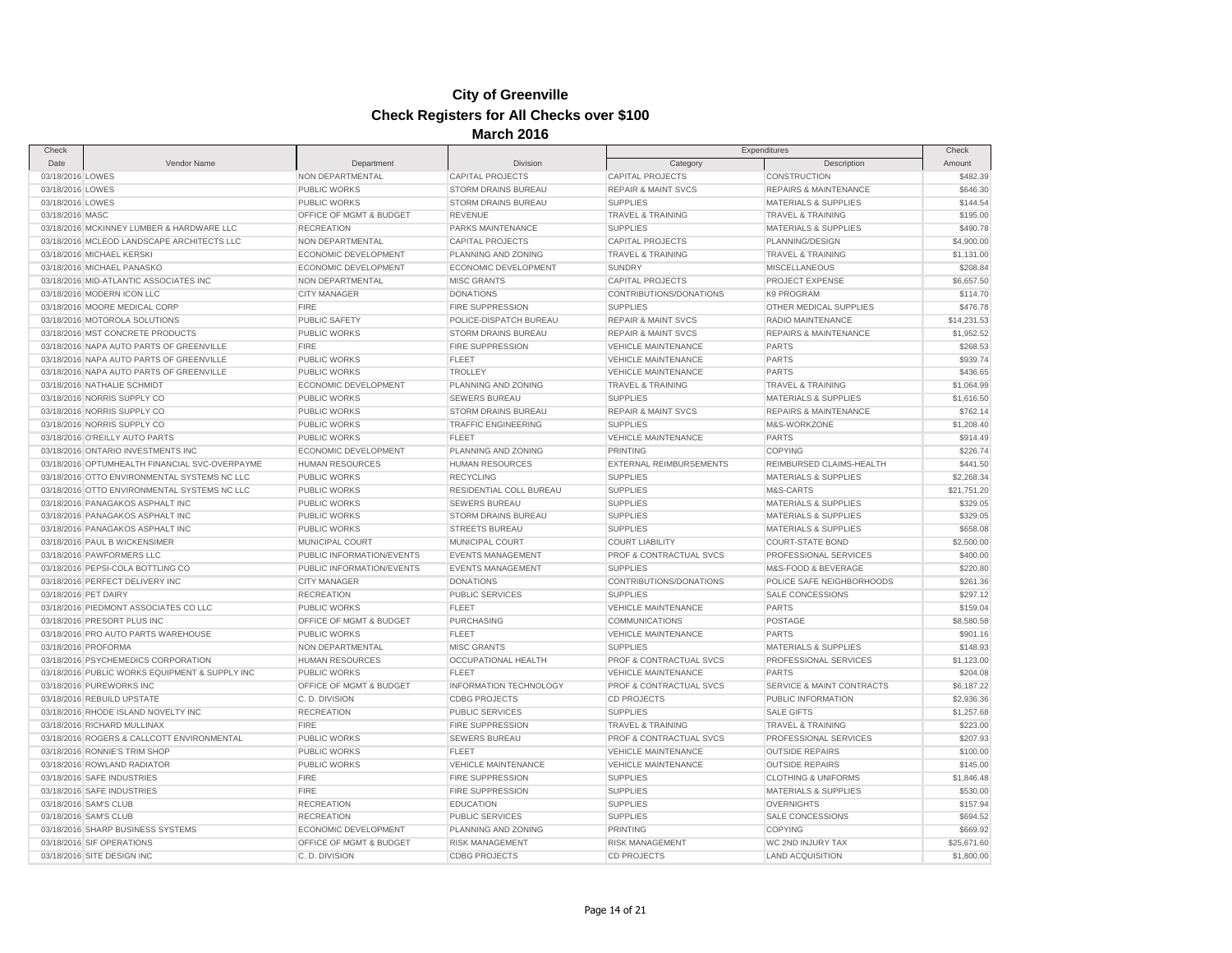# City of Greenville

## Check Registers for All Checks over $100

### March 2016

| Check Date | Vendor Name | Department | Division | Expenditures Category | Expenditures Description | Check Amount |
|---|---|---|---|---|---|---|
| 03/18/2016 | LOWES | NON DEPARTMENTAL | CAPITAL PROJECTS | CAPITAL PROJECTS | CONSTRUCTION | $482.39 |
| 03/18/2016 | LOWES | PUBLIC WORKS | STORM DRAINS BUREAU | REPAIR & MAINT SVCS | REPAIRS & MAINTENANCE | $646.30 |
| 03/18/2016 | LOWES | PUBLIC WORKS | STORM DRAINS BUREAU | SUPPLIES | MATERIALS & SUPPLIES | $144.54 |
| 03/18/2016 | MASC | OFFICE OF MGMT & BUDGET | REVENUE | TRAVEL & TRAINING | TRAVEL & TRAINING | $195.00 |
| 03/18/2016 | MCKINNEY LUMBER & HARDWARE LLC | RECREATION | PARKS MAINTENANCE | SUPPLIES | MATERIALS & SUPPLIES | $490.78 |
| 03/18/2016 | MCLEOD LANDSCAPE ARCHITECTS LLC | NON DEPARTMENTAL | CAPITAL PROJECTS | CAPITAL PROJECTS | PLANNING/DESIGN | $4,900.00 |
| 03/18/2016 | MICHAEL KERSKI | ECONOMIC DEVELOPMENT | PLANNING AND ZONING | TRAVEL & TRAINING | TRAVEL & TRAINING | $1,131.00 |
| 03/18/2016 | MICHAEL PANASKO | ECONOMIC DEVELOPMENT | ECONOMIC DEVELOPMENT | SUNDRY | MISCELLANEOUS | $208.84 |
| 03/18/2016 | MID-ATLANTIC ASSOCIATES INC | NON DEPARTMENTAL | MISC GRANTS | CAPITAL PROJECTS | PROJECT EXPENSE | $6,657.50 |
| 03/18/2016 | MODERN ICON LLC | CITY MANAGER | DONATIONS | CONTRIBUTIONS/DONATIONS | K9 PROGRAM | $114.70 |
| 03/18/2016 | MOORE MEDICAL CORP | FIRE | FIRE SUPPRESSION | SUPPLIES | OTHER MEDICAL SUPPLIES | $476.78 |
| 03/18/2016 | MOTOROLA SOLUTIONS | PUBLIC SAFETY | POLICE-DISPATCH BUREAU | REPAIR & MAINT SVCS | RADIO MAINTENANCE | $14,231.53 |
| 03/18/2016 | MST CONCRETE PRODUCTS | PUBLIC WORKS | STORM DRAINS BUREAU | REPAIR & MAINT SVCS | REPAIRS & MAINTENANCE | $1,952.52 |
| 03/18/2016 | NAPA AUTO PARTS OF GREENVILLE | FIRE | FIRE SUPPRESSION | VEHICLE MAINTENANCE | PARTS | $268.53 |
| 03/18/2016 | NAPA AUTO PARTS OF GREENVILLE | PUBLIC WORKS | FLEET | VEHICLE MAINTENANCE | PARTS | $939.74 |
| 03/18/2016 | NAPA AUTO PARTS OF GREENVILLE | PUBLIC WORKS | TROLLEY | VEHICLE MAINTENANCE | PARTS | $436.65 |
| 03/18/2016 | NATHALIE SCHMIDT | ECONOMIC DEVELOPMENT | PLANNING AND ZONING | TRAVEL & TRAINING | TRAVEL & TRAINING | $1,064.99 |
| 03/18/2016 | NORRIS SUPPLY CO | PUBLIC WORKS | SEWERS BUREAU | SUPPLIES | MATERIALS & SUPPLIES | $1,616.50 |
| 03/18/2016 | NORRIS SUPPLY CO | PUBLIC WORKS | STORM DRAINS BUREAU | REPAIR & MAINT SVCS | REPAIRS & MAINTENANCE | $762.14 |
| 03/18/2016 | NORRIS SUPPLY CO | PUBLIC WORKS | TRAFFIC ENGINEERING | SUPPLIES | M&S-WORKZONE | $1,208.40 |
| 03/18/2016 | O'REILLY AUTO PARTS | PUBLIC WORKS | FLEET | VEHICLE MAINTENANCE | PARTS | $914.49 |
| 03/18/2016 | ONTARIO INVESTMENTS INC | ECONOMIC DEVELOPMENT | PLANNING AND ZONING | PRINTING | COPYING | $226.74 |
| 03/18/2016 | OPTUMHEALTH FINANCIAL SVC-OVERPAYME | HUMAN RESOURCES | HUMAN RESOURCES | EXTERNAL REIMBURSEMENTS | REIMBURSED CLAIMS-HEALTH | $441.50 |
| 03/18/2016 | OTTO ENVIRONMENTAL SYSTEMS NC LLC | PUBLIC WORKS | RECYCLING | SUPPLIES | MATERIALS & SUPPLIES | $2,268.34 |
| 03/18/2016 | OTTO ENVIRONMENTAL SYSTEMS NC LLC | PUBLIC WORKS | RESIDENTIAL COLL BUREAU | SUPPLIES | M&S-CARTS | $21,751.20 |
| 03/18/2016 | PANAGAKOS ASPHALT INC | PUBLIC WORKS | SEWERS BUREAU | SUPPLIES | MATERIALS & SUPPLIES | $329.05 |
| 03/18/2016 | PANAGAKOS ASPHALT INC | PUBLIC WORKS | STORM DRAINS BUREAU | SUPPLIES | MATERIALS & SUPPLIES | $329.05 |
| 03/18/2016 | PANAGAKOS ASPHALT INC | PUBLIC WORKS | STREETS BUREAU | SUPPLIES | MATERIALS & SUPPLIES | $658.08 |
| 03/18/2016 | PAUL B WICKENSIMER | MUNICIPAL COURT | MUNICIPAL COURT | COURT LIABILITY | COURT-STATE BOND | $2,500.00 |
| 03/18/2016 | PAWFORMERS LLC | PUBLIC INFORMATION/EVENTS | EVENTS MANAGEMENT | PROF & CONTRACTUAL SVCS | PROFESSIONAL SERVICES | $400.00 |
| 03/18/2016 | PEPSI-COLA BOTTLING CO | PUBLIC INFORMATION/EVENTS | EVENTS MANAGEMENT | SUPPLIES | M&S-FOOD & BEVERAGE | $220.80 |
| 03/18/2016 | PERFECT DELIVERY INC | CITY MANAGER | DONATIONS | CONTRIBUTIONS/DONATIONS | POLICE SAFE NEIGHBORHOODS | $261.36 |
| 03/18/2016 | PET DAIRY | RECREATION | PUBLIC SERVICES | SUPPLIES | SALE CONCESSIONS | $297.12 |
| 03/18/2016 | PIEDMONT ASSOCIATES CO LLC | PUBLIC WORKS | FLEET | VEHICLE MAINTENANCE | PARTS | $159.04 |
| 03/18/2016 | PRESORT PLUS INC | OFFICE OF MGMT & BUDGET | PURCHASING | COMMUNICATIONS | POSTAGE | $8,580.58 |
| 03/18/2016 | PRO AUTO PARTS WAREHOUSE | PUBLIC WORKS | FLEET | VEHICLE MAINTENANCE | PARTS | $901.16 |
| 03/18/2016 | PROFORMA | NON DEPARTMENTAL | MISC GRANTS | SUPPLIES | MATERIALS & SUPPLIES | $148.93 |
| 03/18/2016 | PSYCHEMEDICS CORPORATION | HUMAN RESOURCES | OCCUPATIONAL HEALTH | PROF & CONTRACTUAL SVCS | PROFESSIONAL SERVICES | $1,123.00 |
| 03/18/2016 | PUBLIC WORKS EQUIPMENT & SUPPLY INC | PUBLIC WORKS | FLEET | VEHICLE MAINTENANCE | PARTS | $204.08 |
| 03/18/2016 | PUREWORKS INC | OFFICE OF MGMT & BUDGET | INFORMATION TECHNOLOGY | PROF & CONTRACTUAL SVCS | SERVICE & MAINT CONTRACTS | $6,187.22 |
| 03/18/2016 | REBUILD UPSTATE | C. D. DIVISION | CDBG PROJECTS | CD PROJECTS | PUBLIC INFORMATION | $2,936.36 |
| 03/18/2016 | RHODE ISLAND NOVELTY INC | RECREATION | PUBLIC SERVICES | SUPPLIES | SALE GIFTS | $1,257.68 |
| 03/18/2016 | RICHARD MULLINAX | FIRE | FIRE SUPPRESSION | TRAVEL & TRAINING | TRAVEL & TRAINING | $223.00 |
| 03/18/2016 | ROGERS & CALLCOTT ENVIRONMENTAL | PUBLIC WORKS | SEWERS BUREAU | PROF & CONTRACTUAL SVCS | PROFESSIONAL SERVICES | $207.93 |
| 03/18/2016 | RONNIE'S TRIM SHOP | PUBLIC WORKS | FLEET | VEHICLE MAINTENANCE | OUTSIDE REPAIRS | $100.00 |
| 03/18/2016 | ROWLAND RADIATOR | PUBLIC WORKS | VEHICLE MAINTENANCE | VEHICLE MAINTENANCE | OUTSIDE REPAIRS | $145.00 |
| 03/18/2016 | SAFE INDUSTRIES | FIRE | FIRE SUPPRESSION | SUPPLIES | CLOTHING & UNIFORMS | $1,846.48 |
| 03/18/2016 | SAFE INDUSTRIES | FIRE | FIRE SUPPRESSION | SUPPLIES | MATERIALS & SUPPLIES | $530.00 |
| 03/18/2016 | SAM'S CLUB | RECREATION | EDUCATION | SUPPLIES | OVERNIGHTS | $157.94 |
| 03/18/2016 | SAM'S CLUB | RECREATION | PUBLIC SERVICES | SUPPLIES | SALE CONCESSIONS | $694.52 |
| 03/18/2016 | SHARP BUSINESS SYSTEMS | ECONOMIC DEVELOPMENT | PLANNING AND ZONING | PRINTING | COPYING | $669.92 |
| 03/18/2016 | SIF OPERATIONS | OFFICE OF MGMT & BUDGET | RISK MANAGEMENT | RISK MANAGEMENT | WC 2ND INJURY TAX | $25,671.60 |
| 03/18/2016 | SITE DESIGN INC | C. D. DIVISION | CDBG PROJECTS | CD PROJECTS | LAND ACQUISITION | $1,800.00 |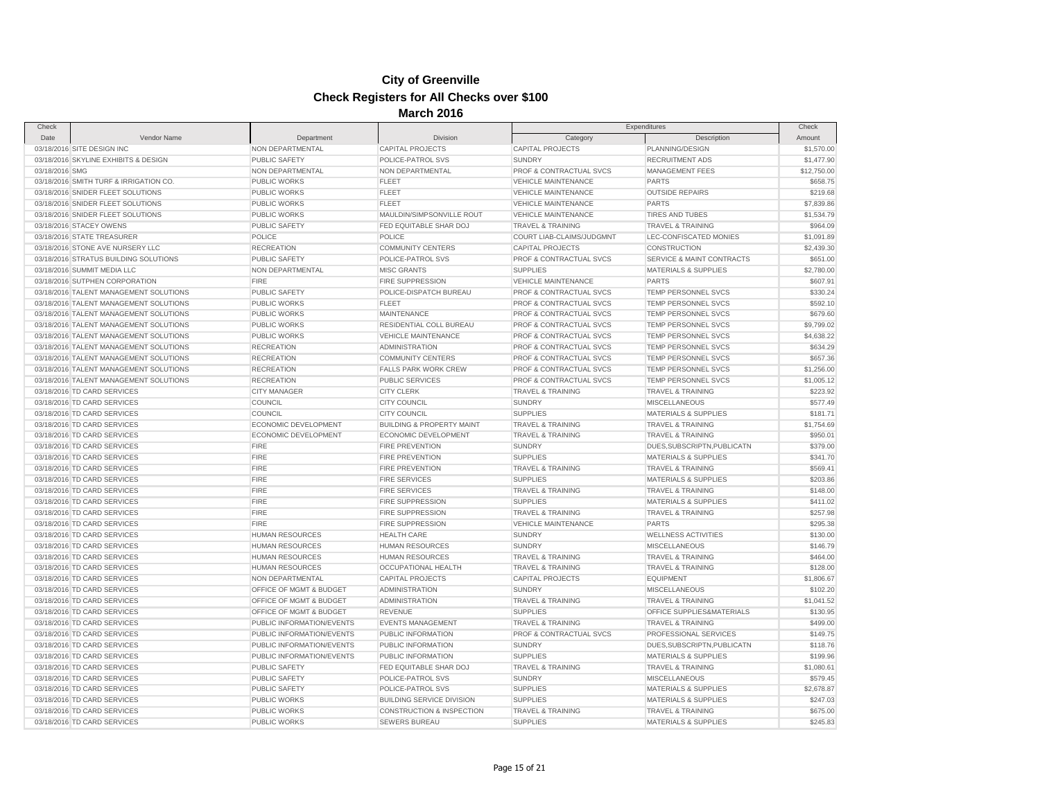# City of Greenville

## Check Registers for All Checks over $100

### March 2016

| Check Date | Vendor Name | Department | Division | Expenditures Category | Expenditures Description | Check Amount |
|---|---|---|---|---|---|---|
| 03/18/2016 | SITE DESIGN INC | NON DEPARTMENTAL | CAPITAL PROJECTS | CAPITAL PROJECTS | PLANNING/DESIGN | $1,570.00 |
| 03/18/2016 | SKYLINE EXHIBITS & DESIGN | PUBLIC SAFETY | POLICE-PATROL SVS | SUNDRY | RECRUITMENT ADS | $1,477.90 |
| 03/18/2016 | SMG | NON DEPARTMENTAL | NON DEPARTMENTAL | PROF & CONTRACTUAL SVCS | MANAGEMENT FEES | $12,750.00 |
| 03/18/2016 | SMITH TURF & IRRIGATION CO. | PUBLIC WORKS | FLEET | VEHICLE MAINTENANCE | PARTS | $658.75 |
| 03/18/2016 | SNIDER FLEET SOLUTIONS | PUBLIC WORKS | FLEET | VEHICLE MAINTENANCE | OUTSIDE REPAIRS | $219.68 |
| 03/18/2016 | SNIDER FLEET SOLUTIONS | PUBLIC WORKS | FLEET | VEHICLE MAINTENANCE | PARTS | $7,839.86 |
| 03/18/2016 | SNIDER FLEET SOLUTIONS | PUBLIC WORKS | MAULDIN/SIMPSONVILLE ROUT | VEHICLE MAINTENANCE | TIRES AND TUBES | $1,534.79 |
| 03/18/2016 | STACEY OWENS | PUBLIC SAFETY | FED EQUITABLE SHAR DOJ | TRAVEL & TRAINING | TRAVEL & TRAINING | $964.09 |
| 03/18/2016 | STATE TREASURER | POLICE | POLICE | COURT LIAB-CLAIMS/JUDGMNT | LEC-CONFISCATED MONIES | $1,091.89 |
| 03/18/2016 | STONE AVE NURSERY LLC | RECREATION | COMMUNITY CENTERS | CAPITAL PROJECTS | CONSTRUCTION | $2,439.30 |
| 03/18/2016 | STRATUS BUILDING SOLUTIONS | PUBLIC SAFETY | POLICE-PATROL SVS | PROF & CONTRACTUAL SVCS | SERVICE & MAINT CONTRACTS | $651.00 |
| 03/18/2016 | SUMMIT MEDIA LLC | NON DEPARTMENTAL | MISC GRANTS | SUPPLIES | MATERIALS & SUPPLIES | $2,780.00 |
| 03/18/2016 | SUTPHEN CORPORATION | FIRE | FIRE SUPPRESSION | VEHICLE MAINTENANCE | PARTS | $607.91 |
| 03/18/2016 | TALENT MANAGEMENT SOLUTIONS | PUBLIC SAFETY | POLICE-DISPATCH BUREAU | PROF & CONTRACTUAL SVCS | TEMP PERSONNEL SVCS | $330.24 |
| 03/18/2016 | TALENT MANAGEMENT SOLUTIONS | PUBLIC WORKS | FLEET | PROF & CONTRACTUAL SVCS | TEMP PERSONNEL SVCS | $592.10 |
| 03/18/2016 | TALENT MANAGEMENT SOLUTIONS | PUBLIC WORKS | MAINTENANCE | PROF & CONTRACTUAL SVCS | TEMP PERSONNEL SVCS | $679.60 |
| 03/18/2016 | TALENT MANAGEMENT SOLUTIONS | PUBLIC WORKS | RESIDENTIAL COLL BUREAU | PROF & CONTRACTUAL SVCS | TEMP PERSONNEL SVCS | $9,799.02 |
| 03/18/2016 | TALENT MANAGEMENT SOLUTIONS | PUBLIC WORKS | VEHICLE MAINTENANCE | PROF & CONTRACTUAL SVCS | TEMP PERSONNEL SVCS | $4,638.22 |
| 03/18/2016 | TALENT MANAGEMENT SOLUTIONS | RECREATION | ADMINISTRATION | PROF & CONTRACTUAL SVCS | TEMP PERSONNEL SVCS | $634.29 |
| 03/18/2016 | TALENT MANAGEMENT SOLUTIONS | RECREATION | COMMUNITY CENTERS | PROF & CONTRACTUAL SVCS | TEMP PERSONNEL SVCS | $657.36 |
| 03/18/2016 | TALENT MANAGEMENT SOLUTIONS | RECREATION | FALLS PARK WORK CREW | PROF & CONTRACTUAL SVCS | TEMP PERSONNEL SVCS | $1,256.00 |
| 03/18/2016 | TALENT MANAGEMENT SOLUTIONS | RECREATION | PUBLIC SERVICES | PROF & CONTRACTUAL SVCS | TEMP PERSONNEL SVCS | $1,005.12 |
| 03/18/2016 | TD CARD SERVICES | CITY MANAGER | CITY CLERK | TRAVEL & TRAINING | TRAVEL & TRAINING | $223.92 |
| 03/18/2016 | TD CARD SERVICES | COUNCIL | CITY COUNCIL | SUNDRY | MISCELLANEOUS | $577.49 |
| 03/18/2016 | TD CARD SERVICES | COUNCIL | CITY COUNCIL | SUPPLIES | MATERIALS & SUPPLIES | $181.71 |
| 03/18/2016 | TD CARD SERVICES | ECONOMIC DEVELOPMENT | BUILDING & PROPERTY MAINT | TRAVEL & TRAINING | TRAVEL & TRAINING | $1,754.69 |
| 03/18/2016 | TD CARD SERVICES | ECONOMIC DEVELOPMENT | ECONOMIC DEVELOPMENT | TRAVEL & TRAINING | TRAVEL & TRAINING | $950.01 |
| 03/18/2016 | TD CARD SERVICES | FIRE | FIRE PREVENTION | SUNDRY | DUES,SUBSCRIPTN,PUBLICATN | $379.00 |
| 03/18/2016 | TD CARD SERVICES | FIRE | FIRE PREVENTION | SUPPLIES | MATERIALS & SUPPLIES | $341.70 |
| 03/18/2016 | TD CARD SERVICES | FIRE | FIRE PREVENTION | TRAVEL & TRAINING | TRAVEL & TRAINING | $569.41 |
| 03/18/2016 | TD CARD SERVICES | FIRE | FIRE SERVICES | SUPPLIES | MATERIALS & SUPPLIES | $203.86 |
| 03/18/2016 | TD CARD SERVICES | FIRE | FIRE SERVICES | TRAVEL & TRAINING | TRAVEL & TRAINING | $148.00 |
| 03/18/2016 | TD CARD SERVICES | FIRE | FIRE SUPPRESSION | SUPPLIES | MATERIALS & SUPPLIES | $411.02 |
| 03/18/2016 | TD CARD SERVICES | FIRE | FIRE SUPPRESSION | TRAVEL & TRAINING | TRAVEL & TRAINING | $257.98 |
| 03/18/2016 | TD CARD SERVICES | FIRE | FIRE SUPPRESSION | VEHICLE MAINTENANCE | PARTS | $295.38 |
| 03/18/2016 | TD CARD SERVICES | HUMAN RESOURCES | HEALTH CARE | SUNDRY | WELLNESS ACTIVITIES | $130.00 |
| 03/18/2016 | TD CARD SERVICES | HUMAN RESOURCES | HUMAN RESOURCES | SUNDRY | MISCELLANEOUS | $146.79 |
| 03/18/2016 | TD CARD SERVICES | HUMAN RESOURCES | HUMAN RESOURCES | TRAVEL & TRAINING | TRAVEL & TRAINING | $464.00 |
| 03/18/2016 | TD CARD SERVICES | HUMAN RESOURCES | OCCUPATIONAL HEALTH | TRAVEL & TRAINING | TRAVEL & TRAINING | $128.00 |
| 03/18/2016 | TD CARD SERVICES | NON DEPARTMENTAL | CAPITAL PROJECTS | CAPITAL PROJECTS | EQUIPMENT | $1,806.67 |
| 03/18/2016 | TD CARD SERVICES | OFFICE OF MGMT & BUDGET | ADMINISTRATION | SUNDRY | MISCELLANEOUS | $102.20 |
| 03/18/2016 | TD CARD SERVICES | OFFICE OF MGMT & BUDGET | ADMINISTRATION | TRAVEL & TRAINING | TRAVEL & TRAINING | $1,041.52 |
| 03/18/2016 | TD CARD SERVICES | OFFICE OF MGMT & BUDGET | REVENUE | SUPPLIES | OFFICE SUPPLIES&MATERIALS | $130.95 |
| 03/18/2016 | TD CARD SERVICES | PUBLIC INFORMATION/EVENTS | EVENTS MANAGEMENT | TRAVEL & TRAINING | TRAVEL & TRAINING | $499.00 |
| 03/18/2016 | TD CARD SERVICES | PUBLIC INFORMATION/EVENTS | PUBLIC INFORMATION | PROF & CONTRACTUAL SVCS | PROFESSIONAL SERVICES | $149.75 |
| 03/18/2016 | TD CARD SERVICES | PUBLIC INFORMATION/EVENTS | PUBLIC INFORMATION | SUNDRY | DUES,SUBSCRIPTN,PUBLICATN | $118.76 |
| 03/18/2016 | TD CARD SERVICES | PUBLIC INFORMATION/EVENTS | PUBLIC INFORMATION | SUPPLIES | MATERIALS & SUPPLIES | $199.96 |
| 03/18/2016 | TD CARD SERVICES | PUBLIC SAFETY | FED EQUITABLE SHAR DOJ | TRAVEL & TRAINING | TRAVEL & TRAINING | $1,080.61 |
| 03/18/2016 | TD CARD SERVICES | PUBLIC SAFETY | POLICE-PATROL SVS | SUNDRY | MISCELLANEOUS | $579.45 |
| 03/18/2016 | TD CARD SERVICES | PUBLIC SAFETY | POLICE-PATROL SVS | SUPPLIES | MATERIALS & SUPPLIES | $2,678.87 |
| 03/18/2016 | TD CARD SERVICES | PUBLIC WORKS | BUILDING SERVICE DIVISION | SUPPLIES | MATERIALS & SUPPLIES | $247.03 |
| 03/18/2016 | TD CARD SERVICES | PUBLIC WORKS | CONSTRUCTION & INSPECTION | TRAVEL & TRAINING | TRAVEL & TRAINING | $675.00 |
| 03/18/2016 | TD CARD SERVICES | PUBLIC WORKS | SEWERS BUREAU | SUPPLIES | MATERIALS & SUPPLIES | $245.83 |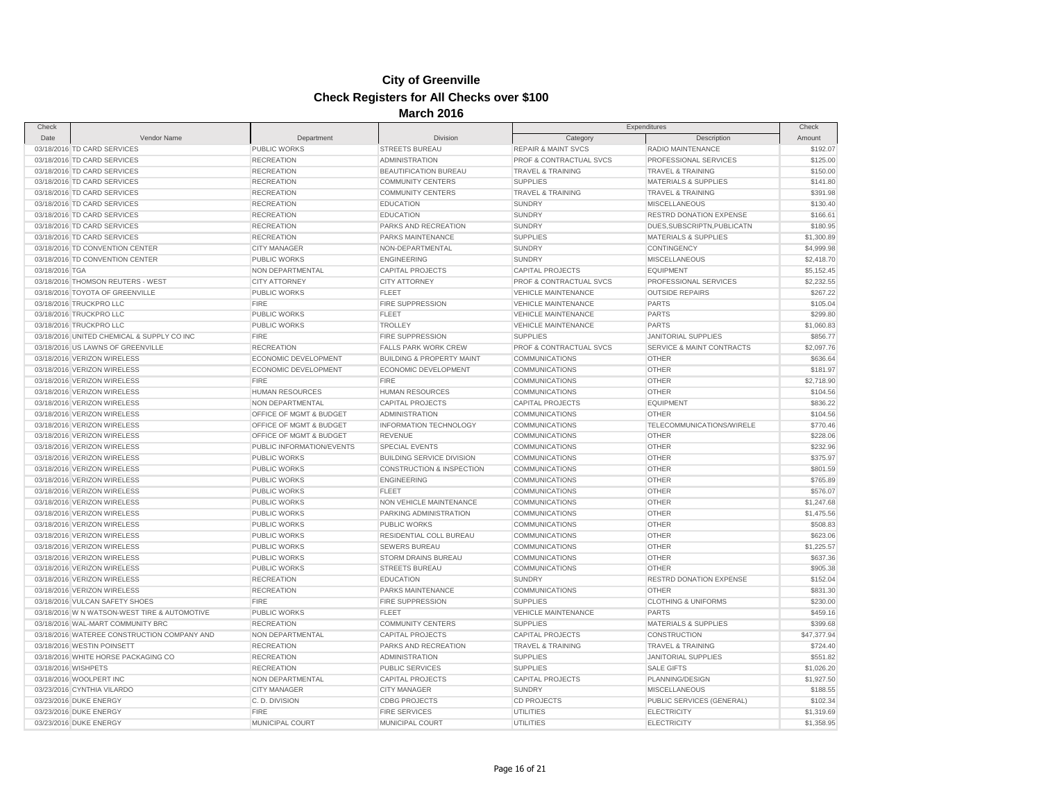# City of Greenville

## Check Registers for All Checks over $100

### March 2016

| Check Date | Vendor Name | Department | Division | Expenditures Category | Expenditures Description | Check Amount |
|---|---|---|---|---|---|---|
| 03/18/2016 | TD CARD SERVICES | PUBLIC WORKS | STREETS BUREAU | REPAIR & MAINT SVCS | RADIO MAINTENANCE | $192.07 |
| 03/18/2016 | TD CARD SERVICES | RECREATION | ADMINISTRATION | PROF & CONTRACTUAL SVCS | PROFESSIONAL SERVICES | $125.00 |
| 03/18/2016 | TD CARD SERVICES | RECREATION | BEAUTIFICATION BUREAU | TRAVEL & TRAINING | TRAVEL & TRAINING | $150.00 |
| 03/18/2016 | TD CARD SERVICES | RECREATION | COMMUNITY CENTERS | SUPPLIES | MATERIALS & SUPPLIES | $141.80 |
| 03/18/2016 | TD CARD SERVICES | RECREATION | COMMUNITY CENTERS | TRAVEL & TRAINING | TRAVEL & TRAINING | $391.98 |
| 03/18/2016 | TD CARD SERVICES | RECREATION | EDUCATION | SUNDRY | MISCELLANEOUS | $130.40 |
| 03/18/2016 | TD CARD SERVICES | RECREATION | EDUCATION | SUNDRY | RESTRD DONATION EXPENSE | $166.61 |
| 03/18/2016 | TD CARD SERVICES | RECREATION | PARKS AND RECREATION | SUNDRY | DUES,SUBSCRIPTN,PUBLICATN | $180.95 |
| 03/18/2016 | TD CARD SERVICES | RECREATION | PARKS MAINTENANCE | SUPPLIES | MATERIALS & SUPPLIES | $1,300.89 |
| 03/18/2016 | TD CONVENTION CENTER | CITY MANAGER | NON-DEPARTMENTAL | SUNDRY | CONTINGENCY | $4,999.98 |
| 03/18/2016 | TD CONVENTION CENTER | PUBLIC WORKS | ENGINEERING | SUNDRY | MISCELLANEOUS | $2,418.70 |
| 03/18/2016 | TGA | NON DEPARTMENTAL | CAPITAL PROJECTS | CAPITAL PROJECTS | EQUIPMENT | $5,152.45 |
| 03/18/2016 | THOMSON REUTERS - WEST | CITY ATTORNEY | CITY ATTORNEY | PROF & CONTRACTUAL SVCS | PROFESSIONAL SERVICES | $2,232.55 |
| 03/18/2016 | TOYOTA OF GREENVILLE | PUBLIC WORKS | FLEET | VEHICLE MAINTENANCE | OUTSIDE REPAIRS | $267.22 |
| 03/18/2016 | TRUCKPRO LLC | FIRE | FIRE SUPPRESSION | VEHICLE MAINTENANCE | PARTS | $105.04 |
| 03/18/2016 | TRUCKPRO LLC | PUBLIC WORKS | FLEET | VEHICLE MAINTENANCE | PARTS | $299.80 |
| 03/18/2016 | TRUCKPRO LLC | PUBLIC WORKS | TROLLEY | VEHICLE MAINTENANCE | PARTS | $1,060.83 |
| 03/18/2016 | UNITED CHEMICAL & SUPPLY CO INC | FIRE | FIRE SUPPRESSION | SUPPLIES | JANITORIAL SUPPLIES | $856.77 |
| 03/18/2016 | US LAWNS OF GREENVILLE | RECREATION | FALLS PARK WORK CREW | PROF & CONTRACTUAL SVCS | SERVICE & MAINT CONTRACTS | $2,097.76 |
| 03/18/2016 | VERIZON WIRELESS | ECONOMIC DEVELOPMENT | BUILDING & PROPERTY MAINT | COMMUNICATIONS | OTHER | $636.64 |
| 03/18/2016 | VERIZON WIRELESS | ECONOMIC DEVELOPMENT | ECONOMIC DEVELOPMENT | COMMUNICATIONS | OTHER | $181.97 |
| 03/18/2016 | VERIZON WIRELESS | FIRE | FIRE | COMMUNICATIONS | OTHER | $2,718.90 |
| 03/18/2016 | VERIZON WIRELESS | HUMAN RESOURCES | HUMAN RESOURCES | COMMUNICATIONS | OTHER | $104.56 |
| 03/18/2016 | VERIZON WIRELESS | NON DEPARTMENTAL | CAPITAL PROJECTS | CAPITAL PROJECTS | EQUIPMENT | $836.22 |
| 03/18/2016 | VERIZON WIRELESS | OFFICE OF MGMT & BUDGET | ADMINISTRATION | COMMUNICATIONS | OTHER | $104.56 |
| 03/18/2016 | VERIZON WIRELESS | OFFICE OF MGMT & BUDGET | INFORMATION TECHNOLOGY | COMMUNICATIONS | TELECOMMUNICATIONS/WIRELE | $770.46 |
| 03/18/2016 | VERIZON WIRELESS | OFFICE OF MGMT & BUDGET | REVENUE | COMMUNICATIONS | OTHER | $228.06 |
| 03/18/2016 | VERIZON WIRELESS | PUBLIC INFORMATION/EVENTS | SPECIAL EVENTS | COMMUNICATIONS | OTHER | $232.96 |
| 03/18/2016 | VERIZON WIRELESS | PUBLIC WORKS | BUILDING SERVICE DIVISION | COMMUNICATIONS | OTHER | $375.97 |
| 03/18/2016 | VERIZON WIRELESS | PUBLIC WORKS | CONSTRUCTION & INSPECTION | COMMUNICATIONS | OTHER | $801.59 |
| 03/18/2016 | VERIZON WIRELESS | PUBLIC WORKS | ENGINEERING | COMMUNICATIONS | OTHER | $765.89 |
| 03/18/2016 | VERIZON WIRELESS | PUBLIC WORKS | FLEET | COMMUNICATIONS | OTHER | $576.07 |
| 03/18/2016 | VERIZON WIRELESS | PUBLIC WORKS | NON VEHICLE MAINTENANCE | COMMUNICATIONS | OTHER | $1,247.68 |
| 03/18/2016 | VERIZON WIRELESS | PUBLIC WORKS | PARKING ADMINISTRATION | COMMUNICATIONS | OTHER | $1,475.56 |
| 03/18/2016 | VERIZON WIRELESS | PUBLIC WORKS | PUBLIC WORKS | COMMUNICATIONS | OTHER | $508.83 |
| 03/18/2016 | VERIZON WIRELESS | PUBLIC WORKS | RESIDENTIAL COLL BUREAU | COMMUNICATIONS | OTHER | $623.06 |
| 03/18/2016 | VERIZON WIRELESS | PUBLIC WORKS | SEWERS BUREAU | COMMUNICATIONS | OTHER | $1,225.57 |
| 03/18/2016 | VERIZON WIRELESS | PUBLIC WORKS | STORM DRAINS BUREAU | COMMUNICATIONS | OTHER | $637.36 |
| 03/18/2016 | VERIZON WIRELESS | PUBLIC WORKS | STREETS BUREAU | COMMUNICATIONS | OTHER | $905.38 |
| 03/18/2016 | VERIZON WIRELESS | RECREATION | EDUCATION | SUNDRY | RESTRD DONATION EXPENSE | $152.04 |
| 03/18/2016 | VERIZON WIRELESS | RECREATION | PARKS MAINTENANCE | COMMUNICATIONS | OTHER | $831.30 |
| 03/18/2016 | VULCAN SAFETY SHOES | FIRE | FIRE SUPPRESSION | SUPPLIES | CLOTHING & UNIFORMS | $230.00 |
| 03/18/2016 | W N WATSON-WEST TIRE & AUTOMOTIVE | PUBLIC WORKS | FLEET | VEHICLE MAINTENANCE | PARTS | $459.16 |
| 03/18/2016 | WAL-MART COMMUNITY BRC | RECREATION | COMMUNITY CENTERS | SUPPLIES | MATERIALS & SUPPLIES | $399.68 |
| 03/18/2016 | WATEREE CONSTRUCTION COMPANY AND | NON DEPARTMENTAL | CAPITAL PROJECTS | CAPITAL PROJECTS | CONSTRUCTION | $47,377.94 |
| 03/18/2016 | WESTIN POINSETT | RECREATION | PARKS AND RECREATION | TRAVEL & TRAINING | TRAVEL & TRAINING | $724.40 |
| 03/18/2016 | WHITE HORSE PACKAGING CO | RECREATION | ADMINISTRATION | SUPPLIES | JANITORIAL SUPPLIES | $551.82 |
| 03/18/2016 | WISHPETS | RECREATION | PUBLIC SERVICES | SUPPLIES | SALE GIFTS | $1,026.20 |
| 03/18/2016 | WOOLPERT INC | NON DEPARTMENTAL | CAPITAL PROJECTS | CAPITAL PROJECTS | PLANNING/DESIGN | $1,927.50 |
| 03/23/2016 | CYNTHIA VILARDO | CITY MANAGER | CITY MANAGER | SUNDRY | MISCELLANEOUS | $188.55 |
| 03/23/2016 | DUKE ENERGY | C. D. DIVISION | CDBG PROJECTS | CD PROJECTS | PUBLIC SERVICES (GENERAL) | $102.34 |
| 03/23/2016 | DUKE ENERGY | FIRE | FIRE SERVICES | UTILITIES | ELECTRICITY | $1,319.69 |
| 03/23/2016 | DUKE ENERGY | MUNICIPAL COURT | MUNICIPAL COURT | UTILITIES | ELECTRICITY | $1,358.95 |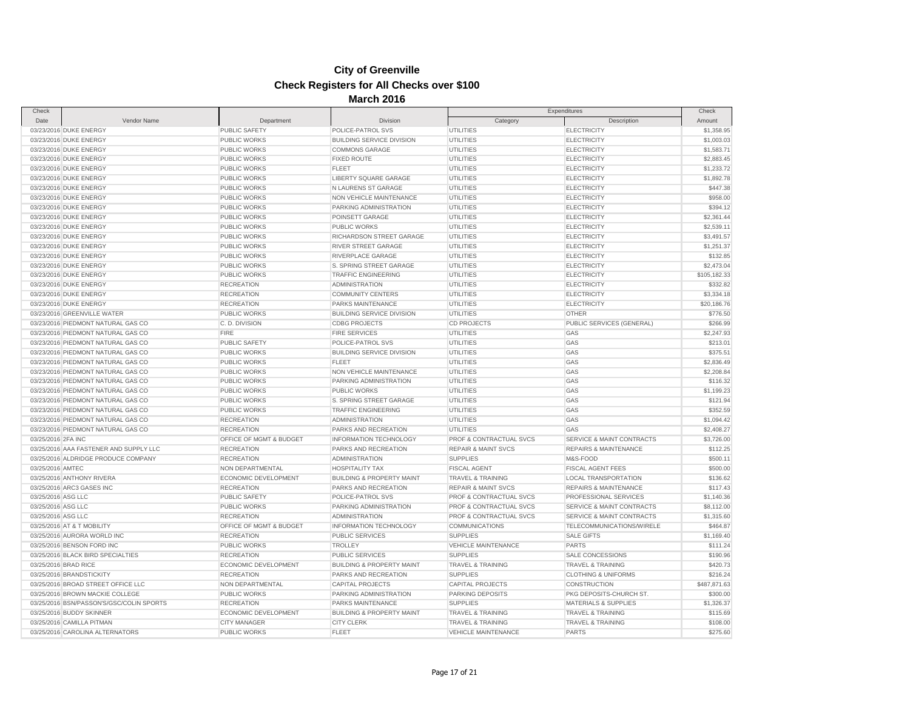# City of Greenville

## Check Registers for All Checks over $100

### March 2016

| Check Date | Vendor Name | Department | Division | Expenditures Category | Expenditures Description | Check Amount |
|---|---|---|---|---|---|---|
| 03/23/2016 | DUKE ENERGY | PUBLIC SAFETY | POLICE-PATROL SVS | UTILITIES | ELECTRICITY | $1,358.95 |
| 03/23/2016 | DUKE ENERGY | PUBLIC WORKS | BUILDING SERVICE DIVISION | UTILITIES | ELECTRICITY | $1,003.03 |
| 03/23/2016 | DUKE ENERGY | PUBLIC WORKS | COMMONS GARAGE | UTILITIES | ELECTRICITY | $1,583.71 |
| 03/23/2016 | DUKE ENERGY | PUBLIC WORKS | FIXED ROUTE | UTILITIES | ELECTRICITY | $2,883.45 |
| 03/23/2016 | DUKE ENERGY | PUBLIC WORKS | FLEET | UTILITIES | ELECTRICITY | $1,233.72 |
| 03/23/2016 | DUKE ENERGY | PUBLIC WORKS | LIBERTY SQUARE GARAGE | UTILITIES | ELECTRICITY | $1,892.78 |
| 03/23/2016 | DUKE ENERGY | PUBLIC WORKS | N LAURENS ST GARAGE | UTILITIES | ELECTRICITY | $447.38 |
| 03/23/2016 | DUKE ENERGY | PUBLIC WORKS | NON VEHICLE MAINTENANCE | UTILITIES | ELECTRICITY | $958.00 |
| 03/23/2016 | DUKE ENERGY | PUBLIC WORKS | PARKING ADMINISTRATION | UTILITIES | ELECTRICITY | $394.12 |
| 03/23/2016 | DUKE ENERGY | PUBLIC WORKS | POINSETT GARAGE | UTILITIES | ELECTRICITY | $2,361.44 |
| 03/23/2016 | DUKE ENERGY | PUBLIC WORKS | PUBLIC WORKS | UTILITIES | ELECTRICITY | $2,539.11 |
| 03/23/2016 | DUKE ENERGY | PUBLIC WORKS | RICHARDSON STREET GARAGE | UTILITIES | ELECTRICITY | $3,491.57 |
| 03/23/2016 | DUKE ENERGY | PUBLIC WORKS | RIVER STREET GARAGE | UTILITIES | ELECTRICITY | $1,251.37 |
| 03/23/2016 | DUKE ENERGY | PUBLIC WORKS | RIVERPLACE GARAGE | UTILITIES | ELECTRICITY | $132.85 |
| 03/23/2016 | DUKE ENERGY | PUBLIC WORKS | S. SPRING STREET GARAGE | UTILITIES | ELECTRICITY | $2,473.04 |
| 03/23/2016 | DUKE ENERGY | PUBLIC WORKS | TRAFFIC ENGINEERING | UTILITIES | ELECTRICITY | $105,182.33 |
| 03/23/2016 | DUKE ENERGY | RECREATION | ADMINISTRATION | UTILITIES | ELECTRICITY | $332.82 |
| 03/23/2016 | DUKE ENERGY | RECREATION | COMMUNITY CENTERS | UTILITIES | ELECTRICITY | $3,334.18 |
| 03/23/2016 | DUKE ENERGY | RECREATION | PARKS MAINTENANCE | UTILITIES | ELECTRICITY | $20,186.76 |
| 03/23/2016 | GREENVILLE WATER | PUBLIC WORKS | BUILDING SERVICE DIVISION | UTILITIES | OTHER | $776.50 |
| 03/23/2016 | PIEDMONT NATURAL GAS CO | C. D. DIVISION | CDBG PROJECTS | CD PROJECTS | PUBLIC SERVICES (GENERAL) | $266.99 |
| 03/23/2016 | PIEDMONT NATURAL GAS CO | FIRE | FIRE SERVICES | UTILITIES | GAS | $2,247.93 |
| 03/23/2016 | PIEDMONT NATURAL GAS CO | PUBLIC SAFETY | POLICE-PATROL SVS | UTILITIES | GAS | $213.01 |
| 03/23/2016 | PIEDMONT NATURAL GAS CO | PUBLIC WORKS | BUILDING SERVICE DIVISION | UTILITIES | GAS | $375.51 |
| 03/23/2016 | PIEDMONT NATURAL GAS CO | PUBLIC WORKS | FLEET | UTILITIES | GAS | $2,836.49 |
| 03/23/2016 | PIEDMONT NATURAL GAS CO | PUBLIC WORKS | NON VEHICLE MAINTENANCE | UTILITIES | GAS | $2,208.84 |
| 03/23/2016 | PIEDMONT NATURAL GAS CO | PUBLIC WORKS | PARKING ADMINISTRATION | UTILITIES | GAS | $116.32 |
| 03/23/2016 | PIEDMONT NATURAL GAS CO | PUBLIC WORKS | PUBLIC WORKS | UTILITIES | GAS | $1,199.23 |
| 03/23/2016 | PIEDMONT NATURAL GAS CO | PUBLIC WORKS | S. SPRING STREET GARAGE | UTILITIES | GAS | $121.94 |
| 03/23/2016 | PIEDMONT NATURAL GAS CO | PUBLIC WORKS | TRAFFIC ENGINEERING | UTILITIES | GAS | $352.59 |
| 03/23/2016 | PIEDMONT NATURAL GAS CO | RECREATION | ADMINISTRATION | UTILITIES | GAS | $1,094.42 |
| 03/23/2016 | PIEDMONT NATURAL GAS CO | RECREATION | PARKS AND RECREATION | UTILITIES | GAS | $2,408.27 |
| 03/25/2016 | 2FA INC | OFFICE OF MGMT & BUDGET | INFORMATION TECHNOLOGY | PROF & CONTRACTUAL SVCS | SERVICE & MAINT CONTRACTS | $3,726.00 |
| 03/25/2016 | AAA FASTENER AND SUPPLY LLC | RECREATION | PARKS AND RECREATION | REPAIR & MAINT SVCS | REPAIRS & MAINTENANCE | $112.25 |
| 03/25/2016 | ALDRIDGE PRODUCE COMPANY | RECREATION | ADMINISTRATION | SUPPLIES | M&S-FOOD | $500.11 |
| 03/25/2016 | AMTEC | NON DEPARTMENTAL | HOSPITALITY TAX | FISCAL AGENT | FISCAL AGENT FEES | $500.00 |
| 03/25/2016 | ANTHONY RIVERA | ECONOMIC DEVELOPMENT | BUILDING & PROPERTY MAINT | TRAVEL & TRAINING | LOCAL TRANSPORTATION | $136.62 |
| 03/25/2016 | ARC3 GASES INC | RECREATION | PARKS AND RECREATION | REPAIR & MAINT SVCS | REPAIRS & MAINTENANCE | $117.43 |
| 03/25/2016 | ASG LLC | PUBLIC SAFETY | POLICE-PATROL SVS | PROF & CONTRACTUAL SVCS | PROFESSIONAL SERVICES | $1,140.36 |
| 03/25/2016 | ASG LLC | PUBLIC WORKS | PARKING ADMINISTRATION | PROF & CONTRACTUAL SVCS | SERVICE & MAINT CONTRACTS | $8,112.00 |
| 03/25/2016 | ASG LLC | RECREATION | ADMINISTRATION | PROF & CONTRACTUAL SVCS | SERVICE & MAINT CONTRACTS | $1,315.60 |
| 03/25/2016 | AT & T MOBILITY | OFFICE OF MGMT & BUDGET | INFORMATION TECHNOLOGY | COMMUNICATIONS | TELECOMMUNICATIONS/WIRELE | $464.87 |
| 03/25/2016 | AURORA WORLD INC | RECREATION | PUBLIC SERVICES | SUPPLIES | SALE GIFTS | $1,169.40 |
| 03/25/2016 | BENSON FORD INC | PUBLIC WORKS | TROLLEY | VEHICLE MAINTENANCE | PARTS | $111.24 |
| 03/25/2016 | BLACK BIRD SPECIALTIES | RECREATION | PUBLIC SERVICES | SUPPLIES | SALE CONCESSIONS | $190.96 |
| 03/25/2016 | BRAD RICE | ECONOMIC DEVELOPMENT | BUILDING & PROPERTY MAINT | TRAVEL & TRAINING | TRAVEL & TRAINING | $420.73 |
| 03/25/2016 | BRANDSTICKITY | RECREATION | PARKS AND RECREATION | SUPPLIES | CLOTHING & UNIFORMS | $216.24 |
| 03/25/2016 | BROAD STREET OFFICE LLC | NON DEPARTMENTAL | CAPITAL PROJECTS | CAPITAL PROJECTS | CONSTRUCTION | $487,871.63 |
| 03/25/2016 | BROWN MACKIE COLLEGE | PUBLIC WORKS | PARKING ADMINISTRATION | PARKING DEPOSITS | PKG DEPOSITS-CHURCH ST. | $300.00 |
| 03/25/2016 | BSN/PASSON'S/GSC/COLIN SPORTS | RECREATION | PARKS MAINTENANCE | SUPPLIES | MATERIALS & SUPPLIES | $1,326.37 |
| 03/25/2016 | BUDDY SKINNER | ECONOMIC DEVELOPMENT | BUILDING & PROPERTY MAINT | TRAVEL & TRAINING | TRAVEL & TRAINING | $115.69 |
| 03/25/2016 | CAMILLA PITMAN | CITY MANAGER | CITY CLERK | TRAVEL & TRAINING | TRAVEL & TRAINING | $108.00 |
| 03/25/2016 | CAROLINA ALTERNATORS | PUBLIC WORKS | FLEET | VEHICLE MAINTENANCE | PARTS | $275.60 |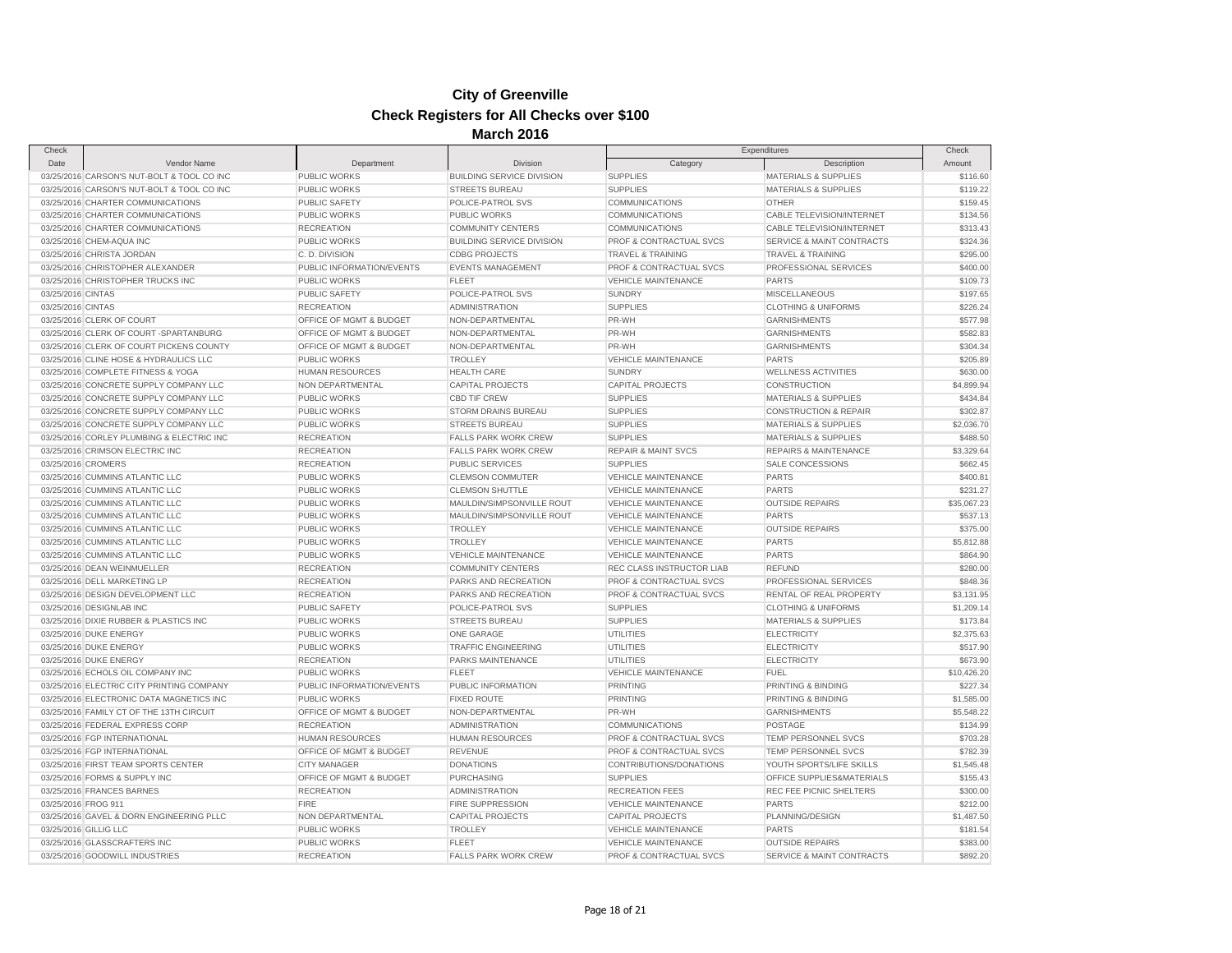# City of Greenville

## Check Registers for All Checks over $100

### March 2016

| Check Date | Vendor Name | Department | Division | Expenditures Category | Expenditures Description | Check Amount |
|---|---|---|---|---|---|---|
| 03/25/2016 | CARSON'S NUT-BOLT & TOOL CO INC | PUBLIC WORKS | BUILDING SERVICE DIVISION | SUPPLIES | MATERIALS & SUPPLIES | $116.60 |
| 03/25/2016 | CARSON'S NUT-BOLT & TOOL CO INC | PUBLIC WORKS | STREETS BUREAU | SUPPLIES | MATERIALS & SUPPLIES | $119.22 |
| 03/25/2016 | CHARTER COMMUNICATIONS | PUBLIC SAFETY | POLICE-PATROL SVS | COMMUNICATIONS | OTHER | $159.45 |
| 03/25/2016 | CHARTER COMMUNICATIONS | PUBLIC WORKS | PUBLIC WORKS | COMMUNICATIONS | CABLE TELEVISION/INTERNET | $134.56 |
| 03/25/2016 | CHARTER COMMUNICATIONS | RECREATION | COMMUNITY CENTERS | COMMUNICATIONS | CABLE TELEVISION/INTERNET | $313.43 |
| 03/25/2016 | CHEM-AQUA INC | PUBLIC WORKS | BUILDING SERVICE DIVISION | PROF & CONTRACTUAL SVCS | SERVICE & MAINT CONTRACTS | $324.36 |
| 03/25/2016 | CHRISTA JORDAN | C. D. DIVISION | CDBG PROJECTS | TRAVEL & TRAINING | TRAVEL & TRAINING | $295.00 |
| 03/25/2016 | CHRISTOPHER ALEXANDER | PUBLIC INFORMATION/EVENTS | EVENTS MANAGEMENT | PROF & CONTRACTUAL SVCS | PROFESSIONAL SERVICES | $400.00 |
| 03/25/2016 | CHRISTOPHER TRUCKS INC | PUBLIC WORKS | FLEET | VEHICLE MAINTENANCE | PARTS | $109.73 |
| 03/25/2016 | CINTAS | PUBLIC SAFETY | POLICE-PATROL SVS | SUNDRY | MISCELLANEOUS | $197.65 |
| 03/25/2016 | CINTAS | RECREATION | ADMINISTRATION | SUPPLIES | CLOTHING & UNIFORMS | $226.24 |
| 03/25/2016 | CLERK OF COURT | OFFICE OF MGMT & BUDGET | NON-DEPARTMENTAL | PR-WH | GARNISHMENTS | $577.98 |
| 03/25/2016 | CLERK OF COURT -SPARTANBURG | OFFICE OF MGMT & BUDGET | NON-DEPARTMENTAL | PR-WH | GARNISHMENTS | $582.83 |
| 03/25/2016 | CLERK OF COURT PICKENS COUNTY | OFFICE OF MGMT & BUDGET | NON-DEPARTMENTAL | PR-WH | GARNISHMENTS | $304.34 |
| 03/25/2016 | CLINE HOSE & HYDRAULICS LLC | PUBLIC WORKS | TROLLEY | VEHICLE MAINTENANCE | PARTS | $205.89 |
| 03/25/2016 | COMPLETE FITNESS & YOGA | HUMAN RESOURCES | HEALTH CARE | SUNDRY | WELLNESS ACTIVITIES | $630.00 |
| 03/25/2016 | CONCRETE SUPPLY COMPANY LLC | NON DEPARTMENTAL | CAPITAL PROJECTS | CAPITAL PROJECTS | CONSTRUCTION | $4,899.94 |
| 03/25/2016 | CONCRETE SUPPLY COMPANY LLC | PUBLIC WORKS | CBD TIF CREW | SUPPLIES | MATERIALS & SUPPLIES | $434.84 |
| 03/25/2016 | CONCRETE SUPPLY COMPANY LLC | PUBLIC WORKS | STORM DRAINS BUREAU | SUPPLIES | CONSTRUCTION & REPAIR | $302.87 |
| 03/25/2016 | CONCRETE SUPPLY COMPANY LLC | PUBLIC WORKS | STREETS BUREAU | SUPPLIES | MATERIALS & SUPPLIES | $2,036.70 |
| 03/25/2016 | CORLEY PLUMBING & ELECTRIC INC | RECREATION | FALLS PARK WORK CREW | SUPPLIES | MATERIALS & SUPPLIES | $488.50 |
| 03/25/2016 | CRIMSON ELECTRIC INC | RECREATION | FALLS PARK WORK CREW | REPAIR & MAINT SVCS | REPAIRS & MAINTENANCE | $3,329.64 |
| 03/25/2016 | CROMERS | RECREATION | PUBLIC SERVICES | SUPPLIES | SALE CONCESSIONS | $662.45 |
| 03/25/2016 | CUMMINS ATLANTIC LLC | PUBLIC WORKS | CLEMSON COMMUTER | VEHICLE MAINTENANCE | PARTS | $400.81 |
| 03/25/2016 | CUMMINS ATLANTIC LLC | PUBLIC WORKS | CLEMSON SHUTTLE | VEHICLE MAINTENANCE | PARTS | $231.27 |
| 03/25/2016 | CUMMINS ATLANTIC LLC | PUBLIC WORKS | MAULDIN/SIMPSONVILLE ROUT | VEHICLE MAINTENANCE | OUTSIDE REPAIRS | $35,067.23 |
| 03/25/2016 | CUMMINS ATLANTIC LLC | PUBLIC WORKS | MAULDIN/SIMPSONVILLE ROUT | VEHICLE MAINTENANCE | PARTS | $537.13 |
| 03/25/2016 | CUMMINS ATLANTIC LLC | PUBLIC WORKS | TROLLEY | VEHICLE MAINTENANCE | OUTSIDE REPAIRS | $375.00 |
| 03/25/2016 | CUMMINS ATLANTIC LLC | PUBLIC WORKS | TROLLEY | VEHICLE MAINTENANCE | PARTS | $5,812.88 |
| 03/25/2016 | CUMMINS ATLANTIC LLC | PUBLIC WORKS | VEHICLE MAINTENANCE | VEHICLE MAINTENANCE | PARTS | $864.90 |
| 03/25/2016 | DEAN WEINMUELLER | RECREATION | COMMUNITY CENTERS | REC CLASS INSTRUCTOR LIAB | REFUND | $280.00 |
| 03/25/2016 | DELL MARKETING LP | RECREATION | PARKS AND RECREATION | PROF & CONTRACTUAL SVCS | PROFESSIONAL SERVICES | $848.36 |
| 03/25/2016 | DESIGN DEVELOPMENT LLC | RECREATION | PARKS AND RECREATION | PROF & CONTRACTUAL SVCS | RENTAL OF REAL PROPERTY | $3,131.95 |
| 03/25/2016 | DESIGNLAB INC | PUBLIC SAFETY | POLICE-PATROL SVS | SUPPLIES | CLOTHING & UNIFORMS | $1,209.14 |
| 03/25/2016 | DIXIE RUBBER & PLASTICS INC | PUBLIC WORKS | STREETS BUREAU | SUPPLIES | MATERIALS & SUPPLIES | $173.84 |
| 03/25/2016 | DUKE ENERGY | PUBLIC WORKS | ONE GARAGE | UTILITIES | ELECTRICITY | $2,375.63 |
| 03/25/2016 | DUKE ENERGY | PUBLIC WORKS | TRAFFIC ENGINEERING | UTILITIES | ELECTRICITY | $517.90 |
| 03/25/2016 | DUKE ENERGY | RECREATION | PARKS MAINTENANCE | UTILITIES | ELECTRICITY | $673.90 |
| 03/25/2016 | ECHOLS OIL COMPANY INC | PUBLIC WORKS | FLEET | VEHICLE MAINTENANCE | FUEL | $10,426.20 |
| 03/25/2016 | ELECTRIC CITY PRINTING COMPANY | PUBLIC INFORMATION/EVENTS | PUBLIC INFORMATION | PRINTING | PRINTING & BINDING | $227.34 |
| 03/25/2016 | ELECTRONIC DATA MAGNETICS INC | PUBLIC WORKS | FIXED ROUTE | PRINTING | PRINTING & BINDING | $1,585.00 |
| 03/25/2016 | FAMILY CT OF THE 13TH CIRCUIT | OFFICE OF MGMT & BUDGET | NON-DEPARTMENTAL | PR-WH | GARNISHMENTS | $5,548.22 |
| 03/25/2016 | FEDERAL EXPRESS CORP | RECREATION | ADMINISTRATION | COMMUNICATIONS | POSTAGE | $134.99 |
| 03/25/2016 | FGP INTERNATIONAL | HUMAN RESOURCES | HUMAN RESOURCES | PROF & CONTRACTUAL SVCS | TEMP PERSONNEL SVCS | $703.28 |
| 03/25/2016 | FGP INTERNATIONAL | OFFICE OF MGMT & BUDGET | REVENUE | PROF & CONTRACTUAL SVCS | TEMP PERSONNEL SVCS | $782.39 |
| 03/25/2016 | FIRST TEAM SPORTS CENTER | CITY MANAGER | DONATIONS | CONTRIBUTIONS/DONATIONS | YOUTH SPORTS/LIFE SKILLS | $1,545.48 |
| 03/25/2016 | FORMS & SUPPLY INC | OFFICE OF MGMT & BUDGET | PURCHASING | SUPPLIES | OFFICE SUPPLIES&MATERIALS | $155.43 |
| 03/25/2016 | FRANCES BARNES | RECREATION | ADMINISTRATION | RECREATION FEES | REC FEE PICNIC SHELTERS | $300.00 |
| 03/25/2016 | FROG 911 | FIRE | FIRE SUPPRESSION | VEHICLE MAINTENANCE | PARTS | $212.00 |
| 03/25/2016 | GAVEL & DORN ENGINEERING PLLC | NON DEPARTMENTAL | CAPITAL PROJECTS | CAPITAL PROJECTS | PLANNING/DESIGN | $1,487.50 |
| 03/25/2016 | GILLIG LLC | PUBLIC WORKS | TROLLEY | VEHICLE MAINTENANCE | PARTS | $181.54 |
| 03/25/2016 | GLASSCRAFTERS INC | PUBLIC WORKS | FLEET | VEHICLE MAINTENANCE | OUTSIDE REPAIRS | $383.00 |
| 03/25/2016 | GOODWILL INDUSTRIES | RECREATION | FALLS PARK WORK CREW | PROF & CONTRACTUAL SVCS | SERVICE & MAINT CONTRACTS | $892.20 |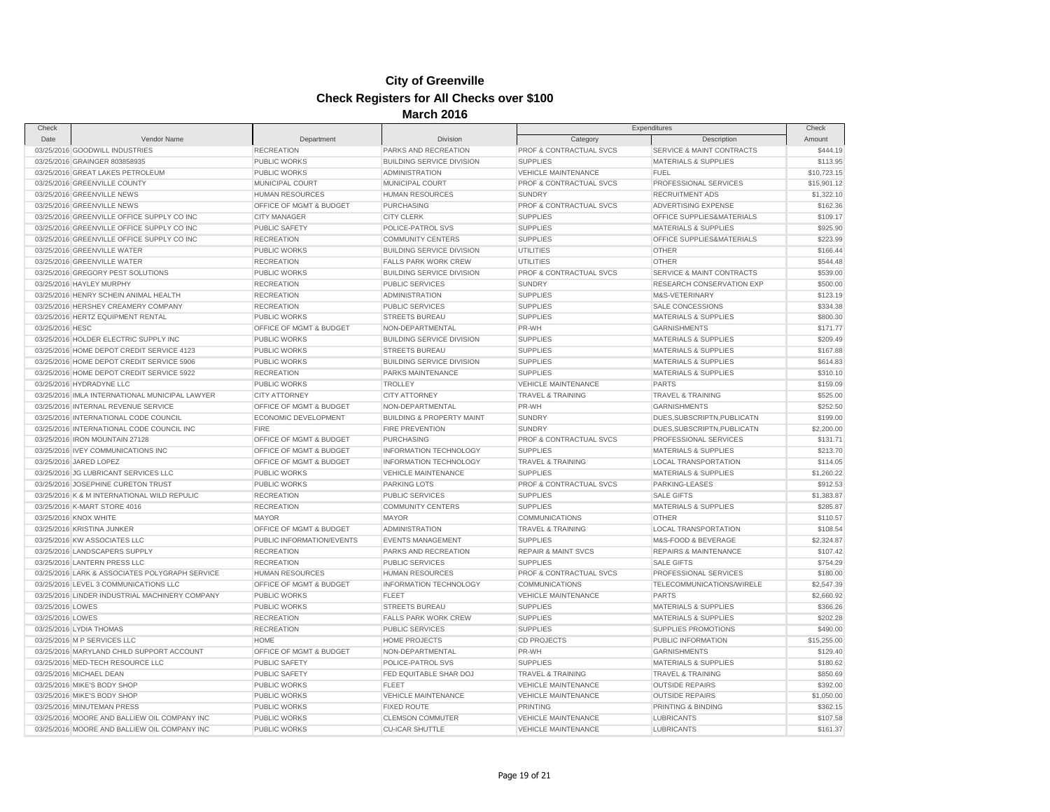# City of Greenville

## Check Registers for All Checks over $100

### March 2016

| Check Date | Vendor Name | Department | Division | Expenditures Category | Expenditures Description | Check Amount |
|---|---|---|---|---|---|---|
| 03/25/2016 | GOODWILL INDUSTRIES | RECREATION | PARKS AND RECREATION | PROF & CONTRACTUAL SVCS | SERVICE & MAINT CONTRACTS | $444.19 |
| 03/25/2016 | GRAINGER 803858935 | PUBLIC WORKS | BUILDING SERVICE DIVISION | SUPPLIES | MATERIALS & SUPPLIES | $113.95 |
| 03/25/2016 | GREAT LAKES PETROLEUM | PUBLIC WORKS | ADMINISTRATION | VEHICLE MAINTENANCE | FUEL | $10,723.15 |
| 03/25/2016 | GREENVILLE COUNTY | MUNICIPAL COURT | MUNICIPAL COURT | PROF & CONTRACTUAL SVCS | PROFESSIONAL SERVICES | $15,901.12 |
| 03/25/2016 | GREENVILLE NEWS | HUMAN RESOURCES | HUMAN RESOURCES | SUNDRY | RECRUITMENT ADS | $1,322.10 |
| 03/25/2016 | GREENVILLE NEWS | OFFICE OF MGMT & BUDGET | PURCHASING | PROF & CONTRACTUAL SVCS | ADVERTISING EXPENSE | $162.36 |
| 03/25/2016 | GREENVILLE OFFICE SUPPLY CO INC | CITY MANAGER | CITY CLERK | SUPPLIES | OFFICE SUPPLIES&MATERIALS | $109.17 |
| 03/25/2016 | GREENVILLE OFFICE SUPPLY CO INC | PUBLIC SAFETY | POLICE-PATROL SVS | SUPPLIES | MATERIALS & SUPPLIES | $925.90 |
| 03/25/2016 | GREENVILLE OFFICE SUPPLY CO INC | RECREATION | COMMUNITY CENTERS | SUPPLIES | OFFICE SUPPLIES&MATERIALS | $223.99 |
| 03/25/2016 | GREENVILLE WATER | PUBLIC WORKS | BUILDING SERVICE DIVISION | UTILITIES | OTHER | $166.44 |
| 03/25/2016 | GREENVILLE WATER | RECREATION | FALLS PARK WORK CREW | UTILITIES | OTHER | $544.48 |
| 03/25/2016 | GREGORY PEST SOLUTIONS | PUBLIC WORKS | BUILDING SERVICE DIVISION | PROF & CONTRACTUAL SVCS | SERVICE & MAINT CONTRACTS | $539.00 |
| 03/25/2016 | HAYLEY MURPHY | RECREATION | PUBLIC SERVICES | SUNDRY | RESEARCH CONSERVATION EXP | $500.00 |
| 03/25/2016 | HENRY SCHEIN ANIMAL HEALTH | RECREATION | ADMINISTRATION | SUPPLIES | M&S-VETERINARY | $123.19 |
| 03/25/2016 | HERSHEY CREAMERY COMPANY | RECREATION | PUBLIC SERVICES | SUPPLIES | SALE CONCESSIONS | $334.38 |
| 03/25/2016 | HERTZ EQUIPMENT RENTAL | PUBLIC WORKS | STREETS BUREAU | SUPPLIES | MATERIALS & SUPPLIES | $800.30 |
| 03/25/2016 | HESC | OFFICE OF MGMT & BUDGET | NON-DEPARTMENTAL | PR-WH | GARNISHMENTS | $171.77 |
| 03/25/2016 | HOLDER ELECTRIC SUPPLY INC | PUBLIC WORKS | BUILDING SERVICE DIVISION | SUPPLIES | MATERIALS & SUPPLIES | $209.49 |
| 03/25/2016 | HOME DEPOT CREDIT SERVICE 4123 | PUBLIC WORKS | STREETS BUREAU | SUPPLIES | MATERIALS & SUPPLIES | $167.88 |
| 03/25/2016 | HOME DEPOT CREDIT SERVICE 5906 | PUBLIC WORKS | BUILDING SERVICE DIVISION | SUPPLIES | MATERIALS & SUPPLIES | $614.83 |
| 03/25/2016 | HOME DEPOT CREDIT SERVICE 5922 | RECREATION | PARKS MAINTENANCE | SUPPLIES | MATERIALS & SUPPLIES | $310.10 |
| 03/25/2016 | HYDRADYNE LLC | PUBLIC WORKS | TROLLEY | VEHICLE MAINTENANCE | PARTS | $159.09 |
| 03/25/2016 | IMLA INTERNATIONAL MUNICIPAL LAWYER | CITY ATTORNEY | CITY ATTORNEY | TRAVEL & TRAINING | TRAVEL & TRAINING | $525.00 |
| 03/25/2016 | INTERNAL REVENUE SERVICE | OFFICE OF MGMT & BUDGET | NON-DEPARTMENTAL | PR-WH | GARNISHMENTS | $252.50 |
| 03/25/2016 | INTERNATIONAL CODE COUNCIL | ECONOMIC DEVELOPMENT | BUILDING & PROPERTY MAINT | SUNDRY | DUES,SUBSCRIPTN,PUBLICATN | $199.00 |
| 03/25/2016 | INTERNATIONAL CODE COUNCIL INC | FIRE | FIRE PREVENTION | SUNDRY | DUES,SUBSCRIPTN,PUBLICATN | $2,200.00 |
| 03/25/2016 | IRON MOUNTAIN 27128 | OFFICE OF MGMT & BUDGET | PURCHASING | PROF & CONTRACTUAL SVCS | PROFESSIONAL SERVICES | $131.71 |
| 03/25/2016 | IVEY COMMUNICATIONS INC | OFFICE OF MGMT & BUDGET | INFORMATION TECHNOLOGY | SUPPLIES | MATERIALS & SUPPLIES | $213.70 |
| 03/25/2016 | JARED LOPEZ | OFFICE OF MGMT & BUDGET | INFORMATION TECHNOLOGY | TRAVEL & TRAINING | LOCAL TRANSPORTATION | $114.05 |
| 03/25/2016 | JG LUBRICANT SERVICES LLC | PUBLIC WORKS | VEHICLE MAINTENANCE | SUPPLIES | MATERIALS & SUPPLIES | $1,260.22 |
| 03/25/2016 | JOSEPHINE CURETON TRUST | PUBLIC WORKS | PARKING LOTS | PROF & CONTRACTUAL SVCS | PARKING-LEASES | $912.53 |
| 03/25/2016 | K & M INTERNATIONAL WILD REPULIC | RECREATION | PUBLIC SERVICES | SUPPLIES | SALE GIFTS | $1,383.87 |
| 03/25/2016 | K-MART STORE 4016 | RECREATION | COMMUNITY CENTERS | SUPPLIES | MATERIALS & SUPPLIES | $285.87 |
| 03/25/2016 | KNOX WHITE | MAYOR | MAYOR | COMMUNICATIONS | OTHER | $110.57 |
| 03/25/2016 | KRISTINA JUNKER | OFFICE OF MGMT & BUDGET | ADMINISTRATION | TRAVEL & TRAINING | LOCAL TRANSPORTATION | $108.54 |
| 03/25/2016 | KW ASSOCIATES LLC | PUBLIC INFORMATION/EVENTS | EVENTS MANAGEMENT | SUPPLIES | M&S-FOOD & BEVERAGE | $2,324.87 |
| 03/25/2016 | LANDSCAPERS SUPPLY | RECREATION | PARKS AND RECREATION | REPAIR & MAINT SVCS | REPAIRS & MAINTENANCE | $107.42 |
| 03/25/2016 | LANTERN PRESS LLC | RECREATION | PUBLIC SERVICES | SUPPLIES | SALE GIFTS | $754.29 |
| 03/25/2016 | LARK & ASSOCIATES POLYGRAPH SERVICE | HUMAN RESOURCES | HUMAN RESOURCES | PROF & CONTRACTUAL SVCS | PROFESSIONAL SERVICES | $180.00 |
| 03/25/2016 | LEVEL 3 COMMUNICATIONS LLC | OFFICE OF MGMT & BUDGET | INFORMATION TECHNOLOGY | COMMUNICATIONS | TELECOMMUNICATIONS/WIRELE | $2,547.39 |
| 03/25/2016 | LINDER INDUSTRIAL MACHINERY COMPANY | PUBLIC WORKS | FLEET | VEHICLE MAINTENANCE | PARTS | $2,660.92 |
| 03/25/2016 | LOWES | PUBLIC WORKS | STREETS BUREAU | SUPPLIES | MATERIALS & SUPPLIES | $366.26 |
| 03/25/2016 | LOWES | RECREATION | FALLS PARK WORK CREW | SUPPLIES | MATERIALS & SUPPLIES | $202.28 |
| 03/25/2016 | LYDIA THOMAS | RECREATION | PUBLIC SERVICES | SUPPLIES | SUPPLIES PROMOTIONS | $490.00 |
| 03/25/2016 | M P SERVICES LLC | HOME | HOME PROJECTS | CD PROJECTS | PUBLIC INFORMATION | $15,255.00 |
| 03/25/2016 | MARYLAND CHILD SUPPORT ACCOUNT | OFFICE OF MGMT & BUDGET | NON-DEPARTMENTAL | PR-WH | GARNISHMENTS | $129.40 |
| 03/25/2016 | MED-TECH RESOURCE LLC | PUBLIC SAFETY | POLICE-PATROL SVS | SUPPLIES | MATERIALS & SUPPLIES | $180.62 |
| 03/25/2016 | MICHAEL DEAN | PUBLIC SAFETY | FED EQUITABLE SHAR DOJ | TRAVEL & TRAINING | TRAVEL & TRAINING | $850.69 |
| 03/25/2016 | MIKE'S BODY SHOP | PUBLIC WORKS | FLEET | VEHICLE MAINTENANCE | OUTSIDE REPAIRS | $392.00 |
| 03/25/2016 | MIKE'S BODY SHOP | PUBLIC WORKS | VEHICLE MAINTENANCE | VEHICLE MAINTENANCE | OUTSIDE REPAIRS | $1,050.00 |
| 03/25/2016 | MINUTEMAN PRESS | PUBLIC WORKS | FIXED ROUTE | PRINTING | PRINTING & BINDING | $362.15 |
| 03/25/2016 | MOORE AND BALLIEW OIL COMPANY INC | PUBLIC WORKS | CLEMSON COMMUTER | VEHICLE MAINTENANCE | LUBRICANTS | $107.58 |
| 03/25/2016 | MOORE AND BALLIEW OIL COMPANY INC | PUBLIC WORKS | CU-ICAR SHUTTLE | VEHICLE MAINTENANCE | LUBRICANTS | $161.37 |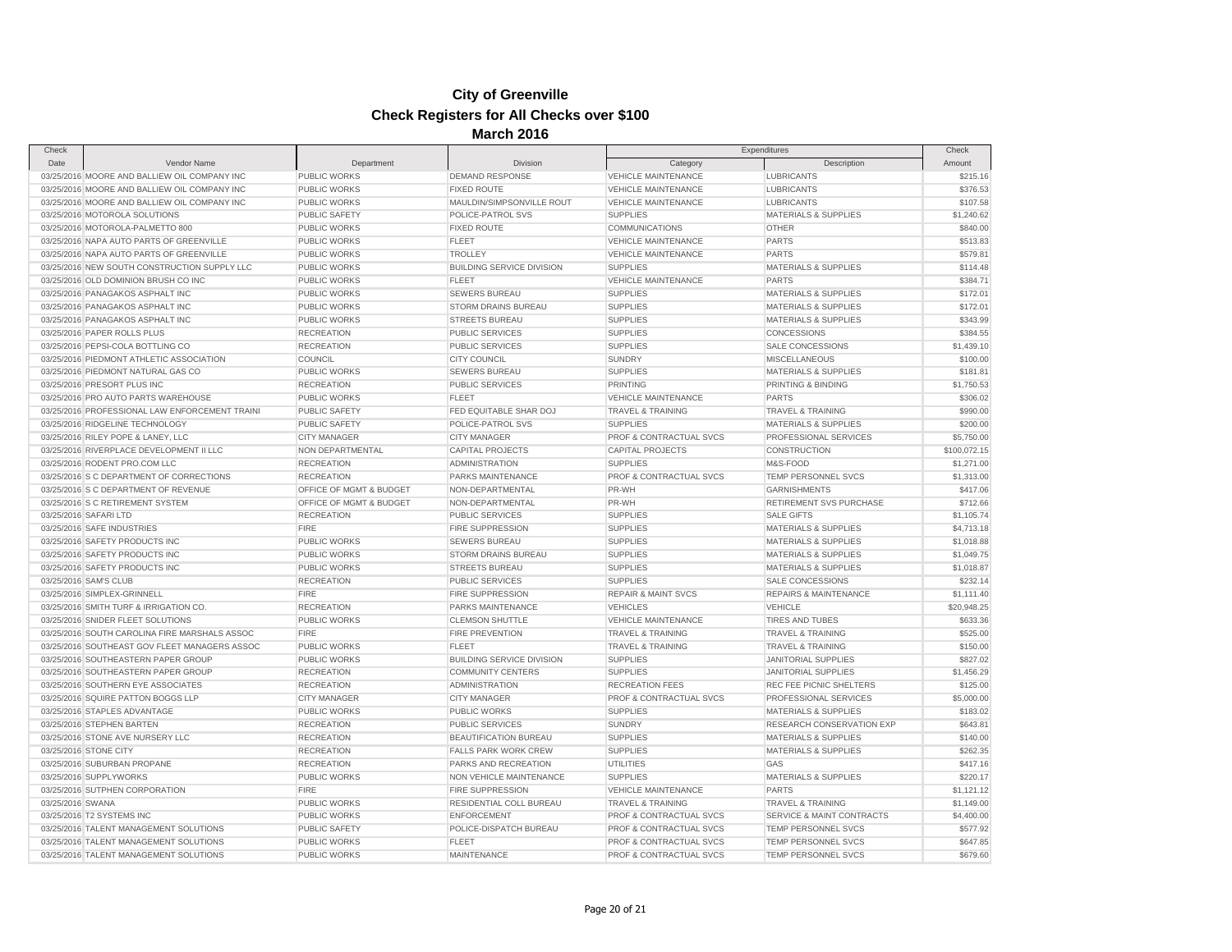# City of Greenville

## Check Registers for All Checks over $100

### March 2016

| Check Date | Vendor Name | Department | Division | Expenditures Category | Expenditures Description | Check Amount |
|---|---|---|---|---|---|---|
| 03/25/2016 | MOORE AND BALLIEW OIL COMPANY INC | PUBLIC WORKS | DEMAND RESPONSE | VEHICLE MAINTENANCE | LUBRICANTS | $215.16 |
| 03/25/2016 | MOORE AND BALLIEW OIL COMPANY INC | PUBLIC WORKS | FIXED ROUTE | VEHICLE MAINTENANCE | LUBRICANTS | $376.53 |
| 03/25/2016 | MOORE AND BALLIEW OIL COMPANY INC | PUBLIC WORKS | MAULDIN/SIMPSONVILLE ROUT | VEHICLE MAINTENANCE | LUBRICANTS | $107.58 |
| 03/25/2016 | MOTOROLA SOLUTIONS | PUBLIC SAFETY | POLICE-PATROL SVS | SUPPLIES | MATERIALS & SUPPLIES | $1,240.62 |
| 03/25/2016 | MOTOROLA-PALMETTO 800 | PUBLIC WORKS | FIXED ROUTE | COMMUNICATIONS | OTHER | $840.00 |
| 03/25/2016 | NAPA AUTO PARTS OF GREENVILLE | PUBLIC WORKS | FLEET | VEHICLE MAINTENANCE | PARTS | $513.83 |
| 03/25/2016 | NAPA AUTO PARTS OF GREENVILLE | PUBLIC WORKS | TROLLEY | VEHICLE MAINTENANCE | PARTS | $579.81 |
| 03/25/2016 | NEW SOUTH CONSTRUCTION SUPPLY LLC | PUBLIC WORKS | BUILDING SERVICE DIVISION | SUPPLIES | MATERIALS & SUPPLIES | $114.48 |
| 03/25/2016 | OLD DOMINION BRUSH CO INC | PUBLIC WORKS | FLEET | VEHICLE MAINTENANCE | PARTS | $384.71 |
| 03/25/2016 | PANAGAKOS ASPHALT INC | PUBLIC WORKS | SEWERS BUREAU | SUPPLIES | MATERIALS & SUPPLIES | $172.01 |
| 03/25/2016 | PANAGAKOS ASPHALT INC | PUBLIC WORKS | STORM DRAINS BUREAU | SUPPLIES | MATERIALS & SUPPLIES | $172.01 |
| 03/25/2016 | PANAGAKOS ASPHALT INC | PUBLIC WORKS | STREETS BUREAU | SUPPLIES | MATERIALS & SUPPLIES | $343.99 |
| 03/25/2016 | PAPER ROLLS PLUS | RECREATION | PUBLIC SERVICES | SUPPLIES | CONCESSIONS | $384.55 |
| 03/25/2016 | PEPSI-COLA BOTTLING CO | RECREATION | PUBLIC SERVICES | SUPPLIES | SALE CONCESSIONS | $1,439.10 |
| 03/25/2016 | PIEDMONT ATHLETIC ASSOCIATION | COUNCIL | CITY COUNCIL | SUNDRY | MISCELLANEOUS | $100.00 |
| 03/25/2016 | PIEDMONT NATURAL GAS CO | PUBLIC WORKS | SEWERS BUREAU | SUPPLIES | MATERIALS & SUPPLIES | $181.81 |
| 03/25/2016 | PRESORT PLUS INC | RECREATION | PUBLIC SERVICES | PRINTING | PRINTING & BINDING | $1,750.53 |
| 03/25/2016 | PRO AUTO PARTS WAREHOUSE | PUBLIC WORKS | FLEET | VEHICLE MAINTENANCE | PARTS | $306.02 |
| 03/25/2016 | PROFESSIONAL LAW ENFORCEMENT TRAINI | PUBLIC SAFETY | FED EQUITABLE SHAR DOJ | TRAVEL & TRAINING | TRAVEL & TRAINING | $990.00 |
| 03/25/2016 | RIDGELINE TECHNOLOGY | PUBLIC SAFETY | POLICE-PATROL SVS | SUPPLIES | MATERIALS & SUPPLIES | $200.00 |
| 03/25/2016 | RILEY POPE & LANEY, LLC | CITY MANAGER | CITY MANAGER | PROF & CONTRACTUAL SVCS | PROFESSIONAL SERVICES | $5,750.00 |
| 03/25/2016 | RIVERPLACE DEVELOPMENT II LLC | NON DEPARTMENTAL | CAPITAL PROJECTS | CAPITAL PROJECTS | CONSTRUCTION | $100,072.15 |
| 03/25/2016 | RODENT PRO.COM LLC | RECREATION | ADMINISTRATION | SUPPLIES | M&S-FOOD | $1,271.00 |
| 03/25/2016 | S C DEPARTMENT OF CORRECTIONS | RECREATION | PARKS MAINTENANCE | PROF & CONTRACTUAL SVCS | TEMP PERSONNEL SVCS | $1,313.00 |
| 03/25/2016 | S C DEPARTMENT OF REVENUE | OFFICE OF MGMT & BUDGET | NON-DEPARTMENTAL | PR-WH | GARNISHMENTS | $417.06 |
| 03/25/2016 | S C RETIREMENT SYSTEM | OFFICE OF MGMT & BUDGET | NON-DEPARTMENTAL | PR-WH | RETIREMENT SVS PURCHASE | $712.66 |
| 03/25/2016 | SAFARI LTD | RECREATION | PUBLIC SERVICES | SUPPLIES | SALE GIFTS | $1,105.74 |
| 03/25/2016 | SAFE INDUSTRIES | FIRE | FIRE SUPPRESSION | SUPPLIES | MATERIALS & SUPPLIES | $4,713.18 |
| 03/25/2016 | SAFETY PRODUCTS INC | PUBLIC WORKS | SEWERS BUREAU | SUPPLIES | MATERIALS & SUPPLIES | $1,018.88 |
| 03/25/2016 | SAFETY PRODUCTS INC | PUBLIC WORKS | STORM DRAINS BUREAU | SUPPLIES | MATERIALS & SUPPLIES | $1,049.75 |
| 03/25/2016 | SAFETY PRODUCTS INC | PUBLIC WORKS | STREETS BUREAU | SUPPLIES | MATERIALS & SUPPLIES | $1,018.87 |
| 03/25/2016 | SAM'S CLUB | RECREATION | PUBLIC SERVICES | SUPPLIES | SALE CONCESSIONS | $232.14 |
| 03/25/2016 | SIMPLEX-GRINNELL | FIRE | FIRE SUPPRESSION | REPAIR & MAINT SVCS | REPAIRS & MAINTENANCE | $1,111.40 |
| 03/25/2016 | SMITH TURF & IRRIGATION CO. | RECREATION | PARKS MAINTENANCE | VEHICLES | VEHICLE | $20,948.25 |
| 03/25/2016 | SNIDER FLEET SOLUTIONS | PUBLIC WORKS | CLEMSON SHUTTLE | VEHICLE MAINTENANCE | TIRES AND TUBES | $633.36 |
| 03/25/2016 | SOUTH CAROLINA FIRE MARSHALS ASSOC | FIRE | FIRE PREVENTION | TRAVEL & TRAINING | TRAVEL & TRAINING | $525.00 |
| 03/25/2016 | SOUTHEAST GOV FLEET MANAGERS ASSOC | PUBLIC WORKS | FLEET | TRAVEL & TRAINING | TRAVEL & TRAINING | $150.00 |
| 03/25/2016 | SOUTHEASTERN PAPER GROUP | PUBLIC WORKS | BUILDING SERVICE DIVISION | SUPPLIES | JANITORIAL SUPPLIES | $827.02 |
| 03/25/2016 | SOUTHEASTERN PAPER GROUP | RECREATION | COMMUNITY CENTERS | SUPPLIES | JANITORIAL SUPPLIES | $1,456.29 |
| 03/25/2016 | SOUTHERN EYE ASSOCIATES | RECREATION | ADMINISTRATION | RECREATION FEES | REC FEE PICNIC SHELTERS | $125.00 |
| 03/25/2016 | SQUIRE PATTON BOGGS LLP | CITY MANAGER | CITY MANAGER | PROF & CONTRACTUAL SVCS | PROFESSIONAL SERVICES | $5,000.00 |
| 03/25/2016 | STAPLES ADVANTAGE | PUBLIC WORKS | PUBLIC WORKS | SUPPLIES | MATERIALS & SUPPLIES | $183.02 |
| 03/25/2016 | STEPHEN BARTEN | RECREATION | PUBLIC SERVICES | SUNDRY | RESEARCH CONSERVATION EXP | $643.81 |
| 03/25/2016 | STONE AVE NURSERY LLC | RECREATION | BEAUTIFICATION BUREAU | SUPPLIES | MATERIALS & SUPPLIES | $140.00 |
| 03/25/2016 | STONE CITY | RECREATION | FALLS PARK WORK CREW | SUPPLIES | MATERIALS & SUPPLIES | $262.35 |
| 03/25/2016 | SUBURBAN PROPANE | RECREATION | PARKS AND RECREATION | UTILITIES | GAS | $417.16 |
| 03/25/2016 | SUPPLYWORKS | PUBLIC WORKS | NON VEHICLE MAINTENANCE | SUPPLIES | MATERIALS & SUPPLIES | $220.17 |
| 03/25/2016 | SUTPHEN CORPORATION | FIRE | FIRE SUPPRESSION | VEHICLE MAINTENANCE | PARTS | $1,121.12 |
| 03/25/2016 | SWANA | PUBLIC WORKS | RESIDENTIAL COLL BUREAU | TRAVEL & TRAINING | TRAVEL & TRAINING | $1,149.00 |
| 03/25/2016 | T2 SYSTEMS INC | PUBLIC WORKS | ENFORCEMENT | PROF & CONTRACTUAL SVCS | SERVICE & MAINT CONTRACTS | $4,400.00 |
| 03/25/2016 | TALENT MANAGEMENT SOLUTIONS | PUBLIC SAFETY | POLICE-DISPATCH BUREAU | PROF & CONTRACTUAL SVCS | TEMP PERSONNEL SVCS | $577.92 |
| 03/25/2016 | TALENT MANAGEMENT SOLUTIONS | PUBLIC WORKS | FLEET | PROF & CONTRACTUAL SVCS | TEMP PERSONNEL SVCS | $647.85 |
| 03/25/2016 | TALENT MANAGEMENT SOLUTIONS | PUBLIC WORKS | MAINTENANCE | PROF & CONTRACTUAL SVCS | TEMP PERSONNEL SVCS | $679.60 |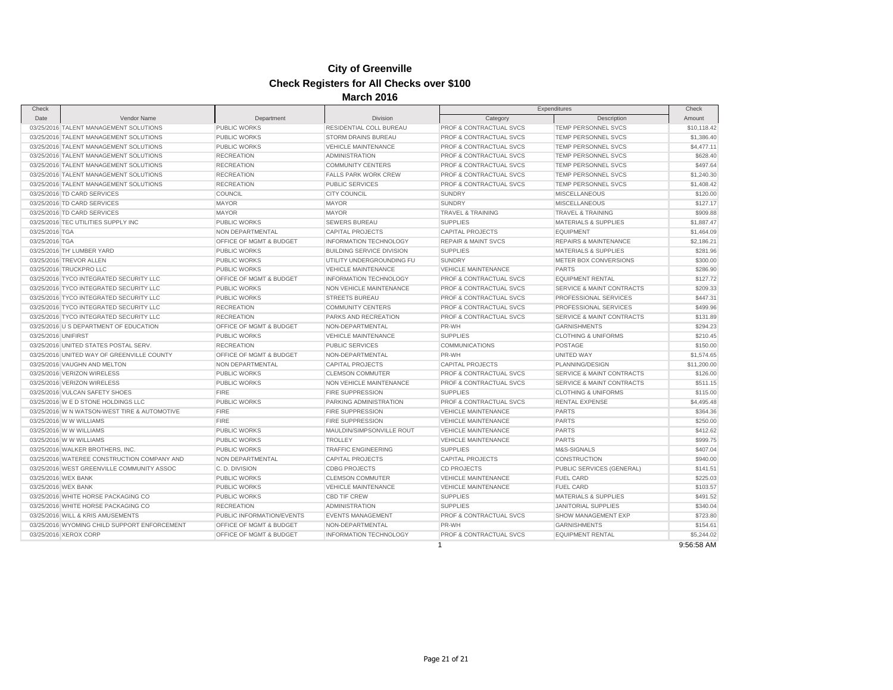# City of Greenville

## Check Registers for All Checks over $100

### March 2016

| Check Date | Vendor Name | Department | Division | Expenditures Category | Expenditures Description | Check Amount |
|---|---|---|---|---|---|---|
| 03/25/2016 | TALENT MANAGEMENT SOLUTIONS | PUBLIC WORKS | RESIDENTIAL COLL BUREAU | PROF & CONTRACTUAL SVCS | TEMP PERSONNEL SVCS | $10,118.42 |
| 03/25/2016 | TALENT MANAGEMENT SOLUTIONS | PUBLIC WORKS | STORM DRAINS BUREAU | PROF & CONTRACTUAL SVCS | TEMP PERSONNEL SVCS | $1,386.40 |
| 03/25/2016 | TALENT MANAGEMENT SOLUTIONS | PUBLIC WORKS | VEHICLE MAINTENANCE | PROF & CONTRACTUAL SVCS | TEMP PERSONNEL SVCS | $4,477.11 |
| 03/25/2016 | TALENT MANAGEMENT SOLUTIONS | RECREATION | ADMINISTRATION | PROF & CONTRACTUAL SVCS | TEMP PERSONNEL SVCS | $628.40 |
| 03/25/2016 | TALENT MANAGEMENT SOLUTIONS | RECREATION | COMMUNITY CENTERS | PROF & CONTRACTUAL SVCS | TEMP PERSONNEL SVCS | $497.64 |
| 03/25/2016 | TALENT MANAGEMENT SOLUTIONS | RECREATION | FALLS PARK WORK CREW | PROF & CONTRACTUAL SVCS | TEMP PERSONNEL SVCS | $1,240.30 |
| 03/25/2016 | TALENT MANAGEMENT SOLUTIONS | RECREATION | PUBLIC SERVICES | PROF & CONTRACTUAL SVCS | TEMP PERSONNEL SVCS | $1,408.42 |
| 03/25/2016 | TD CARD SERVICES | COUNCIL | CITY COUNCIL | SUNDRY | MISCELLANEOUS | $120.00 |
| 03/25/2016 | TD CARD SERVICES | MAYOR | MAYOR | SUNDRY | MISCELLANEOUS | $127.17 |
| 03/25/2016 | TD CARD SERVICES | MAYOR | MAYOR | TRAVEL & TRAINING | TRAVEL & TRAINING | $909.88 |
| 03/25/2016 | TEC UTILITIES SUPPLY INC | PUBLIC WORKS | SEWERS BUREAU | SUPPLIES | MATERIALS & SUPPLIES | $1,887.47 |
| 03/25/2016 | TGA | NON DEPARTMENTAL | CAPITAL PROJECTS | CAPITAL PROJECTS | EQUIPMENT | $1,464.09 |
| 03/25/2016 | TGA | OFFICE OF MGMT & BUDGET | INFORMATION TECHNOLOGY | REPAIR & MAINT SVCS | REPAIRS & MAINTENANCE | $2,186.21 |
| 03/25/2016 | TH' LUMBER YARD | PUBLIC WORKS | BUILDING SERVICE DIVISION | SUPPLIES | MATERIALS & SUPPLIES | $281.96 |
| 03/25/2016 | TREVOR ALLEN | PUBLIC WORKS | UTILITY UNDERGROUNDING FU | SUNDRY | METER BOX CONVERSIONS | $300.00 |
| 03/25/2016 | TRUCKPRO LLC | PUBLIC WORKS | VEHICLE MAINTENANCE | VEHICLE MAINTENANCE | PARTS | $286.90 |
| 03/25/2016 | TYCO INTEGRATED SECURITY LLC | OFFICE OF MGMT & BUDGET | INFORMATION TECHNOLOGY | PROF & CONTRACTUAL SVCS | EQUIPMENT RENTAL | $127.72 |
| 03/25/2016 | TYCO INTEGRATED SECURITY LLC | PUBLIC WORKS | NON VEHICLE MAINTENANCE | PROF & CONTRACTUAL SVCS | SERVICE & MAINT CONTRACTS | $209.33 |
| 03/25/2016 | TYCO INTEGRATED SECURITY LLC | PUBLIC WORKS | STREETS BUREAU | PROF & CONTRACTUAL SVCS | PROFESSIONAL SERVICES | $447.31 |
| 03/25/2016 | TYCO INTEGRATED SECURITY LLC | RECREATION | COMMUNITY CENTERS | PROF & CONTRACTUAL SVCS | PROFESSIONAL SERVICES | $499.96 |
| 03/25/2016 | TYCO INTEGRATED SECURITY LLC | RECREATION | PARKS AND RECREATION | PROF & CONTRACTUAL SVCS | SERVICE & MAINT CONTRACTS | $131.89 |
| 03/25/2016 | U S DEPARTMENT OF EDUCATION | OFFICE OF MGMT & BUDGET | NON-DEPARTMENTAL | PR-WH | GARNISHMENTS | $294.23 |
| 03/25/2016 | UNIFIRST | PUBLIC WORKS | VEHICLE MAINTENANCE | SUPPLIES | CLOTHING & UNIFORMS | $210.45 |
| 03/25/2016 | UNITED STATES POSTAL SERV. | RECREATION | PUBLIC SERVICES | COMMUNICATIONS | POSTAGE | $150.00 |
| 03/25/2016 | UNITED WAY OF GREENVILLE COUNTY | OFFICE OF MGMT & BUDGET | NON-DEPARTMENTAL | PR-WH | UNITED WAY | $1,574.65 |
| 03/25/2016 | VAUGHN AND MELTON | NON DEPARTMENTAL | CAPITAL PROJECTS | CAPITAL PROJECTS | PLANNING/DESIGN | $11,200.00 |
| 03/25/2016 | VERIZON WIRELESS | PUBLIC WORKS | CLEMSON COMMUTER | PROF & CONTRACTUAL SVCS | SERVICE & MAINT CONTRACTS | $126.00 |
| 03/25/2016 | VERIZON WIRELESS | PUBLIC WORKS | NON VEHICLE MAINTENANCE | PROF & CONTRACTUAL SVCS | SERVICE & MAINT CONTRACTS | $511.15 |
| 03/25/2016 | VULCAN SAFETY SHOES | FIRE | FIRE SUPPRESSION | SUPPLIES | CLOTHING & UNIFORMS | $115.00 |
| 03/25/2016 | W E D STONE HOLDINGS LLC | PUBLIC WORKS | PARKING ADMINISTRATION | PROF & CONTRACTUAL SVCS | RENTAL EXPENSE | $4,495.48 |
| 03/25/2016 | W N WATSON-WEST TIRE & AUTOMOTIVE | FIRE | FIRE SUPPRESSION | VEHICLE MAINTENANCE | PARTS | $364.36 |
| 03/25/2016 | W W WILLIAMS | FIRE | FIRE SUPPRESSION | VEHICLE MAINTENANCE | PARTS | $250.00 |
| 03/25/2016 | W W WILLIAMS | PUBLIC WORKS | MAULDIN/SIMPSONVILLE ROUT | VEHICLE MAINTENANCE | PARTS | $412.62 |
| 03/25/2016 | W W WILLIAMS | PUBLIC WORKS | TROLLEY | VEHICLE MAINTENANCE | PARTS | $999.75 |
| 03/25/2016 | WALKER BROTHERS, INC. | PUBLIC WORKS | TRAFFIC ENGINEERING | SUPPLIES | M&S-SIGNALS | $407.04 |
| 03/25/2016 | WATEREE CONSTRUCTION COMPANY AND | NON DEPARTMENTAL | CAPITAL PROJECTS | CAPITAL PROJECTS | CONSTRUCTION | $940.00 |
| 03/25/2016 | WEST GREENVILLE COMMUNITY ASSOC | C. D. DIVISION | CDBG PROJECTS | CD PROJECTS | PUBLIC SERVICES (GENERAL) | $141.51 |
| 03/25/2016 | WEX BANK | PUBLIC WORKS | CLEMSON COMMUTER | VEHICLE MAINTENANCE | FUEL CARD | $225.03 |
| 03/25/2016 | WEX BANK | PUBLIC WORKS | VEHICLE MAINTENANCE | VEHICLE MAINTENANCE | FUEL CARD | $103.57 |
| 03/25/2016 | WHITE HORSE PACKAGING CO | PUBLIC WORKS | CBD TIF CREW | SUPPLIES | MATERIALS & SUPPLIES | $491.52 |
| 03/25/2016 | WHITE HORSE PACKAGING CO | RECREATION | ADMINISTRATION | SUPPLIES | JANITORIAL SUPPLIES | $340.04 |
| 03/25/2016 | WILL & KRIS AMUSEMENTS | PUBLIC INFORMATION/EVENTS | EVENTS MANAGEMENT | PROF & CONTRACTUAL SVCS | SHOW MANAGEMENT EXP | $723.80 |
| 03/25/2016 | WYOMING CHILD SUPPORT ENFORCEMENT | OFFICE OF MGMT & BUDGET | NON-DEPARTMENTAL | PR-WH | GARNISHMENTS | $154.61 |
| 03/25/2016 | XEROX CORP | OFFICE OF MGMT & BUDGET | INFORMATION TECHNOLOGY | PROF & CONTRACTUAL SVCS | EQUIPMENT RENTAL | $5,244.02 |

9:56:58 AM